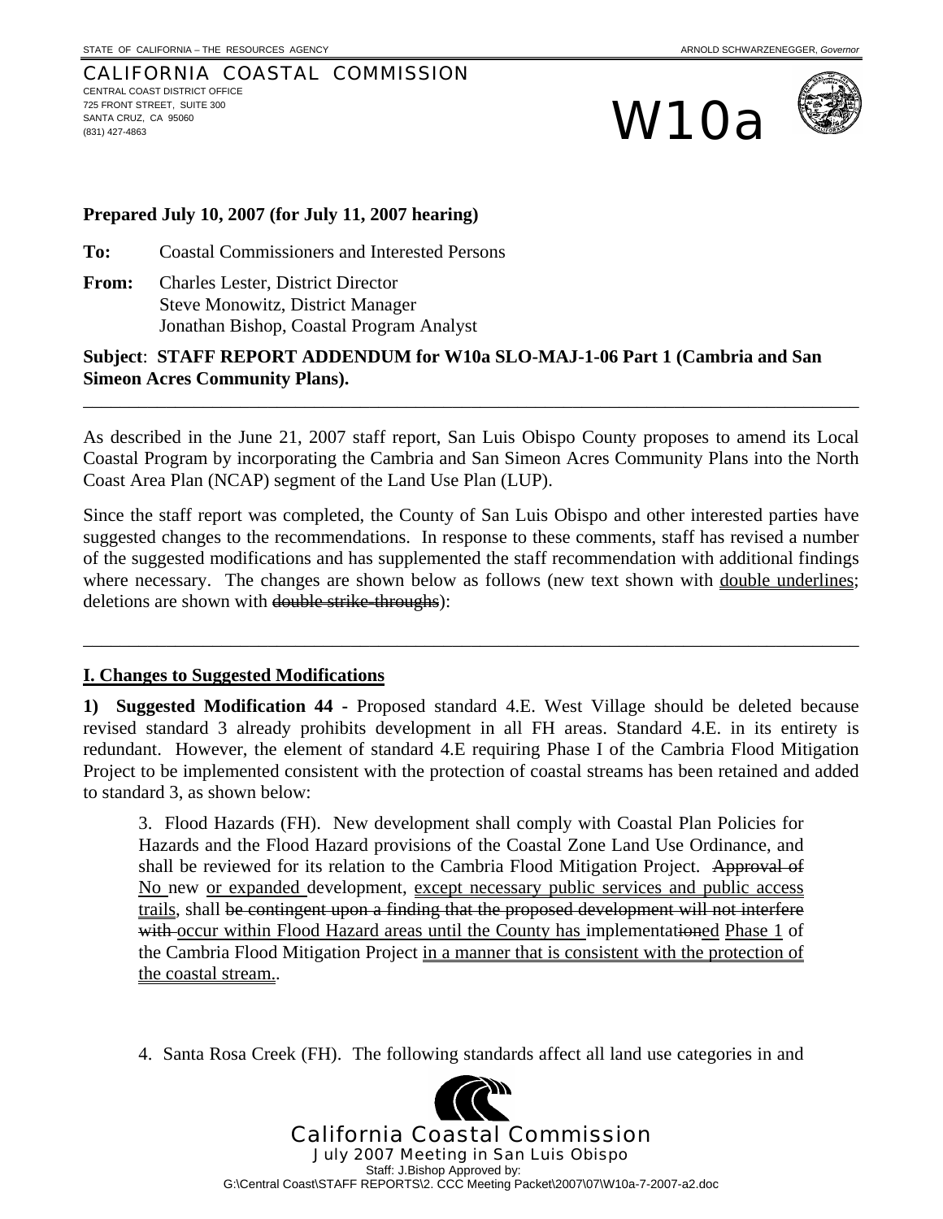STATE OF CALIFORNIA – THE RESOURCES AGENCY ARNOLD SCHWARZENEGGER, *Governor*

CALIFORNIA COASTAL COMMISSION
CENTRAL COAST DISTRICT OFFICE
725 FRONT STREET, SUITE 300
SANTA CRUZ, CA 95060
(831) 427-4863

# W10a

**Prepared July 10, 2007 (for July 11, 2007 hearing)**

**To:** Coastal Commissioners and Interested Persons

**From:** Charles Lester, District Director
Steve Monowitz, District Manager
Jonathan Bishop, Coastal Program Analyst

**Subject**: **STAFF REPORT ADDENDUM for W10a SLO-MAJ-1-06 Part 1 (Cambria and San Simeon Acres Community Plans).**

---

As described in the June 21, 2007 staff report, San Luis Obispo County proposes to amend its Local Coastal Program by incorporating the Cambria and San Simeon Acres Community Plans into the North Coast Area Plan (NCAP) segment of the Land Use Plan (LUP).

Since the staff report was completed, the County of San Luis Obispo and other interested parties have suggested changes to the recommendations. In response to these comments, staff has revised a number of the suggested modifications and has supplemented the staff recommendation with additional findings where necessary. The changes are shown below as follows (new text shown with <u>double underlines</u>; deletions are shown with ~~double strike-throughs~~):

---

## I. Changes to Suggested Modifications

**1) Suggested Modification 44** - Proposed standard 4.E. West Village should be deleted because revised standard 3 already prohibits development in all FH areas. Standard 4.E. in its entirety is redundant. However, the element of standard 4.E requiring Phase I of the Cambria Flood Mitigation Project to be implemented consistent with the protection of coastal streams has been retained and added to standard 3, as shown below:

> 3. Flood Hazards (FH). New development shall comply with Coastal Plan Policies for Hazards and the Flood Hazard provisions of the Coastal Zone Land Use Ordinance, and shall be reviewed for its relation to the Cambria Flood Mitigation Project. ~~Approval of~~ <u>No</u> new <u>or expanded</u> development, <u>except necessary public services and public access trails</u>, shall ~~be contingent upon a finding that the proposed development will not interfere with~~ <u>occur within Flood Hazard areas until the County has</u> implementat~~ion~~<u>ed</u> <u>Phase 1</u> of the Cambria Flood Mitigation Project <u>in a manner that is consistent with the protection of the coastal stream.</u>.

> 4. Santa Rosa Creek (FH). The following standards affect all land use categories in and

California Coastal Commission
July 2007 Meeting in San Luis Obispo
Staff: J.Bishop Approved by:
G:\Central Coast\STAFF REPORTS\2. CCC Meeting Packet\2007\07\W10a-7-2007-a2.doc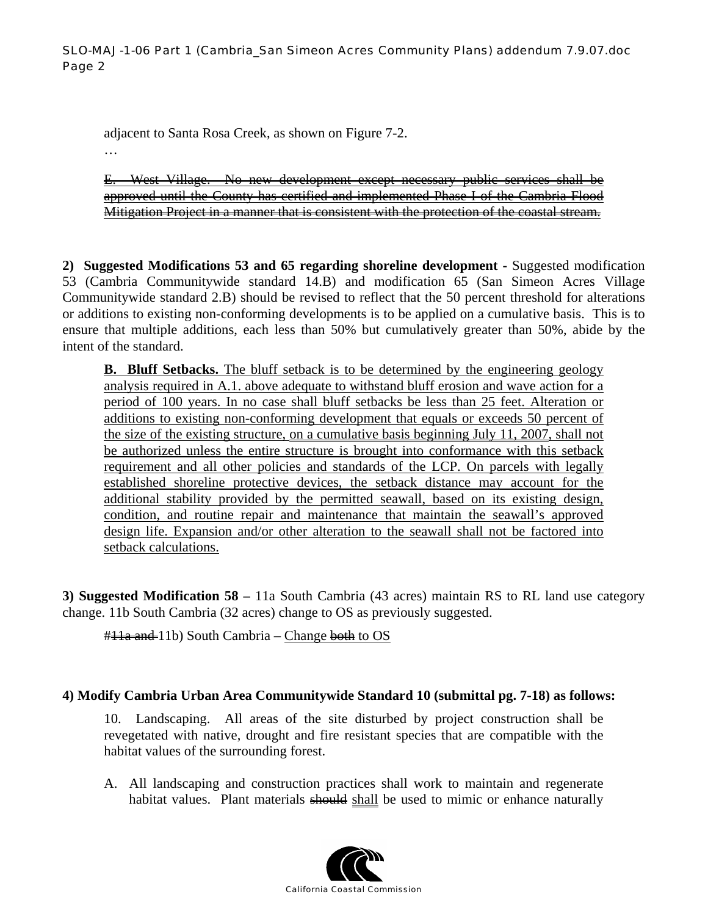adjacent to Santa Rosa Creek, as shown on Figure 7-2.

…

~~E. West Village. No new development except necessary public services shall be approved until the County has certified and implemented Phase I of the Cambria Flood Mitigation Project in a manner that is consistent with the protection of the coastal stream.~~

**2) Suggested Modifications 53 and 65 regarding shoreline development** - Suggested modification 53 (Cambria Communitywide standard 14.B) and modification 65 (San Simeon Acres Village Communitywide standard 2.B) should be revised to reflect that the 50 percent threshold for alterations or additions to existing non-conforming developments is to be applied on a cumulative basis. This is to ensure that multiple additions, each less than 50% but cumulatively greater than 50%, abide by the intent of the standard.

> <u>**B. Bluff Setbacks.** The bluff setback is to be determined by the engineering geology analysis required in A.1. above adequate to withstand bluff erosion and wave action for a period of 100 years. In no case shall bluff setbacks be less than 25 feet. Alteration or additions to existing non-conforming development that equals or exceeds 50 percent of the size of the existing structure, on a cumulative basis beginning July 11, 2007, shall not be authorized unless the entire structure is brought into conformance with this setback requirement and all other policies and standards of the LCP. On parcels with legally established shoreline protective devices, the setback distance may account for the additional stability provided by the permitted seawall, based on its existing design, condition, and routine repair and maintenance that maintain the seawall's approved design life. Expansion and/or other alteration to the seawall shall not be factored into setback calculations.</u>

**3) Suggested Modification 58 –** 11a South Cambria (43 acres) maintain RS to RL land use category change. 11b South Cambria (32 acres) change to OS as previously suggested.

> #~~11a and~~ 11b) South Cambria – <u>Change</u> ~~both~~ <u>to OS</u>

**4) Modify Cambria Urban Area Communitywide Standard 10 (submittal pg. 7-18) as follows:**

> 10. Landscaping. All areas of the site disturbed by project construction shall be revegetated with native, drought and fire resistant species that are compatible with the habitat values of the surrounding forest.
>
> A. All landscaping and construction practices shall work to maintain and regenerate habitat values. Plant materials ~~should~~ <u>shall</u> be used to mimic or enhance naturally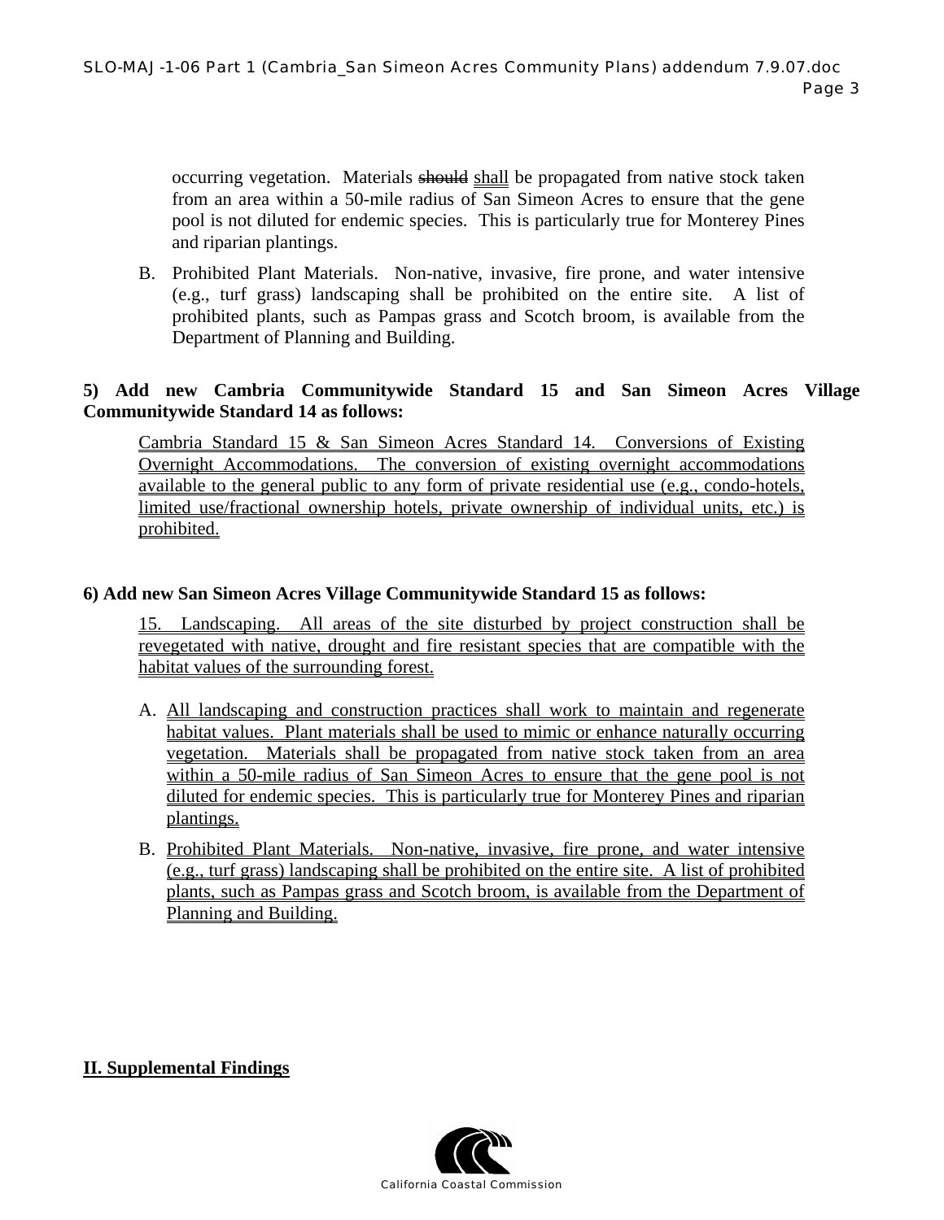occurring vegetation. Materials ~~should~~ shall be propagated from native stock taken from an area within a 50-mile radius of San Simeon Acres to ensure that the gene pool is not diluted for endemic species. This is particularly true for Monterey Pines and riparian plantings.

B. Prohibited Plant Materials. Non-native, invasive, fire prone, and water intensive (e.g., turf grass) landscaping shall be prohibited on the entire site. A list of prohibited plants, such as Pampas grass and Scotch broom, is available from the Department of Planning and Building.

**5) Add new Cambria Communitywide Standard 15 and San Simeon Acres Village Communitywide Standard 14 as follows:**

<u>Cambria Standard 15 & San Simeon Acres Standard 14. Conversions of Existing Overnight Accommodations. The conversion of existing overnight accommodations available to the general public to any form of private residential use (e.g., condo-hotels, limited use/fractional ownership hotels, private ownership of individual units, etc.) is prohibited.</u>

**6) Add new San Simeon Acres Village Communitywide Standard 15 as follows:**

<u>15. Landscaping. All areas of the site disturbed by project construction shall be revegetated with native, drought and fire resistant species that are compatible with the habitat values of the surrounding forest.</u>

A. <u>All landscaping and construction practices shall work to maintain and regenerate habitat values. Plant materials shall be used to mimic or enhance naturally occurring vegetation. Materials shall be propagated from native stock taken from an area within a 50-mile radius of San Simeon Acres to ensure that the gene pool is not diluted for endemic species. This is particularly true for Monterey Pines and riparian plantings.</u>

B. <u>Prohibited Plant Materials. Non-native, invasive, fire prone, and water intensive (e.g., turf grass) landscaping shall be prohibited on the entire site. A list of prohibited plants, such as Pampas grass and Scotch broom, is available from the Department of Planning and Building.</u>

## II. Supplemental Findings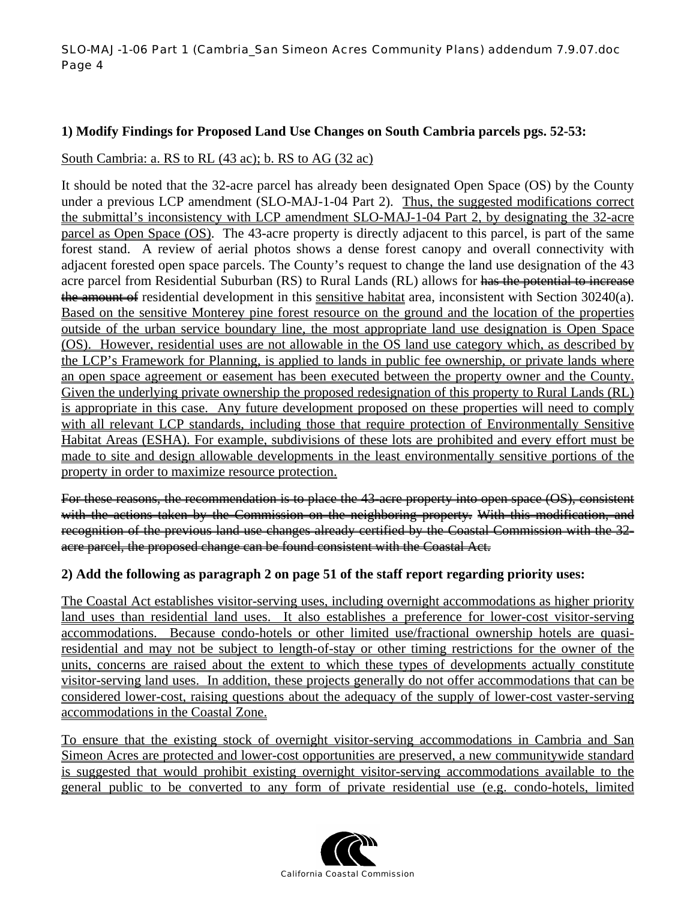**1) Modify Findings for Proposed Land Use Changes on South Cambria parcels pgs. 52-53:**

<u>South Cambria: a. RS to RL (43 ac); b. RS to AG (32 ac)</u>

It should be noted that the 32-acre parcel has already been designated Open Space (OS) by the County under a previous LCP amendment (SLO-MAJ-1-04 Part 2). <u>Thus, the suggested modifications correct the submittal's inconsistency with LCP amendment SLO-MAJ-1-04 Part 2, by designating the 32-acre parcel as Open Space (OS).</u> The 43-acre property is directly adjacent to this parcel, is part of the same forest stand. A review of aerial photos shows a dense forest canopy and overall connectivity with adjacent forested open space parcels. The County's request to change the land use designation of the 43 acre parcel from Residential Suburban (RS) to Rural Lands (RL) allows for ~~has the potential to increase the amount of~~ residential development in this <u>sensitive habitat</u> area, inconsistent with Section 30240(a). <u>Based on the sensitive Monterey pine forest resource on the ground and the location of the properties outside of the urban service boundary line, the most appropriate land use designation is Open Space (OS). However, residential uses are not allowable in the OS land use category which, as described by the LCP's Framework for Planning, is applied to lands in public fee ownership, or private lands where an open space agreement or easement has been executed between the property owner and the County. Given the underlying private ownership the proposed redesignation of this property to Rural Lands (RL) is appropriate in this case. Any future development proposed on these properties will need to comply with all relevant LCP standards, including those that require protection of Environmentally Sensitive Habitat Areas (ESHA). For example, subdivisions of these lots are prohibited and every effort must be made to site and design allowable developments in the least environmentally sensitive portions of the property in order to maximize resource protection.</u>

~~For these reasons, the recommendation is to place the 43-acre property into open space (OS), consistent with the actions taken by the Commission on the neighboring property. With this modification, and recognition of the previous land use changes already certified by the Coastal Commission with the 32-acre parcel, the proposed change can be found consistent with the Coastal Act.~~

**2) Add the following as paragraph 2 on page 51 of the staff report regarding priority uses:**

<u>The Coastal Act establishes visitor-serving uses, including overnight accommodations as higher priority land uses than residential land uses. It also establishes a preference for lower-cost visitor-serving accommodations. Because condo-hotels or other limited use/fractional ownership hotels are quasi-residential and may not be subject to length-of-stay or other timing restrictions for the owner of the units, concerns are raised about the extent to which these types of developments actually constitute visitor-serving land uses. In addition, these projects generally do not offer accommodations that can be considered lower-cost, raising questions about the adequacy of the supply of lower-cost vaster-serving accommodations in the Coastal Zone.</u>

<u>To ensure that the existing stock of overnight visitor-serving accommodations in Cambria and San Simeon Acres are protected and lower-cost opportunities are preserved, a new communitywide standard is suggested that would prohibit existing overnight visitor-serving accommodations available to the general public to be converted to any form of private residential use (e.g. condo-hotels, limited</u>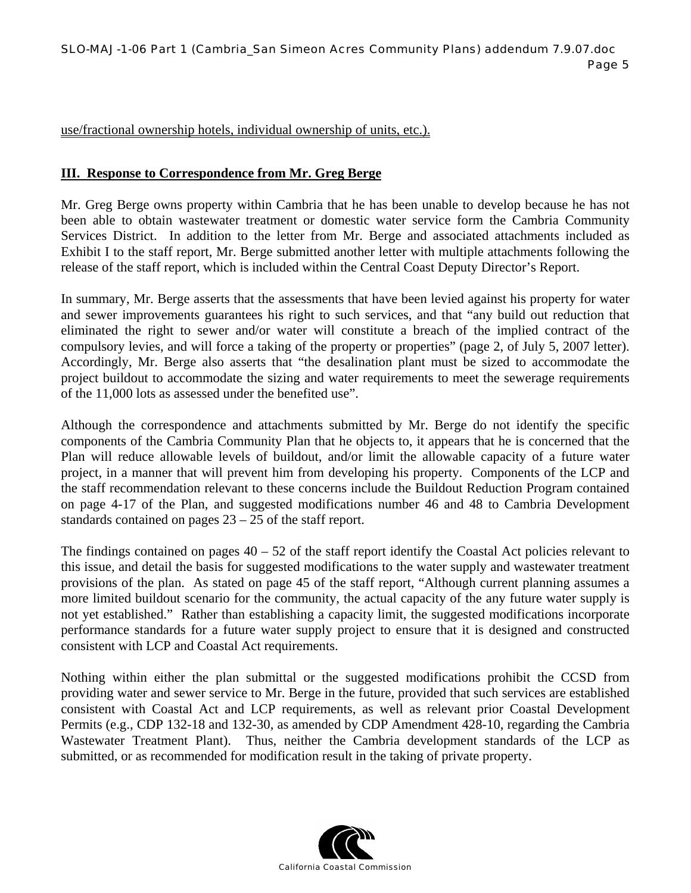use/fractional ownership hotels, individual ownership of units, etc.).

## III. Response to Correspondence from Mr. Greg Berge

Mr. Greg Berge owns property within Cambria that he has been unable to develop because he has not been able to obtain wastewater treatment or domestic water service form the Cambria Community Services District. In addition to the letter from Mr. Berge and associated attachments included as Exhibit I to the staff report, Mr. Berge submitted another letter with multiple attachments following the release of the staff report, which is included within the Central Coast Deputy Director's Report.

In summary, Mr. Berge asserts that the assessments that have been levied against his property for water and sewer improvements guarantees his right to such services, and that "any build out reduction that eliminated the right to sewer and/or water will constitute a breach of the implied contract of the compulsory levies, and will force a taking of the property or properties" (page 2, of July 5, 2007 letter). Accordingly, Mr. Berge also asserts that "the desalination plant must be sized to accommodate the project buildout to accommodate the sizing and water requirements to meet the sewerage requirements of the 11,000 lots as assessed under the benefited use".

Although the correspondence and attachments submitted by Mr. Berge do not identify the specific components of the Cambria Community Plan that he objects to, it appears that he is concerned that the Plan will reduce allowable levels of buildout, and/or limit the allowable capacity of a future water project, in a manner that will prevent him from developing his property. Components of the LCP and the staff recommendation relevant to these concerns include the Buildout Reduction Program contained on page 4-17 of the Plan, and suggested modifications number 46 and 48 to Cambria Development standards contained on pages 23 – 25 of the staff report.

The findings contained on pages 40 – 52 of the staff report identify the Coastal Act policies relevant to this issue, and detail the basis for suggested modifications to the water supply and wastewater treatment provisions of the plan. As stated on page 45 of the staff report, "Although current planning assumes a more limited buildout scenario for the community, the actual capacity of the any future water supply is not yet established." Rather than establishing a capacity limit, the suggested modifications incorporate performance standards for a future water supply project to ensure that it is designed and constructed consistent with LCP and Coastal Act requirements.

Nothing within either the plan submittal or the suggested modifications prohibit the CCSD from providing water and sewer service to Mr. Berge in the future, provided that such services are established consistent with Coastal Act and LCP requirements, as well as relevant prior Coastal Development Permits (e.g., CDP 132-18 and 132-30, as amended by CDP Amendment 428-10, regarding the Cambria Wastewater Treatment Plant). Thus, neither the Cambria development standards of the LCP as submitted, or as recommended for modification result in the taking of private property.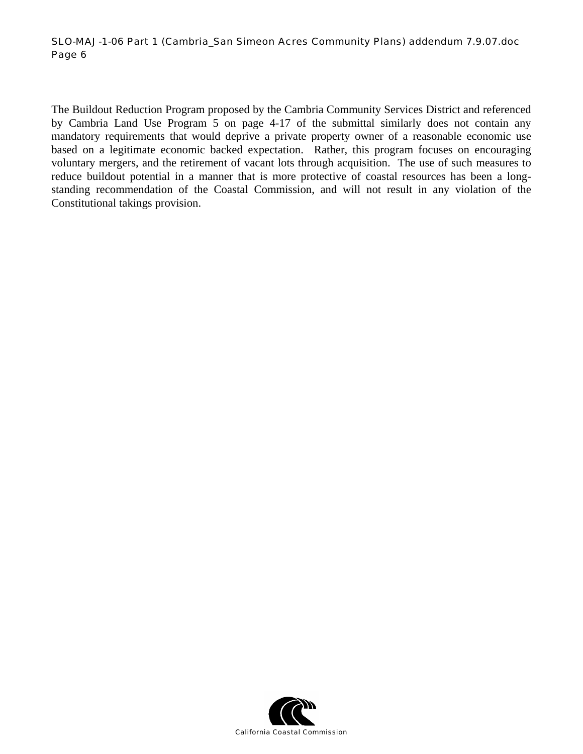The Buildout Reduction Program proposed by the Cambria Community Services District and referenced by Cambria Land Use Program 5 on page 4-17 of the submittal similarly does not contain any mandatory requirements that would deprive a private property owner of a reasonable economic use based on a legitimate economic backed expectation. Rather, this program focuses on encouraging voluntary mergers, and the retirement of vacant lots through acquisition. The use of such measures to reduce buildout potential in a manner that is more protective of coastal resources has been a long-standing recommendation of the Coastal Commission, and will not result in any violation of the Constitutional takings provision.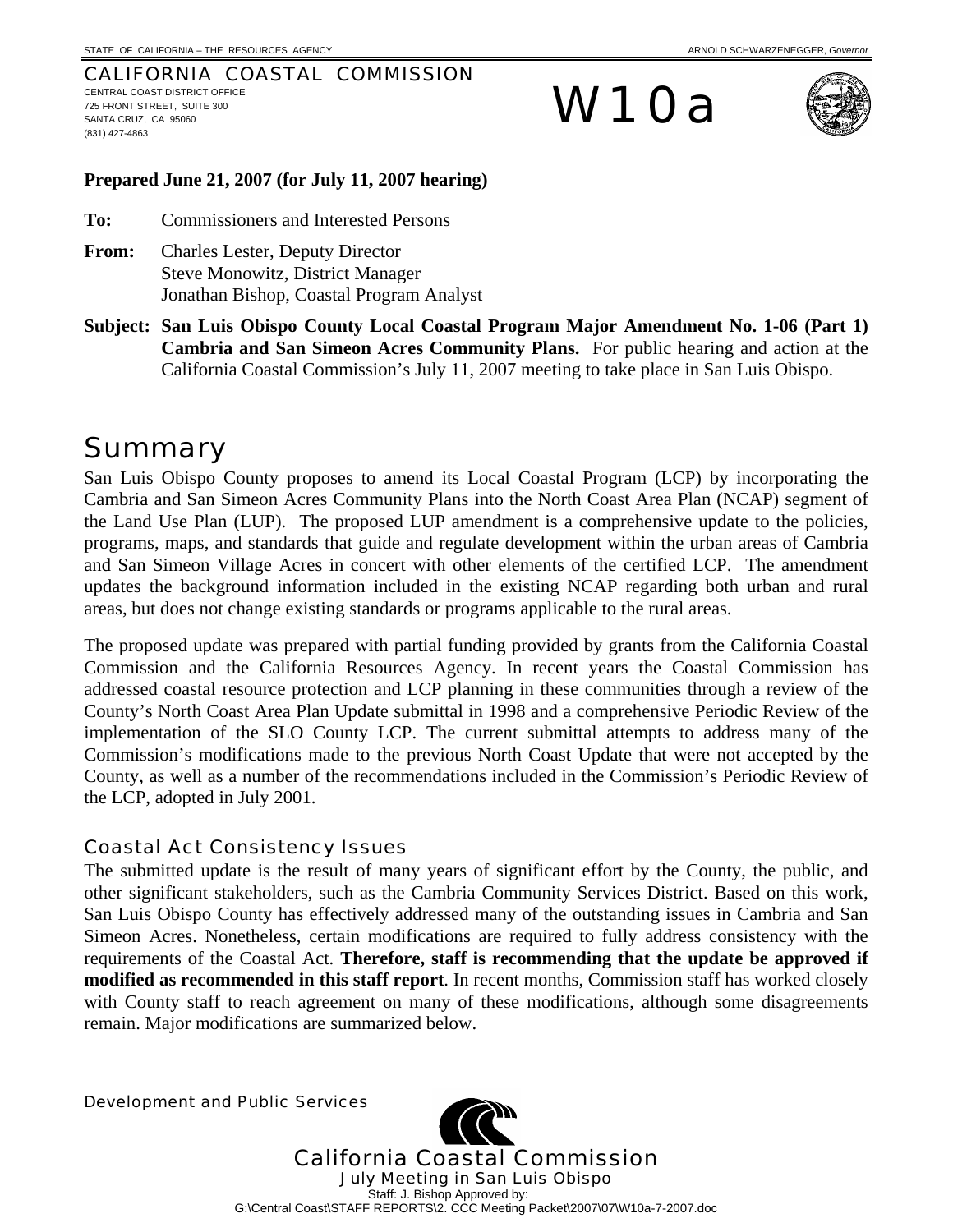STATE OF CALIFORNIA – THE RESOURCES AGENCY ARNOLD SCHWARZENEGGER, *Governor*

CALIFORNIA COASTAL COMMISSION
CENTRAL COAST DISTRICT OFFICE
725 FRONT STREET, SUITE 300
SANTA CRUZ, CA 95060
(831) 427-4863

# W10a

**Prepared June 21, 2007 (for July 11, 2007 hearing)**

**To:** Commissioners and Interested Persons

**From:** Charles Lester, Deputy Director
Steve Monowitz, District Manager
Jonathan Bishop, Coastal Program Analyst

**Subject: San Luis Obispo County Local Coastal Program Major Amendment No. 1-06 (Part 1) Cambria and San Simeon Acres Community Plans.** For public hearing and action at the California Coastal Commission's July 11, 2007 meeting to take place in San Luis Obispo.

# Summary

San Luis Obispo County proposes to amend its Local Coastal Program (LCP) by incorporating the Cambria and San Simeon Acres Community Plans into the North Coast Area Plan (NCAP) segment of the Land Use Plan (LUP). The proposed LUP amendment is a comprehensive update to the policies, programs, maps, and standards that guide and regulate development within the urban areas of Cambria and San Simeon Village Acres in concert with other elements of the certified LCP. The amendment updates the background information included in the existing NCAP regarding both urban and rural areas, but does not change existing standards or programs applicable to the rural areas.

The proposed update was prepared with partial funding provided by grants from the California Coastal Commission and the California Resources Agency. In recent years the Coastal Commission has addressed coastal resource protection and LCP planning in these communities through a review of the County's North Coast Area Plan Update submittal in 1998 and a comprehensive Periodic Review of the implementation of the SLO County LCP. The current submittal attempts to address many of the Commission's modifications made to the previous North Coast Update that were not accepted by the County, as well as a number of the recommendations included in the Commission's Periodic Review of the LCP, adopted in July 2001.

## Coastal Act Consistency Issues

The submitted update is the result of many years of significant effort by the County, the public, and other significant stakeholders, such as the Cambria Community Services District. Based on this work, San Luis Obispo County has effectively addressed many of the outstanding issues in Cambria and San Simeon Acres. Nonetheless, certain modifications are required to fully address consistency with the requirements of the Coastal Act. **Therefore, staff is recommending that the update be approved if modified as recommended in this staff report**. In recent months, Commission staff has worked closely with County staff to reach agreement on many of these modifications, although some disagreements remain. Major modifications are summarized below.

Development and Public Services

California Coastal Commission
July Meeting in San Luis Obispo
Staff: J. Bishop Approved by:
G:\Central Coast\STAFF REPORTS\2. CCC Meeting Packet\2007\07\W10a-7-2007.doc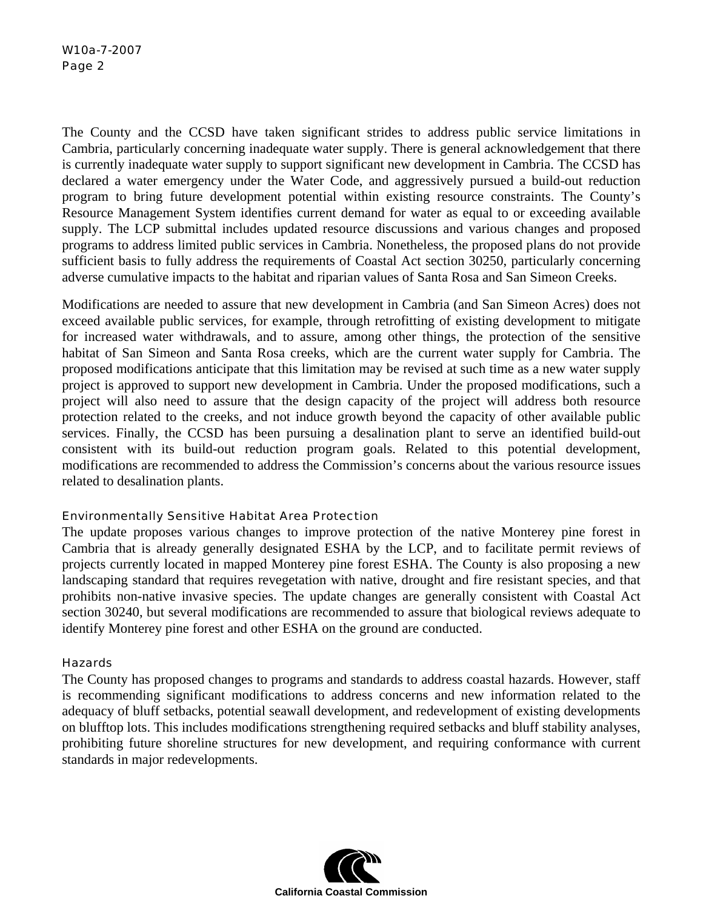The County and the CCSD have taken significant strides to address public service limitations in Cambria, particularly concerning inadequate water supply. There is general acknowledgement that there is currently inadequate water supply to support significant new development in Cambria. The CCSD has declared a water emergency under the Water Code, and aggressively pursued a build-out reduction program to bring future development potential within existing resource constraints. The County's Resource Management System identifies current demand for water as equal to or exceeding available supply. The LCP submittal includes updated resource discussions and various changes and proposed programs to address limited public services in Cambria. Nonetheless, the proposed plans do not provide sufficient basis to fully address the requirements of Coastal Act section 30250, particularly concerning adverse cumulative impacts to the habitat and riparian values of Santa Rosa and San Simeon Creeks.

Modifications are needed to assure that new development in Cambria (and San Simeon Acres) does not exceed available public services, for example, through retrofitting of existing development to mitigate for increased water withdrawals, and to assure, among other things, the protection of the sensitive habitat of San Simeon and Santa Rosa creeks, which are the current water supply for Cambria. The proposed modifications anticipate that this limitation may be revised at such time as a new water supply project is approved to support new development in Cambria. Under the proposed modifications, such a project will also need to assure that the design capacity of the project will address both resource protection related to the creeks, and not induce growth beyond the capacity of other available public services. Finally, the CCSD has been pursuing a desalination plant to serve an identified build-out consistent with its build-out reduction program goals. Related to this potential development, modifications are recommended to address the Commission's concerns about the various resource issues related to desalination plants.

### Environmentally Sensitive Habitat Area Protection

The update proposes various changes to improve protection of the native Monterey pine forest in Cambria that is already generally designated ESHA by the LCP, and to facilitate permit reviews of projects currently located in mapped Monterey pine forest ESHA. The County is also proposing a new landscaping standard that requires revegetation with native, drought and fire resistant species, and that prohibits non-native invasive species. The update changes are generally consistent with Coastal Act section 30240, but several modifications are recommended to assure that biological reviews adequate to identify Monterey pine forest and other ESHA on the ground are conducted.

### Hazards

The County has proposed changes to programs and standards to address coastal hazards. However, staff is recommending significant modifications to address concerns and new information related to the adequacy of bluff setbacks, potential seawall development, and redevelopment of existing developments on blufftop lots. This includes modifications strengthening required setbacks and bluff stability analyses, prohibiting future shoreline structures for new development, and requiring conformance with current standards in major redevelopments.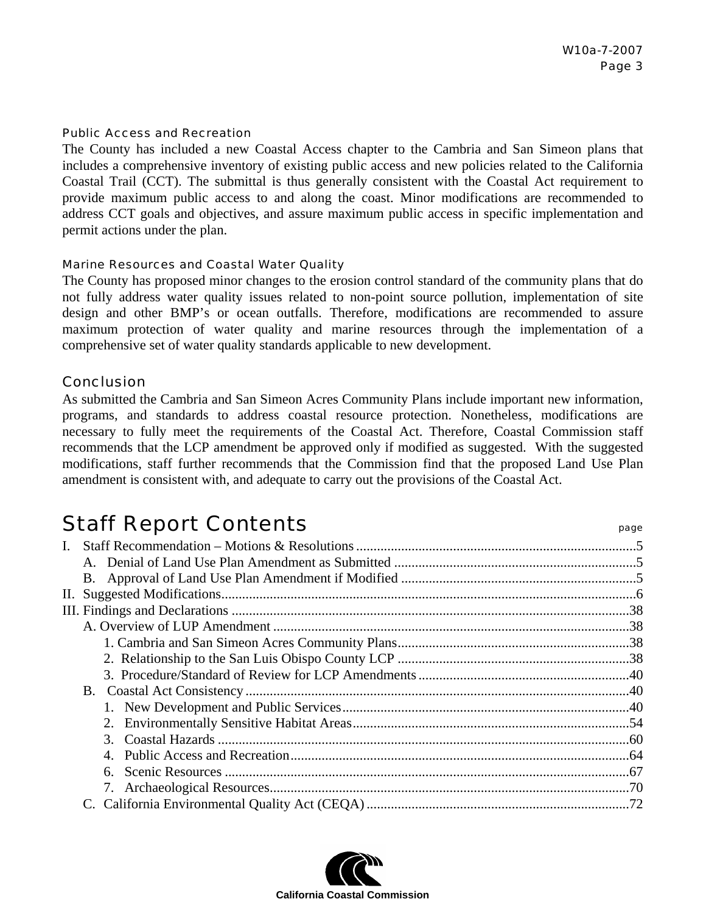#### Public Access and Recreation

The County has included a new Coastal Access chapter to the Cambria and San Simeon plans that includes a comprehensive inventory of existing public access and new policies related to the California Coastal Trail (CCT). The submittal is thus generally consistent with the Coastal Act requirement to provide maximum public access to and along the coast. Minor modifications are recommended to address CCT goals and objectives, and assure maximum public access in specific implementation and permit actions under the plan.

#### Marine Resources and Coastal Water Quality

The County has proposed minor changes to the erosion control standard of the community plans that do not fully address water quality issues related to non-point source pollution, implementation of site design and other BMP's or ocean outfalls. Therefore, modifications are recommended to assure maximum protection of water quality and marine resources through the implementation of a comprehensive set of water quality standards applicable to new development.

### Conclusion

As submitted the Cambria and San Simeon Acres Community Plans include important new information, programs, and standards to address coastal resource protection. Nonetheless, modifications are necessary to fully meet the requirements of the Coastal Act. Therefore, Coastal Commission staff recommends that the LCP amendment be approved only if modified as suggested. With the suggested modifications, staff further recommends that the Commission find that the proposed Land Use Plan amendment is consistent with, and adequate to carry out the provisions of the Coastal Act.

## Staff Report Contents

page

I. Staff Recommendation – Motions & Resolutions .....5
   A. Denial of Land Use Plan Amendment as Submitted .....5
   B. Approval of Land Use Plan Amendment if Modified .....5
II. Suggested Modifications .....6
III. Findings and Declarations .....38
   A. Overview of LUP Amendment .....38
      1. Cambria and San Simeon Acres Community Plans .....38
      2. Relationship to the San Luis Obispo County LCP .....38
      3. Procedure/Standard of Review for LCP Amendments .....40
   B. Coastal Act Consistency .....40
      1. New Development and Public Services .....40
      2. Environmentally Sensitive Habitat Areas .....54
      3. Coastal Hazards .....60
      4. Public Access and Recreation .....64
      6. Scenic Resources .....67
      7. Archaeological Resources .....70
   C. California Environmental Quality Act (CEQA) .....72

California Coastal Commission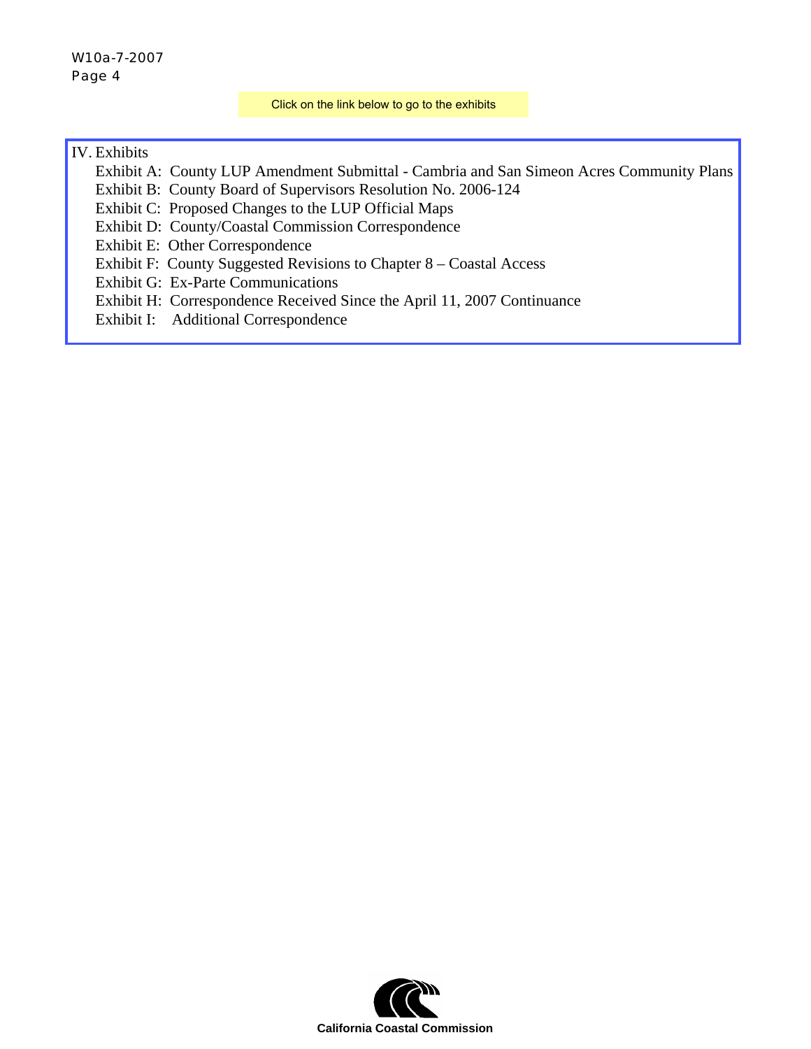Click on the link below to go to the exhibits

## IV. Exhibits

- Exhibit A: County LUP Amendment Submittal - Cambria and San Simeon Acres Community Plans
- Exhibit B: County Board of Supervisors Resolution No. 2006-124
- Exhibit C: Proposed Changes to the LUP Official Maps
- Exhibit D: County/Coastal Commission Correspondence
- Exhibit E: Other Correspondence
- Exhibit F: County Suggested Revisions to Chapter 8 – Coastal Access
- Exhibit G: Ex-Parte Communications
- Exhibit H: Correspondence Received Since the April 11, 2007 Continuance
- Exhibit I: Additional Correspondence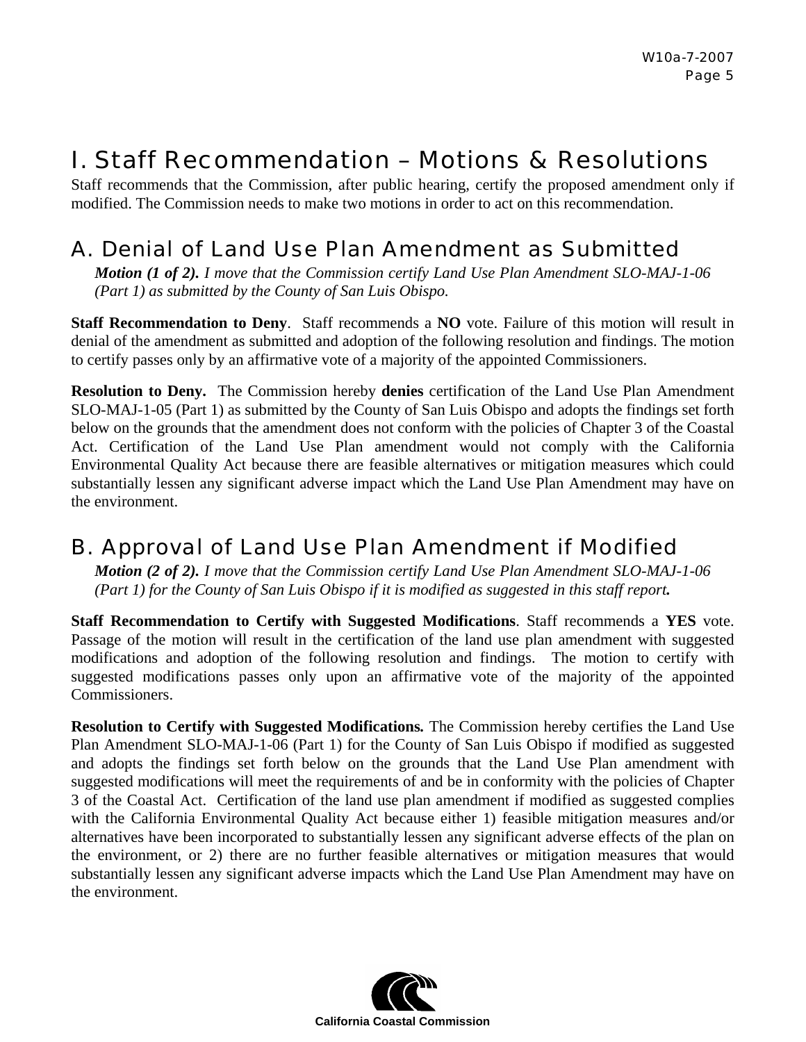# I. Staff Recommendation – Motions & Resolutions

Staff recommends that the Commission, after public hearing, certify the proposed amendment only if modified. The Commission needs to make two motions in order to act on this recommendation.

## A. Denial of Land Use Plan Amendment as Submitted

> ***Motion (1 of 2).*** *I move that the Commission certify Land Use Plan Amendment SLO-MAJ-1-06 (Part 1) as submitted by the County of San Luis Obispo.*

**Staff Recommendation to Deny**. Staff recommends a **NO** vote. Failure of this motion will result in denial of the amendment as submitted and adoption of the following resolution and findings. The motion to certify passes only by an affirmative vote of a majority of the appointed Commissioners.

**Resolution to Deny.** The Commission hereby **denies** certification of the Land Use Plan Amendment SLO-MAJ-1-05 (Part 1) as submitted by the County of San Luis Obispo and adopts the findings set forth below on the grounds that the amendment does not conform with the policies of Chapter 3 of the Coastal Act. Certification of the Land Use Plan amendment would not comply with the California Environmental Quality Act because there are feasible alternatives or mitigation measures which could substantially lessen any significant adverse impact which the Land Use Plan Amendment may have on the environment.

## B. Approval of Land Use Plan Amendment if Modified

> ***Motion (2 of 2).*** *I move that the Commission certify Land Use Plan Amendment SLO-MAJ-1-06 (Part 1) for the County of San Luis Obispo if it is modified as suggested in this staff report.*

**Staff Recommendation to Certify with Suggested Modifications**. Staff recommends a **YES** vote. Passage of the motion will result in the certification of the land use plan amendment with suggested modifications and adoption of the following resolution and findings. The motion to certify with suggested modifications passes only upon an affirmative vote of the majority of the appointed Commissioners.

**Resolution to Certify with Suggested Modifications.** The Commission hereby certifies the Land Use Plan Amendment SLO-MAJ-1-06 (Part 1) for the County of San Luis Obispo if modified as suggested and adopts the findings set forth below on the grounds that the Land Use Plan amendment with suggested modifications will meet the requirements of and be in conformity with the policies of Chapter 3 of the Coastal Act. Certification of the land use plan amendment if modified as suggested complies with the California Environmental Quality Act because either 1) feasible mitigation measures and/or alternatives have been incorporated to substantially lessen any significant adverse effects of the plan on the environment, or 2) there are no further feasible alternatives or mitigation measures that would substantially lessen any significant adverse impacts which the Land Use Plan Amendment may have on the environment.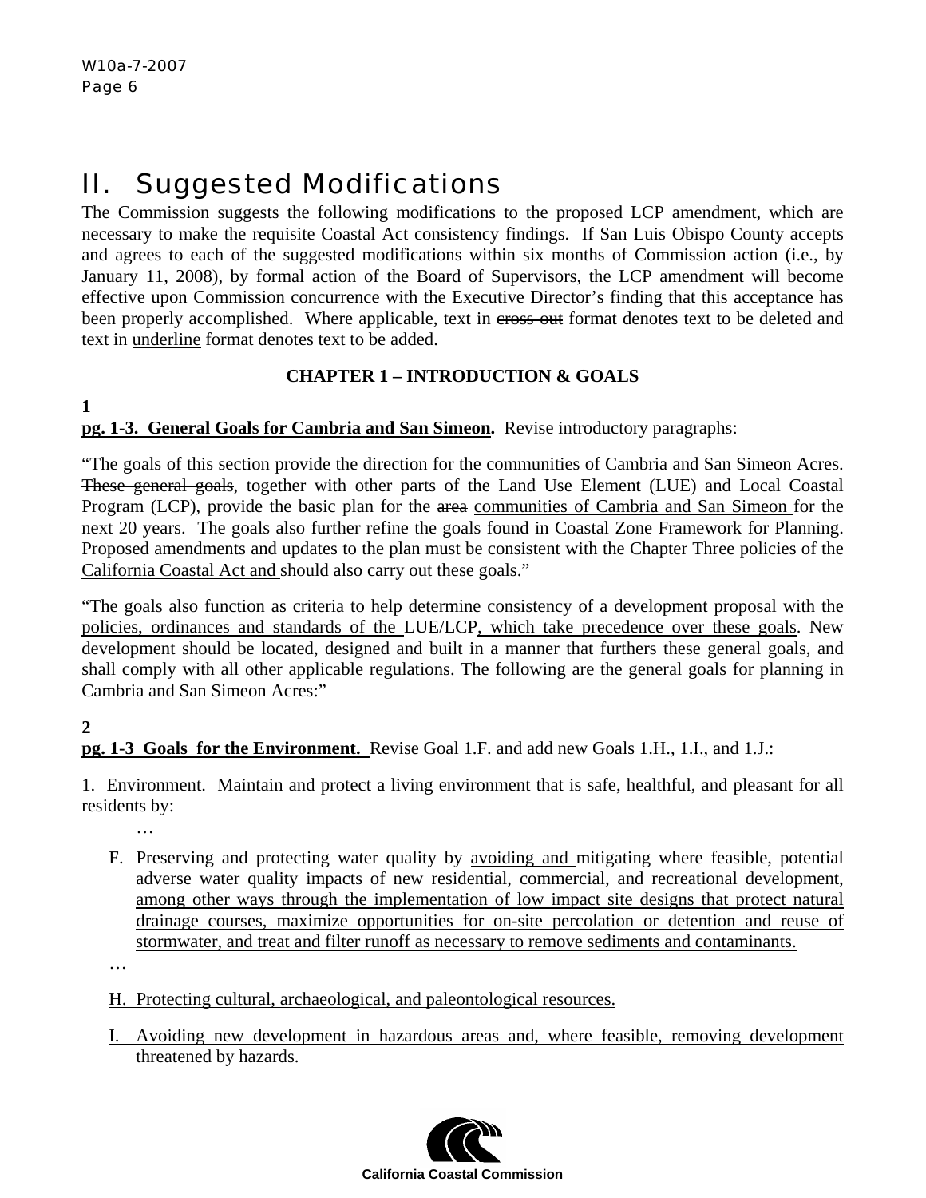# II. Suggested Modifications

The Commission suggests the following modifications to the proposed LCP amendment, which are necessary to make the requisite Coastal Act consistency findings. If San Luis Obispo County accepts and agrees to each of the suggested modifications within six months of Commission action (i.e., by January 11, 2008), by formal action of the Board of Supervisors, the LCP amendment will become effective upon Commission concurrence with the Executive Director's finding that this acceptance has been properly accomplished. Where applicable, text in ~~cross-out~~ format denotes text to be deleted and text in <u>underline</u> format denotes text to be added.

**CHAPTER 1 – INTRODUCTION & GOALS**

**1**

**<u>pg. 1-3. General Goals for Cambria and San Simeon</u>.** Revise introductory paragraphs:

"The goals of this section ~~provide the direction for the communities of Cambria and San Simeon Acres. These general goals~~, together with other parts of the Land Use Element (LUE) and Local Coastal Program (LCP), provide the basic plan for the ~~area~~ <u>communities of Cambria and San Simeon</u> for the next 20 years. The goals also further refine the goals found in Coastal Zone Framework for Planning. Proposed amendments and updates to the plan <u>must be consistent with the Chapter Three policies of the California Coastal Act and</u> should also carry out these goals."

"The goals also function as criteria to help determine consistency of a development proposal with the <u>policies, ordinances and standards of the</u> LUE/LCP<u>, which take precedence over these goals</u>. New development should be located, designed and built in a manner that furthers these general goals, and shall comply with all other applicable regulations. The following are the general goals for planning in Cambria and San Simeon Acres:"

**2**

**<u>pg. 1-3 Goals for the Environment.</u>** Revise Goal 1.F. and add new Goals 1.H., 1.I., and 1.J.:

1. Environment. Maintain and protect a living environment that is safe, healthful, and pleasant for all residents by:

…

F. Preserving and protecting water quality by <u>avoiding and</u> mitigating ~~where feasible,~~ potential adverse water quality impacts of new residential, commercial, and recreational development<u>, among other ways through the implementation of low impact site designs that protect natural drainage courses, maximize opportunities for on-site percolation or detention and reuse of stormwater, and treat and filter runoff as necessary to remove sediments and contaminants.</u>

…

<u>H. Protecting cultural, archaeological, and paleontological resources.</u>

<u>I. Avoiding new development in hazardous areas and, where feasible, removing development threatened by hazards.</u>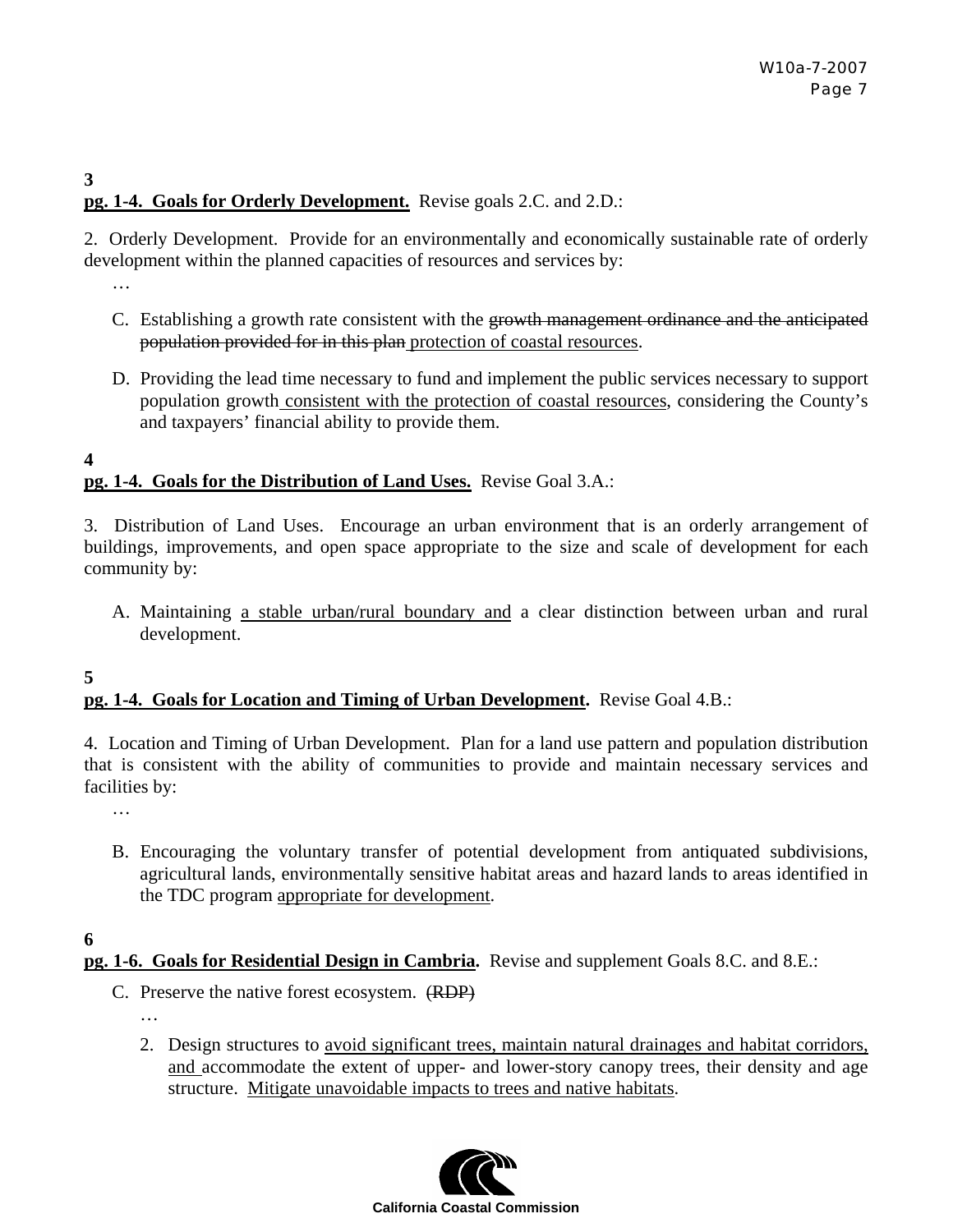**3**
**<u>pg. 1-4. Goals for Orderly Development.</u>** Revise goals 2.C. and 2.D.:

2. Orderly Development. Provide for an environmentally and economically sustainable rate of orderly development within the planned capacities of resources and services by:

…

C. Establishing a growth rate consistent with the ~~growth management ordinance and the anticipated population provided for in this plan~~ <u>protection of coastal resources</u>.

D. Providing the lead time necessary to fund and implement the public services necessary to support population growth <u>consistent with the protection of coastal resources</u>, considering the County's and taxpayers' financial ability to provide them.

**4**
**<u>pg. 1-4. Goals for the Distribution of Land Uses.</u>** Revise Goal 3.A.:

3. Distribution of Land Uses. Encourage an urban environment that is an orderly arrangement of buildings, improvements, and open space appropriate to the size and scale of development for each community by:

A. Maintaining <u>a stable urban/rural boundary and</u> a clear distinction between urban and rural development.

**5**
**<u>pg. 1-4. Goals for Location and Timing of Urban Development</u>.** Revise Goal 4.B.:

4. Location and Timing of Urban Development. Plan for a land use pattern and population distribution that is consistent with the ability of communities to provide and maintain necessary services and facilities by:

…

B. Encouraging the voluntary transfer of potential development from antiquated subdivisions, agricultural lands, environmentally sensitive habitat areas and hazard lands to areas identified in the TDC program <u>appropriate for development</u>.

**6**
**<u>pg. 1-6. Goals for Residential Design in Cambria</u>.** Revise and supplement Goals 8.C. and 8.E.:

C. Preserve the native forest ecosystem. ~~(RDP)~~

…

2. Design structures to <u>avoid significant trees, maintain natural drainages and habitat corridors, and</u> accommodate the extent of upper- and lower-story canopy trees, their density and age structure. <u>Mitigate unavoidable impacts to trees and native habitats</u>.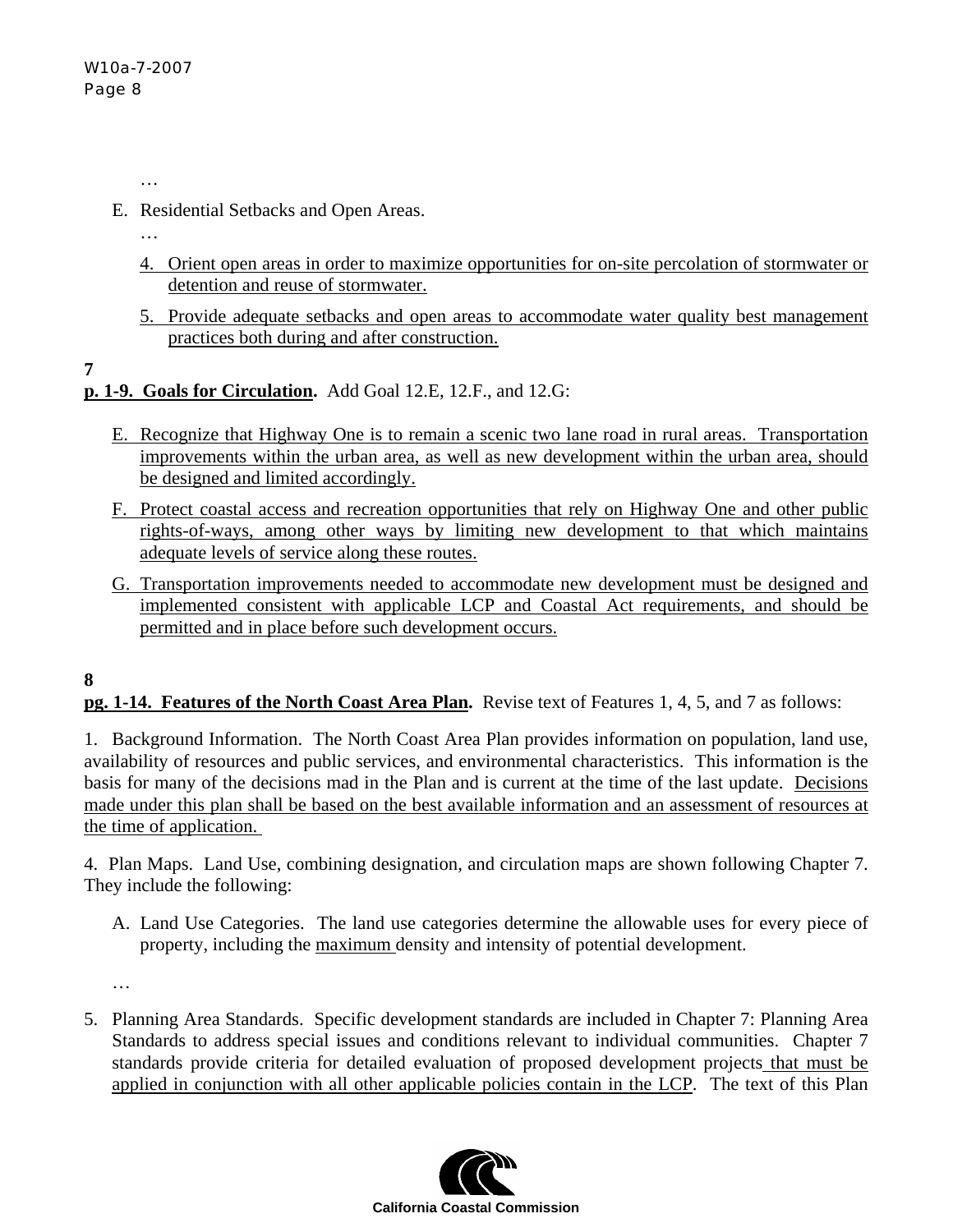…

E. Residential Setbacks and Open Areas.

   …

   4. <u>Orient open areas in order to maximize opportunities for on-site percolation of stormwater or detention and reuse of stormwater.</u>

   5. <u>Provide adequate setbacks and open areas to accommodate water quality best management practices both during and after construction.</u>

**7**

**<u>p. 1-9. Goals for Circulation</u>.** Add Goal 12.E, 12.F., and 12.G:

E. <u>Recognize that Highway One is to remain a scenic two lane road in rural areas. Transportation improvements within the urban area, as well as new development within the urban area, should be designed and limited accordingly.</u>

F. <u>Protect coastal access and recreation opportunities that rely on Highway One and other public rights-of-ways, among other ways by limiting new development to that which maintains adequate levels of service along these routes.</u>

G. <u>Transportation improvements needed to accommodate new development must be designed and implemented consistent with applicable LCP and Coastal Act requirements, and should be permitted and in place before such development occurs.</u>

**8**

**<u>pg. 1-14. Features of the North Coast Area Plan</u>.** Revise text of Features 1, 4, 5, and 7 as follows:

1. Background Information. The North Coast Area Plan provides information on population, land use, availability of resources and public services, and environmental characteristics. This information is the basis for many of the decisions mad in the Plan and is current at the time of the last update. <u>Decisions made under this plan shall be based on the best available information and an assessment of resources at the time of application.</u>

4. Plan Maps. Land Use, combining designation, and circulation maps are shown following Chapter 7. They include the following:

   A. Land Use Categories. The land use categories determine the allowable uses for every piece of property, including the <u>maximum</u> density and intensity of potential development.

   …

5. Planning Area Standards. Specific development standards are included in Chapter 7: Planning Area Standards to address special issues and conditions relevant to individual communities. Chapter 7 standards provide criteria for detailed evaluation of proposed development projects <u>that must be applied in conjunction with all other applicable policies contain in the LCP</u>. The text of this Plan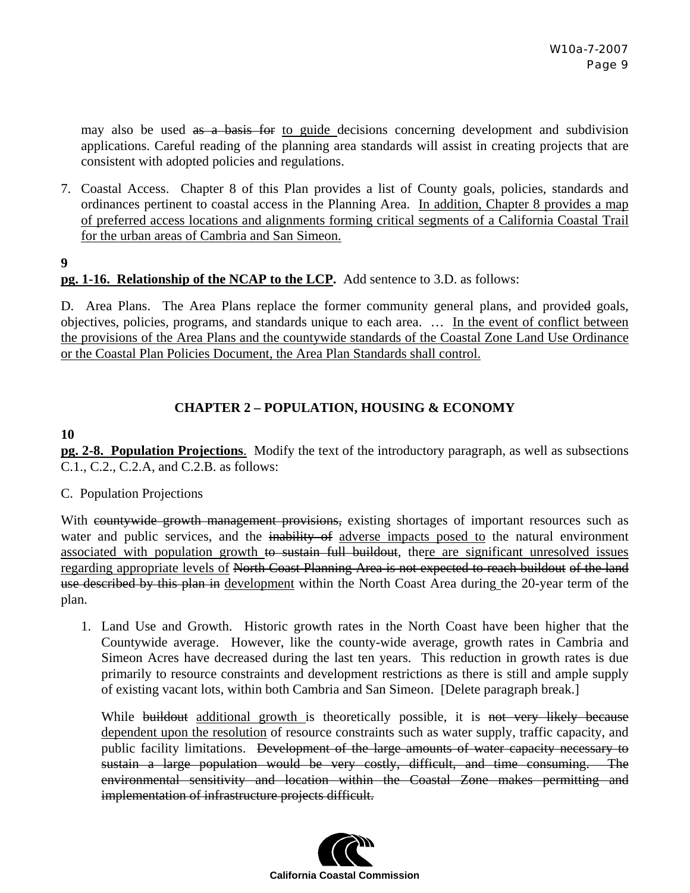may also be used ~~as a basis for~~ <u>to guide</u> decisions concerning development and subdivision applications. Careful reading of the planning area standards will assist in creating projects that are consistent with adopted policies and regulations.

7. Coastal Access. Chapter 8 of this Plan provides a list of County goals, policies, standards and ordinances pertinent to coastal access in the Planning Area. <u>In addition, Chapter 8 provides a map of preferred access locations and alignments forming critical segments of a California Coastal Trail for the urban areas of Cambria and San Simeon.</u>

**9**

**<u>pg. 1-16. Relationship of the NCAP to the LCP</u>.** Add sentence to 3.D. as follows:

D. Area Plans. The Area Plans replace the former community general plans, and provide~~d~~ goals, objectives, policies, programs, and standards unique to each area. … <u>In the event of conflict between the provisions of the Area Plans and the countywide standards of the Coastal Zone Land Use Ordinance or the Coastal Plan Policies Document, the Area Plan Standards shall control.</u>

## CHAPTER 2 – POPULATION, HOUSING & ECONOMY

**10**

**<u>pg. 2-8. Population Projections</u>**. Modify the text of the introductory paragraph, as well as subsections C.1., C.2., C.2.A, and C.2.B. as follows:

C. Population Projections

With ~~countywide growth management provisions,~~ existing shortages of important resources such as water and public services, and the ~~inability of~~ <u>adverse impacts posed to</u> the natural environment <u>associated with population growth</u> ~~to sustain full buildout~~, the<u>re are significant unresolved issues regarding appropriate levels of</u> ~~North Coast Planning Area is not expected to reach buildout of the land use described by this plan in~~ <u>development</u> within the North Coast Area during the 20-year term of the plan.

1. Land Use and Growth. Historic growth rates in the North Coast have been higher that the Countywide average. However, like the county-wide average, growth rates in Cambria and Simeon Acres have decreased during the last ten years. This reduction in growth rates is due primarily to resource constraints and development restrictions as there is still and ample supply of existing vacant lots, within both Cambria and San Simeon. [Delete paragraph break.]

   While ~~buildout~~ <u>additional growth</u> is theoretically possible, it is ~~not very likely because~~ <u>dependent upon the resolution</u> of resource constraints such as water supply, traffic capacity, and public facility limitations. ~~Development of the large amounts of water capacity necessary to sustain a large population would be very costly, difficult, and time consuming. The environmental sensitivity and location within the Coastal Zone makes permitting and implementation of infrastructure projects difficult.~~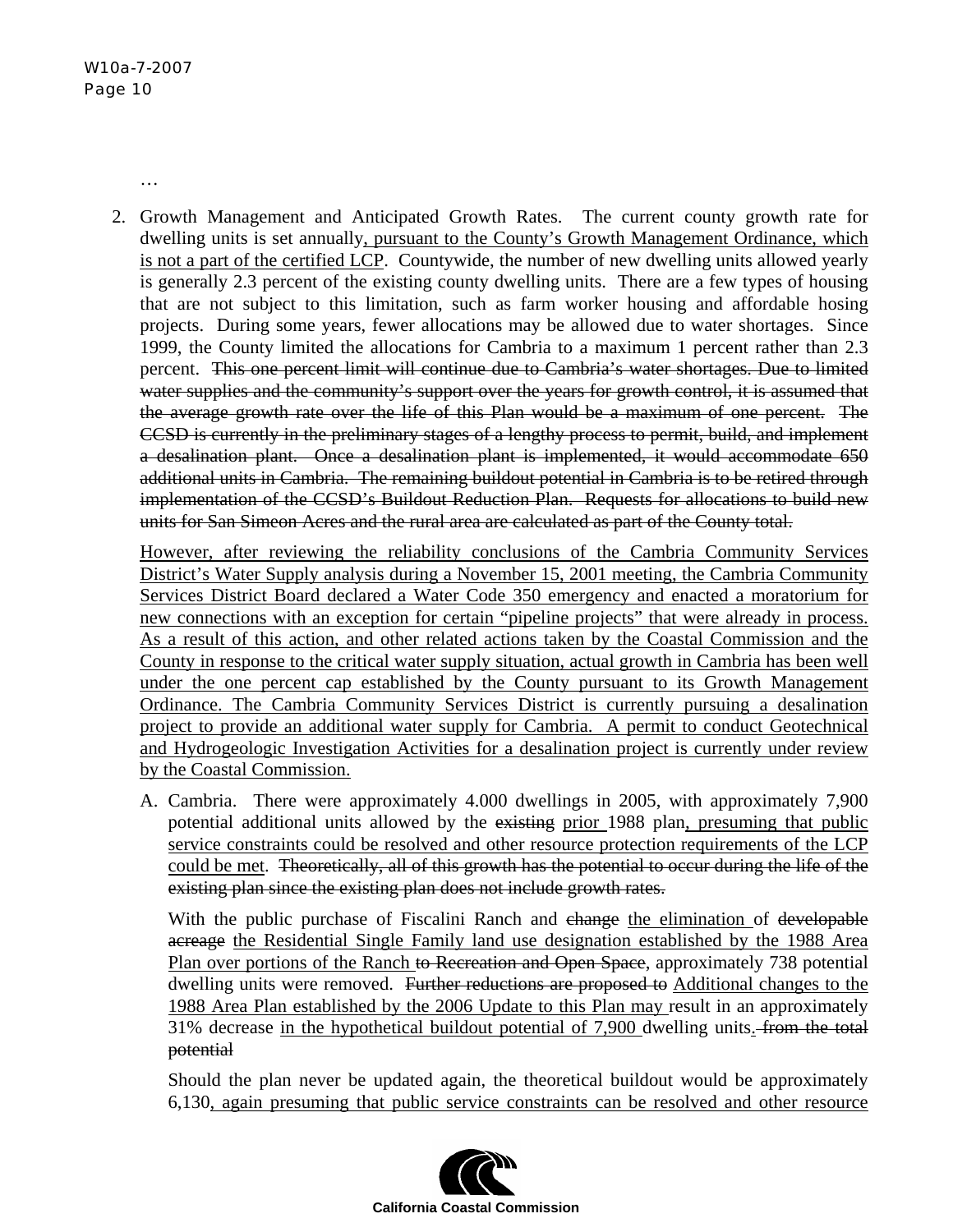…

2. Growth Management and Anticipated Growth Rates. The current county growth rate for dwelling units is set annually<u>, pursuant to the County's Growth Management Ordinance, which is not a part of the certified LCP</u>. Countywide, the number of new dwelling units allowed yearly is generally 2.3 percent of the existing county dwelling units. There are a few types of housing that are not subject to this limitation, such as farm worker housing and affordable hosing projects. During some years, fewer allocations may be allowed due to water shortages. Since 1999, the County limited the allocations for Cambria to a maximum 1 percent rather than 2.3 percent. ~~This one percent limit will continue due to Cambria's water shortages. Due to limited water supplies and the community's support over the years for growth control, it is assumed that the average growth rate over the life of this Plan would be a maximum of one percent. The CCSD is currently in the preliminary stages of a lengthy process to permit, build, and implement a desalination plant. Once a desalination plant is implemented, it would accommodate 650 additional units in Cambria. The remaining buildout potential in Cambria is to be retired through implementation of the CCSD's Buildout Reduction Plan. Requests for allocations to build new units for San Simeon Acres and the rural area are calculated as part of the County total.~~

   <u>However, after reviewing the reliability conclusions of the Cambria Community Services District's Water Supply analysis during a November 15, 2001 meeting, the Cambria Community Services District Board declared a Water Code 350 emergency and enacted a moratorium for new connections with an exception for certain "pipeline projects" that were already in process. As a result of this action, and other related actions taken by the Coastal Commission and the County in response to the critical water supply situation, actual growth in Cambria has been well under the one percent cap established by the County pursuant to its Growth Management Ordinance. The Cambria Community Services District is currently pursuing a desalination project to provide an additional water supply for Cambria. A permit to conduct Geotechnical and Hydrogeologic Investigation Activities for a desalination project is currently under review by the Coastal Commission.</u>

   A. Cambria. There were approximately 4.000 dwellings in 2005, with approximately 7,900 potential additional units allowed by the ~~existing~~ <u>prior</u> 1988 plan<u>, presuming that public service constraints could be resolved and other resource protection requirements of the LCP could be met</u>. ~~Theoretically, all of this growth has the potential to occur during the life of the existing plan since the existing plan does not include growth rates.~~

      With the public purchase of Fiscalini Ranch and ~~change~~ <u>the elimination</u> of ~~developable acreage~~ <u>the Residential Single Family land use designation established by the 1988 Area Plan over portions of the Ranch</u> ~~to Recreation and Open Space~~, approximately 738 potential dwelling units were removed. ~~Further reductions are proposed to~~ <u>Additional changes to the 1988 Area Plan established by the 2006 Update to this Plan may</u> result in an approximately 31% decrease <u>in the hypothetical buildout potential of 7,900</u> dwelling units<u>.</u> ~~from the total potential~~

      Should the plan never be updated again, the theoretical buildout would be approximately 6,130<u>, again presuming that public service constraints can be resolved and other resource</u>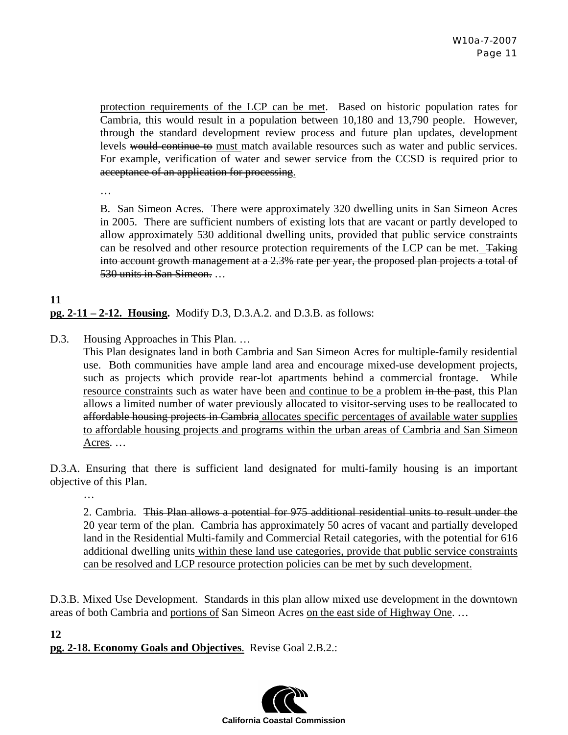<u>protection requirements of the LCP can be met</u>. Based on historic population rates for Cambria, this would result in a population between 10,180 and 13,790 people. However, through the standard development review process and future plan updates, development levels ~~would continue to~~ <u>must</u> match available resources such as water and public services. ~~For example, verification of water and sewer service from the CCSD is required prior to acceptance of an application for processing.~~

…

B. San Simeon Acres. There were approximately 320 dwelling units in San Simeon Acres in 2005. There are sufficient numbers of existing lots that are vacant or partly developed to allow approximately 530 additional dwelling units, provided that public service constraints can be resolved and other resource protection requirements of the LCP can be met. ~~Taking into account growth management at a 2.3% rate per year, the proposed plan projects a total of 530 units in San Simeon.~~ …

**11**

**<u>pg. 2-11 – 2-12. Housing</u>.** Modify D.3, D.3.A.2. and D.3.B. as follows:

D.3. Housing Approaches in This Plan. …

This Plan designates land in both Cambria and San Simeon Acres for multiple-family residential use. Both communities have ample land area and encourage mixed-use development projects, such as projects which provide rear-lot apartments behind a commercial frontage. While <u>resource constraints</u> such as water have been <u>and continue to be</u> a problem ~~in the past~~, this Plan ~~allows a limited number of water previously allocated to visitor-serving uses to be reallocated to affordable housing projects in Cambria~~ <u>allocates specific percentages of available water supplies to affordable housing projects and programs within the urban areas of Cambria and San Simeon Acres</u>. …

D.3.A. Ensuring that there is sufficient land designated for multi-family housing is an important objective of this Plan.

…

2. Cambria. ~~This Plan allows a potential for 975 additional residential units to result under the 20 year term of the plan.~~ Cambria has approximately 50 acres of vacant and partially developed land in the Residential Multi-family and Commercial Retail categories, with the potential for 616 additional dwelling units <u>within these land use categories, provide that public service constraints can be resolved and LCP resource protection policies can be met by such development.</u>

D.3.B. Mixed Use Development. Standards in this plan allow mixed use development in the downtown areas of both Cambria and <u>portions of</u> San Simeon Acres <u>on the east side of Highway One</u>. …

**12**

**<u>pg. 2-18. Economy Goals and Objectives</u>.** Revise Goal 2.B.2.: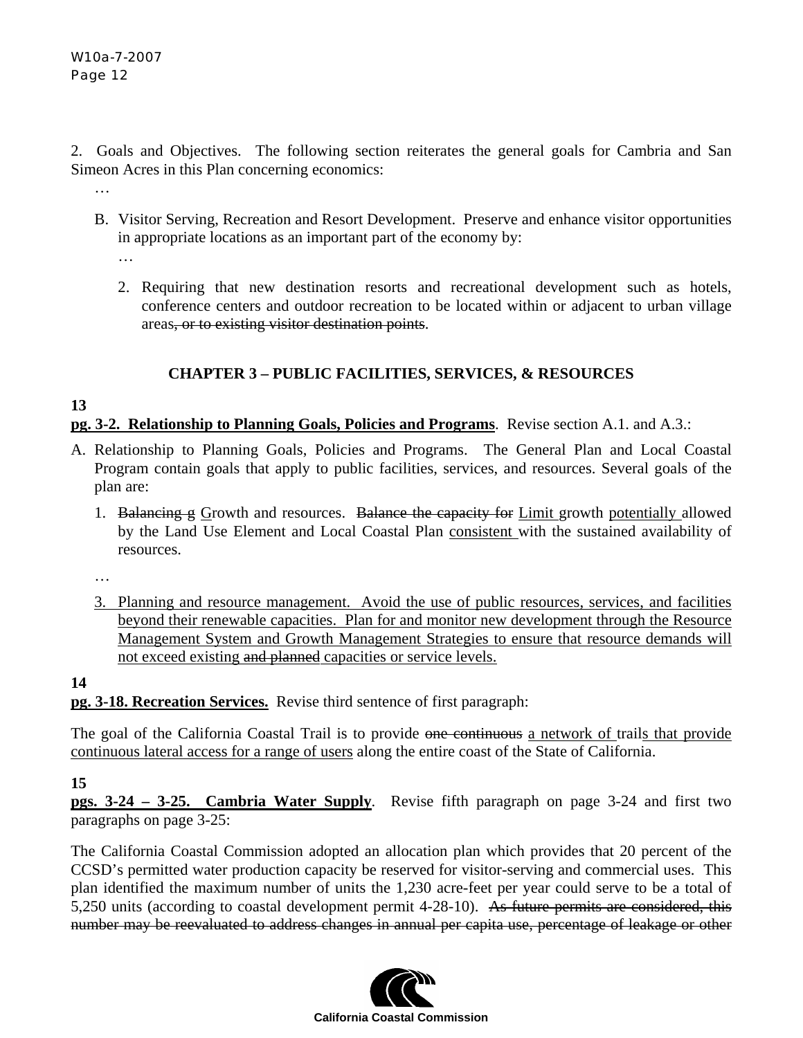2. Goals and Objectives. The following section reiterates the general goals for Cambria and San Simeon Acres in this Plan concerning economics:

…

B. Visitor Serving, Recreation and Resort Development. Preserve and enhance visitor opportunities in appropriate locations as an important part of the economy by:

…

2. Requiring that new destination resorts and recreational development such as hotels, conference centers and outdoor recreation to be located within or adjacent to urban village areas~~, or to existing visitor destination points~~.

## CHAPTER 3 – PUBLIC FACILITIES, SERVICES, & RESOURCES

**13**

**<u>pg. 3-2. Relationship to Planning Goals, Policies and Programs</u>**. Revise section A.1. and A.3.:

A. Relationship to Planning Goals, Policies and Programs. The General Plan and Local Coastal Program contain goals that apply to public facilities, services, and resources. Several goals of the plan are:

1. ~~Balancing g~~ <u>G</u>rowth and resources. ~~Balance the capacity for~~ <u>Limit</u> growth <u>potentially</u> allowed by the Land Use Element and Local Coastal Plan <u>consistent</u> with the sustained availability of resources.

…

<u>3. Planning and resource management. Avoid the use of public resources, services, and facilities beyond their renewable capacities. Plan for and monitor new development through the Resource Management System and Growth Management Strategies to ensure that resource demands will not exceed existing</u> ~~and planned~~ <u>capacities or service levels.</u>

**14**

**<u>pg. 3-18. Recreation Services.</u>** Revise third sentence of first paragraph:

The goal of the California Coastal Trail is to provide ~~one continuous~~ <u>a network of</u> trail<u>s that provide continuous lateral access for a range of users</u> along the entire coast of the State of California.

**15**

**<u>pgs. 3-24 – 3-25. Cambria Water Supply</u>**. Revise fifth paragraph on page 3-24 and first two paragraphs on page 3-25:

The California Coastal Commission adopted an allocation plan which provides that 20 percent of the CCSD's permitted water production capacity be reserved for visitor-serving and commercial uses. This plan identified the maximum number of units the 1,230 acre-feet per year could serve to be a total of 5,250 units (according to coastal development permit 4-28-10). ~~As future permits are considered, this number may be reevaluated to address changes in annual per capita use, percentage of leakage or other~~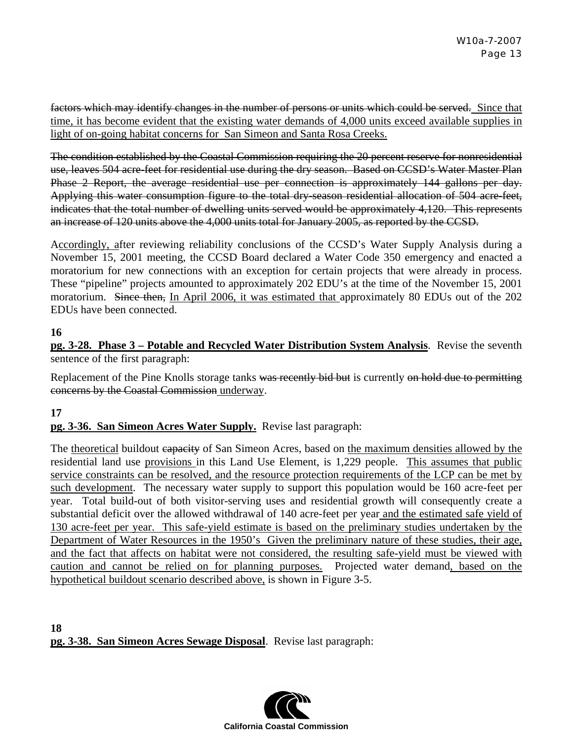~~factors which may identify changes in the number of persons or units which could be served.~~ <u>Since that time, it has become evident that the existing water demands of 4,000 units exceed available supplies in light of on-going habitat concerns for San Simeon and Santa Rosa Creeks.</u>

~~The condition established by the Coastal Commission requiring the 20 percent reserve for nonresidential use, leaves 504 acre-feet for residential use during the dry season. Based on CCSD's Water Master Plan Phase 2 Report, the average residential use per connection is approximately 144 gallons per day. Applying this water consumption figure to the total dry-season residential allocation of 504 acre-feet, indicates that the total number of dwelling units served would be approximately 4,120. This represents an increase of 120 units above the 4,000 units total for January 2005, as reported by the CCSD.~~

A<u>ccordingly, a</u>fter reviewing reliability conclusions of the CCSD's Water Supply Analysis during a November 15, 2001 meeting, the CCSD Board declared a Water Code 350 emergency and enacted a moratorium for new connections with an exception for certain projects that were already in process. These "pipeline" projects amounted to approximately 202 EDU's at the time of the November 15, 2001 moratorium. ~~Since then,~~ <u>In April 2006, it was estimated that</u> approximately 80 EDUs out of the 202 EDUs have been connected.

**16**
**<u>pg. 3-28. Phase 3 – Potable and Recycled Water Distribution System Analysis</u>**. Revise the seventh sentence of the first paragraph:

Replacement of the Pine Knolls storage tanks ~~was recently bid but~~ is currently ~~on hold due to permitting concerns by the Coastal Commission~~ <u>underway</u>.

**17**
**<u>pg. 3-36. San Simeon Acres Water Supply.</u>** Revise last paragraph:

The <u>theoretical</u> buildout ~~capacity~~ of San Simeon Acres, based on <u>the maximum densities allowed by the</u> residential land use <u>provisions</u> in this Land Use Element, is 1,229 people. <u>This assumes that public service constraints can be resolved, and the resource protection requirements of the LCP can be met by such development</u>. The necessary water supply to support this population would be 160 acre-feet per year. Total build-out of both visitor-serving uses and residential growth will consequently create a substantial deficit over the allowed withdrawal of 140 acre-feet per year <u>and the estimated safe yield of 130 acre-feet per year. This safe-yield estimate is based on the preliminary studies undertaken by the Department of Water Resources in the 1950's Given the preliminary nature of these studies, their age, and the fact that affects on habitat were not considered, the resulting safe-yield must be viewed with caution and cannot be relied on for planning purposes.</u> Projected water demand<u>, based on the hypothetical buildout scenario described above,</u> is shown in Figure 3-5.

**18**
**<u>pg. 3-38. San Simeon Acres Sewage Disposal</u>**. Revise last paragraph: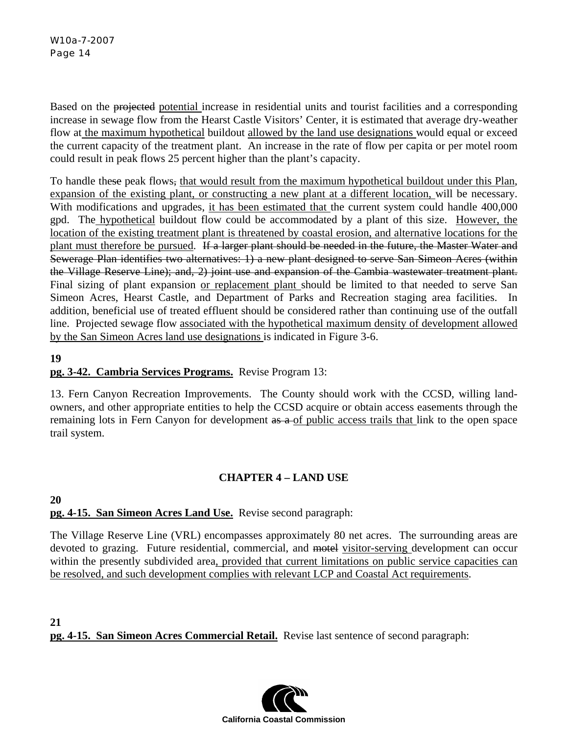Based on the ~~projected~~ <u>potential</u> increase in residential units and tourist facilities and a corresponding increase in sewage flow from the Hearst Castle Visitors' Center, it is estimated that average dry-weather flow at <u>the maximum hypothetical</u> buildout <u>allowed by the land use designations</u> would equal or exceed the current capacity of the treatment plant. An increase in the rate of flow per capita or per motel room could result in peak flows 25 percent higher than the plant's capacity.

To handle the~~se~~ peak flows~~,~~ <u>that would result from the maximum hypothetical buildout under this Plan, expansion of the existing plant, or constructing a new plant at a different location,</u> will be necessary. With modifications and upgrades, <u>it has been estimated that</u> the current system could handle 400,000 gpd. The <u>hypothetical</u> buildout flow could be accommodated by a plant of this size. <u>However, the location of the existing treatment plant is threatened by coastal erosion, and alternative locations for the plant must therefore be pursued</u>. ~~If a larger plant should be needed in the future, the Master Water and Sewerage Plan identifies two alternatives: 1) a new plant designed to serve San Simeon Acres (within the Village Reserve Line); and, 2) joint use and expansion of the Cambia wastewater treatment plant.~~ Final sizing of plant expansion <u>or replacement plant</u> should be limited to that needed to serve San Simeon Acres, Hearst Castle, and Department of Parks and Recreation staging area facilities. In addition, beneficial use of treated effluent should be considered rather than continuing use of the outfall line. Projected sewage flow <u>associated with the hypothetical maximum density of development allowed by the San Simeon Acres land use designations</u> is indicated in Figure 3-6.

**19**

**<u>pg. 3-42. Cambria Services Programs.</u>** Revise Program 13:

13. Fern Canyon Recreation Improvements. The County should work with the CCSD, willing land-owners, and other appropriate entities to help the CCSD acquire or obtain access easements through the remaining lots in Fern Canyon for development ~~as a~~ <u>of public access trails that</u> link to the open space trail system.

## CHAPTER 4 – LAND USE

**20**

**<u>pg. 4-15. San Simeon Acres Land Use.</u>** Revise second paragraph:

The Village Reserve Line (VRL) encompasses approximately 80 net acres. The surrounding areas are devoted to grazing. Future residential, commercial, and ~~motel~~ <u>visitor-serving</u> development can occur within the presently subdivided area<u>, provided that current limitations on public service capacities can be resolved, and such development complies with relevant LCP and Coastal Act requirements</u>.

**21**

**<u>pg. 4-15. San Simeon Acres Commercial Retail.</u>** Revise last sentence of second paragraph: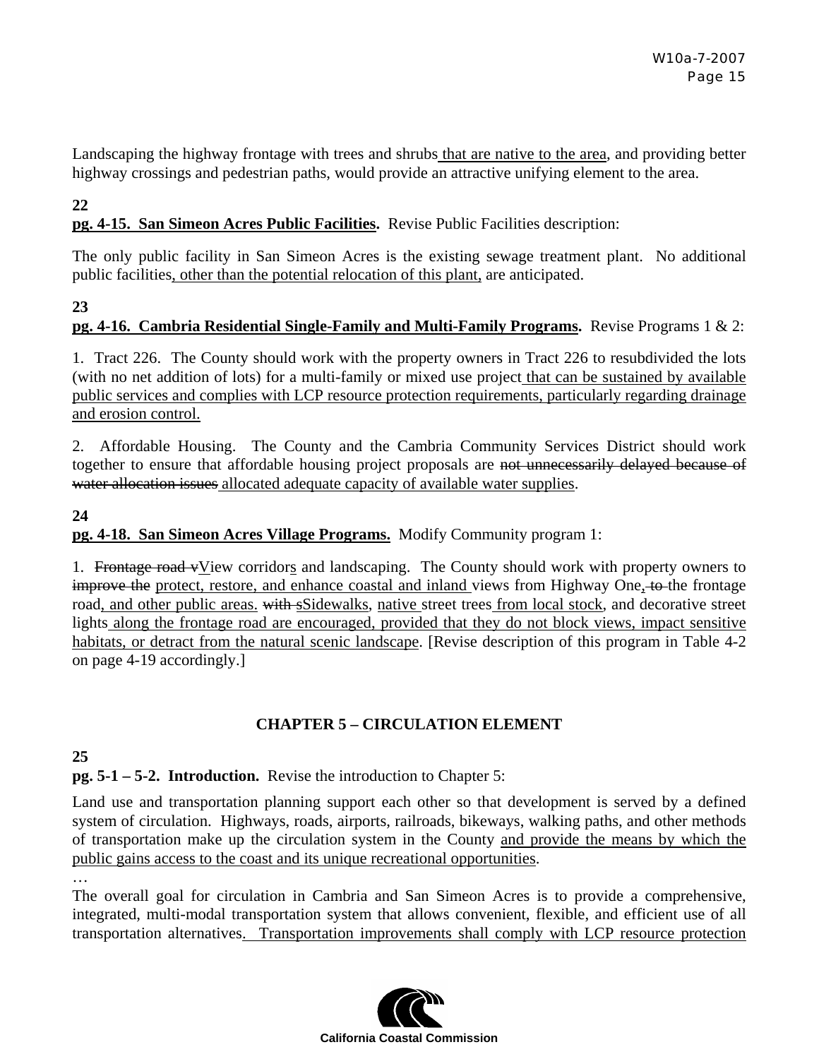Landscaping the highway frontage with trees and shrubs <u>that are native to the area</u>, and providing better highway crossings and pedestrian paths, would provide an attractive unifying element to the area.

**22**

**<u>pg. 4-15. San Simeon Acres Public Facilities</u>.** Revise Public Facilities description:

The only public facility in San Simeon Acres is the existing sewage treatment plant. No additional public facilities<u>, other than the potential relocation of this plant,</u> are anticipated.

**23**

**<u>pg. 4-16. Cambria Residential Single-Family and Multi-Family Programs</u>.** Revise Programs 1 & 2:

1. Tract 226. The County should work with the property owners in Tract 226 to resubdivided the lots (with no net addition of lots) for a multi-family or mixed use project <u>that can be sustained by available public services and complies with LCP resource protection requirements, particularly regarding drainage and erosion control.</u>

2. Affordable Housing. The County and the Cambria Community Services District should work together to ensure that affordable housing project proposals are ~~not unnecessarily delayed because of water allocation issues~~ <u>allocated adequate capacity of available water supplies</u>.

**24**

**<u>pg. 4-18. San Simeon Acres Village Programs.</u>** Modify Community program 1:

1. ~~Frontage road v~~<u>V</u>iew corridor<u>s</u> and landscaping. The County should work with property owners to ~~improve the~~ <u>protect, restore, and enhance coastal and inland</u> views from Highway One~~, to~~ the frontage road<u>, and other public areas.</u> ~~with s~~<u>S</u>idewalks, <u>native</u> street trees <u>from local stock</u>, and decorative street lights <u>along the frontage road are encouraged, provided that they do not block views, impact sensitive habitats, or detract from the natural scenic landscape</u>. [Revise description of this program in Table 4-2 on page 4-19 accordingly.]

## CHAPTER 5 – CIRCULATION ELEMENT

**25**

**pg. 5-1 – 5-2. Introduction.** Revise the introduction to Chapter 5:

Land use and transportation planning support each other so that development is served by a defined system of circulation. Highways, roads, airports, railroads, bikeways, walking paths, and other methods of transportation make up the circulation system in the County <u>and provide the means by which the public gains access to the coast and its unique recreational opportunities</u>.

…

The overall goal for circulation in Cambria and San Simeon Acres is to provide a comprehensive, integrated, multi-modal transportation system that allows convenient, flexible, and efficient use of all transportation alternatives<u>. Transportation improvements shall comply with LCP resource protection</u>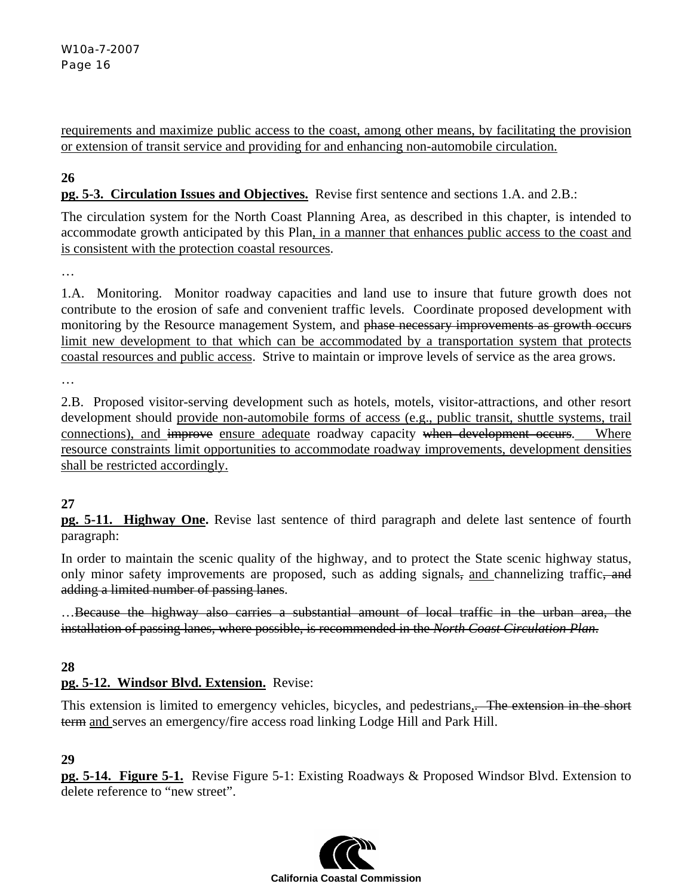<u>requirements and maximize public access to the coast, among other means, by facilitating the provision or extension of transit service and providing for and enhancing non-automobile circulation.</u>

**26**
**<u>pg. 5-3. Circulation Issues and Objectives.</u>** Revise first sentence and sections 1.A. and 2.B.:

The circulation system for the North Coast Planning Area, as described in this chapter, is intended to accommodate growth anticipated by this Plan<u>, in a manner that enhances public access to the coast and is consistent with the protection coastal resources</u>.

…

1.A. Monitoring. Monitor roadway capacities and land use to insure that future growth does not contribute to the erosion of safe and convenient traffic levels. Coordinate proposed development with monitoring by the Resource management System, and ~~phase necessary improvements as growth occurs~~ <u>limit new development to that which can be accommodated by a transportation system that protects coastal resources and public access</u>. Strive to maintain or improve levels of service as the area grows.

…

2.B. Proposed visitor-serving development such as hotels, motels, visitor-attractions, and other resort development should <u>provide non-automobile forms of access (e.g., public transit, shuttle systems, trail connections), and</u> ~~improve~~ <u>ensure adequate</u> roadway capacity ~~when development occurs~~. <u>Where resource constraints limit opportunities to accommodate roadway improvements, development densities shall be restricted accordingly.</u>

**27**
**<u>pg. 5-11. Highway One</u>.** Revise last sentence of third paragraph and delete last sentence of fourth paragraph:

In order to maintain the scenic quality of the highway, and to protect the State scenic highway status, only minor safety improvements are proposed, such as adding signals~~,~~ <u>and</u> channelizing traffic~~, and adding a limited number of passing lanes~~.

…~~Because the highway also carries a substantial amount of local traffic in the urban area, the installation of passing lanes, where possible, is recommended in the *North Coast Circulation Plan*.~~

**28**
**<u>pg. 5-12. Windsor Blvd. Extension.</u>** Revise:

This extension is limited to emergency vehicles, bicycles, and pedestrians,~~. The extension in the short term~~ <u>and</u> serves an emergency/fire access road linking Lodge Hill and Park Hill.

**29**
**<u>pg. 5-14. Figure 5-1.</u>** Revise Figure 5-1: Existing Roadways & Proposed Windsor Blvd. Extension to delete reference to "new street".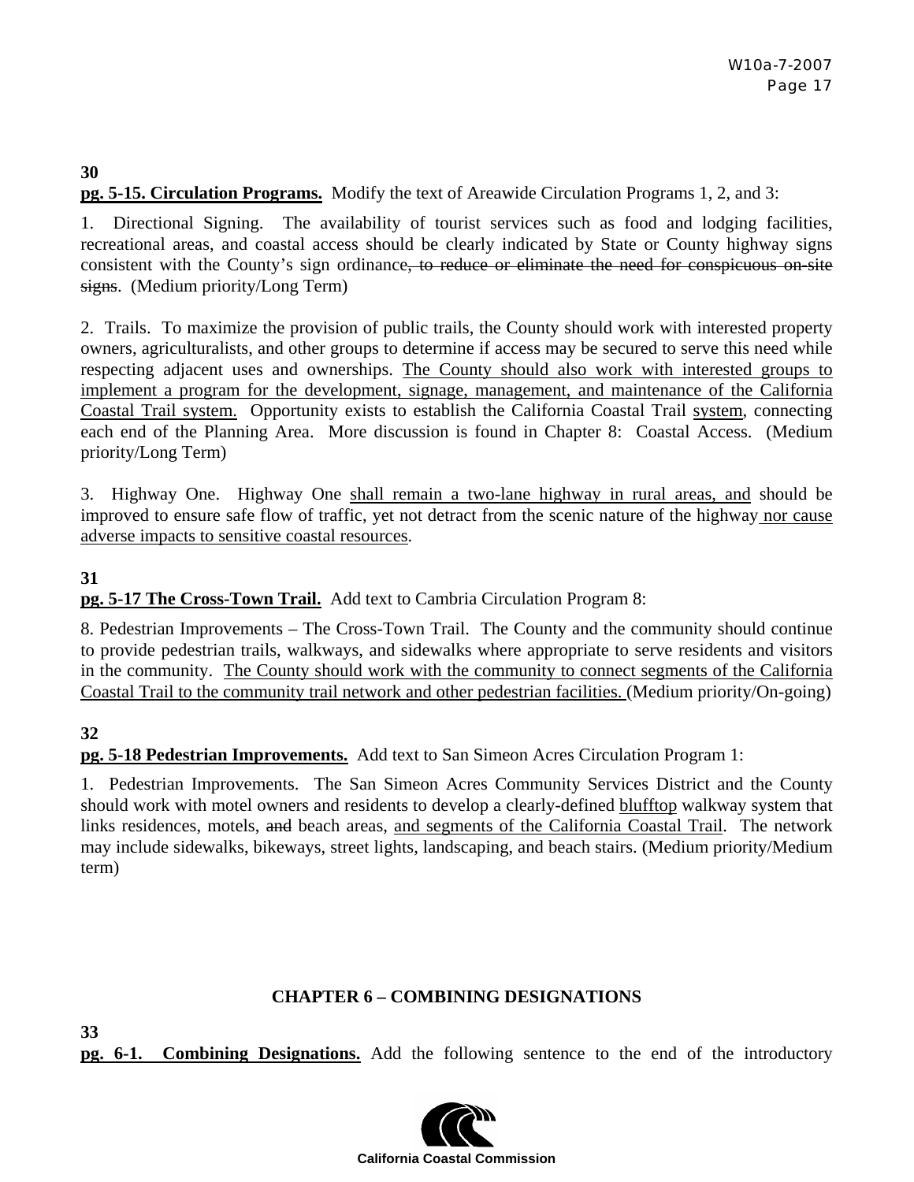**30**
**<u>pg. 5-15. Circulation Programs.</u>** Modify the text of Areawide Circulation Programs 1, 2, and 3:

1. Directional Signing. The availability of tourist services such as food and lodging facilities, recreational areas, and coastal access should be clearly indicated by State or County highway signs consistent with the County's sign ordinance~~, to reduce or eliminate the need for conspicuous on-site signs~~. (Medium priority/Long Term)

2. Trails. To maximize the provision of public trails, the County should work with interested property owners, agriculturalists, and other groups to determine if access may be secured to serve this need while respecting adjacent uses and ownerships. <u>The County should also work with interested groups to implement a program for the development, signage, management, and maintenance of the California Coastal Trail system.</u> Opportunity exists to establish the California Coastal Trail <u>system</u>, connecting each end of the Planning Area. More discussion is found in Chapter 8: Coastal Access. (Medium priority/Long Term)

3. Highway One. Highway One <u>shall remain a two-lane highway in rural areas, and</u> should be improved to ensure safe flow of traffic, yet not detract from the scenic nature of the highway <u>nor cause adverse impacts to sensitive coastal resources</u>.

**31**
**<u>pg. 5-17 The Cross-Town Trail.</u>** Add text to Cambria Circulation Program 8:

8. Pedestrian Improvements – The Cross-Town Trail. The County and the community should continue to provide pedestrian trails, walkways, and sidewalks where appropriate to serve residents and visitors in the community. <u>The County should work with the community to connect segments of the California Coastal Trail to the community trail network and other pedestrian facilities.</u> (Medium priority/On-going)

**32**
**<u>pg. 5-18 Pedestrian Improvements.</u>** Add text to San Simeon Acres Circulation Program 1:

1. Pedestrian Improvements. The San Simeon Acres Community Services District and the County should work with motel owners and residents to develop a clearly-defined <u>blufftop</u> walkway system that links residences, motels, ~~and~~ beach areas, <u>and segments of the California Coastal Trail</u>. The network may include sidewalks, bikeways, street lights, landscaping, and beach stairs. (Medium priority/Medium term)

## CHAPTER 6 – COMBINING DESIGNATIONS

**33**
**<u>pg. 6-1. Combining Designations.</u>** Add the following sentence to the end of the introductory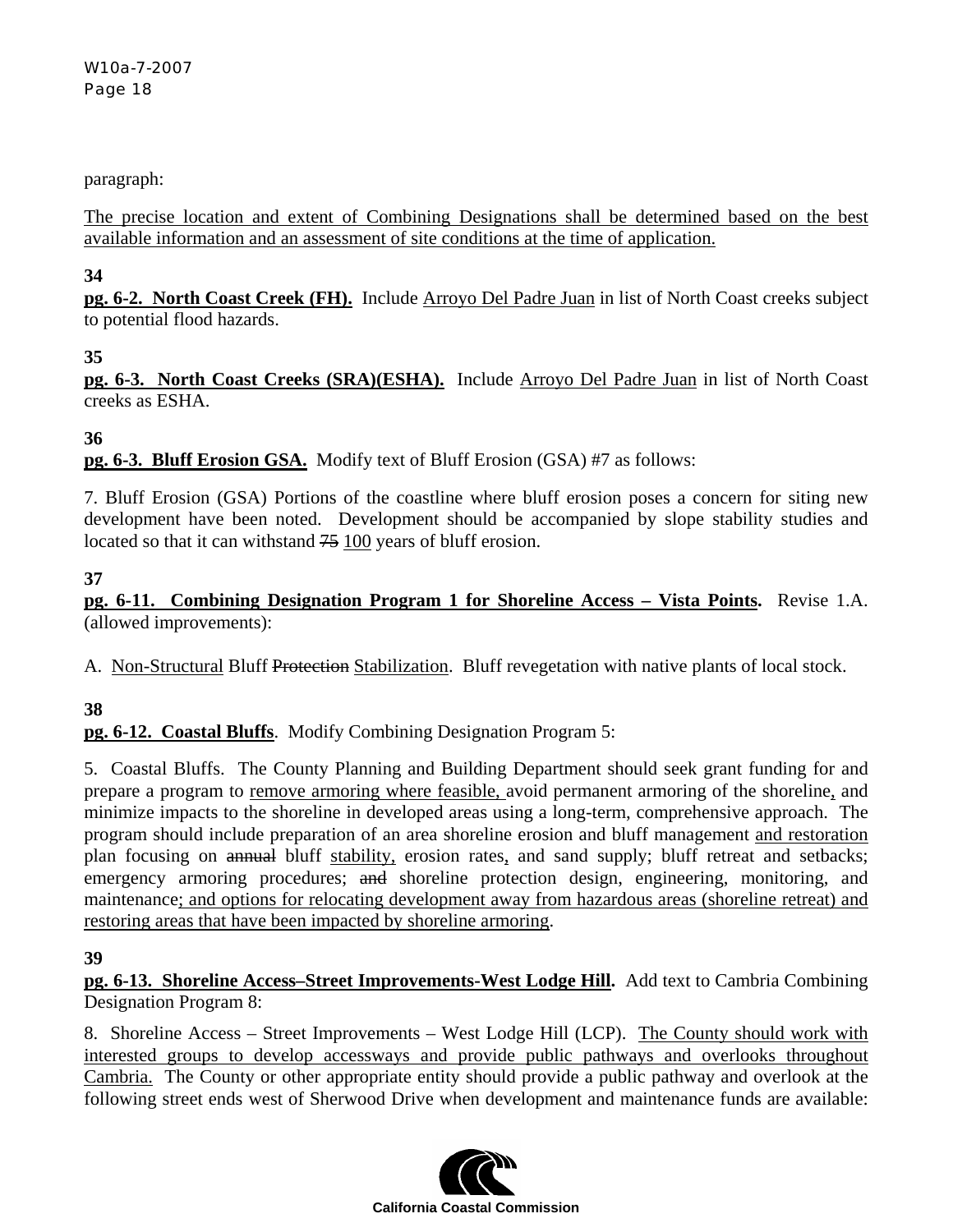paragraph:

<u>The precise location and extent of Combining Designations shall be determined based on the best available information and an assessment of site conditions at the time of application.</u>

**34**

**<u>pg. 6-2. North Coast Creek (FH).</u>** Include <u>Arroyo Del Padre Juan</u> in list of North Coast creeks subject to potential flood hazards.

**35**

**<u>pg. 6-3. North Coast Creeks (SRA)(ESHA).</u>** Include <u>Arroyo Del Padre Juan</u> in list of North Coast creeks as ESHA.

**36**

**<u>pg. 6-3. Bluff Erosion GSA.</u>** Modify text of Bluff Erosion (GSA) #7 as follows:

7. Bluff Erosion (GSA) Portions of the coastline where bluff erosion poses a concern for siting new development have been noted. Development should be accompanied by slope stability studies and located so that it can withstand ~~75~~ <u>100</u> years of bluff erosion.

**37**

**<u>pg. 6-11. Combining Designation Program 1 for Shoreline Access – Vista Points</u>.** Revise 1.A. (allowed improvements):

A. <u>Non-Structural</u> Bluff ~~Protection~~ <u>Stabilization</u>. Bluff revegetation with native plants of local stock.

**38**

**<u>pg. 6-12. Coastal Bluffs</u>**. Modify Combining Designation Program 5:

5. Coastal Bluffs. The County Planning and Building Department should seek grant funding for and prepare a program to <u>remove armoring where feasible,</u> avoid permanent armoring of the shoreline<u>,</u> and minimize impacts to the shoreline in developed areas using a long-term, comprehensive approach. The program should include preparation of an area shoreline erosion and bluff management <u>and restoration</u> plan focusing on ~~annual~~ bluff <u>stability,</u> erosion rates<u>,</u> and sand supply; bluff retreat and setbacks; emergency armoring procedures; ~~and~~ shoreline protection design, engineering, monitoring, and maintenance<u>; and options for relocating development away from hazardous areas (shoreline retreat) and restoring areas that have been impacted by shoreline armoring</u>.

**39**

**<u>pg. 6-13. Shoreline Access–Street Improvements-West Lodge Hill</u>.** Add text to Cambria Combining Designation Program 8:

8. Shoreline Access – Street Improvements – West Lodge Hill (LCP). <u>The County should work with interested groups to develop accessways and provide public pathways and overlooks throughout Cambria.</u> The County or other appropriate entity should provide a public pathway and overlook at the following street ends west of Sherwood Drive when development and maintenance funds are available: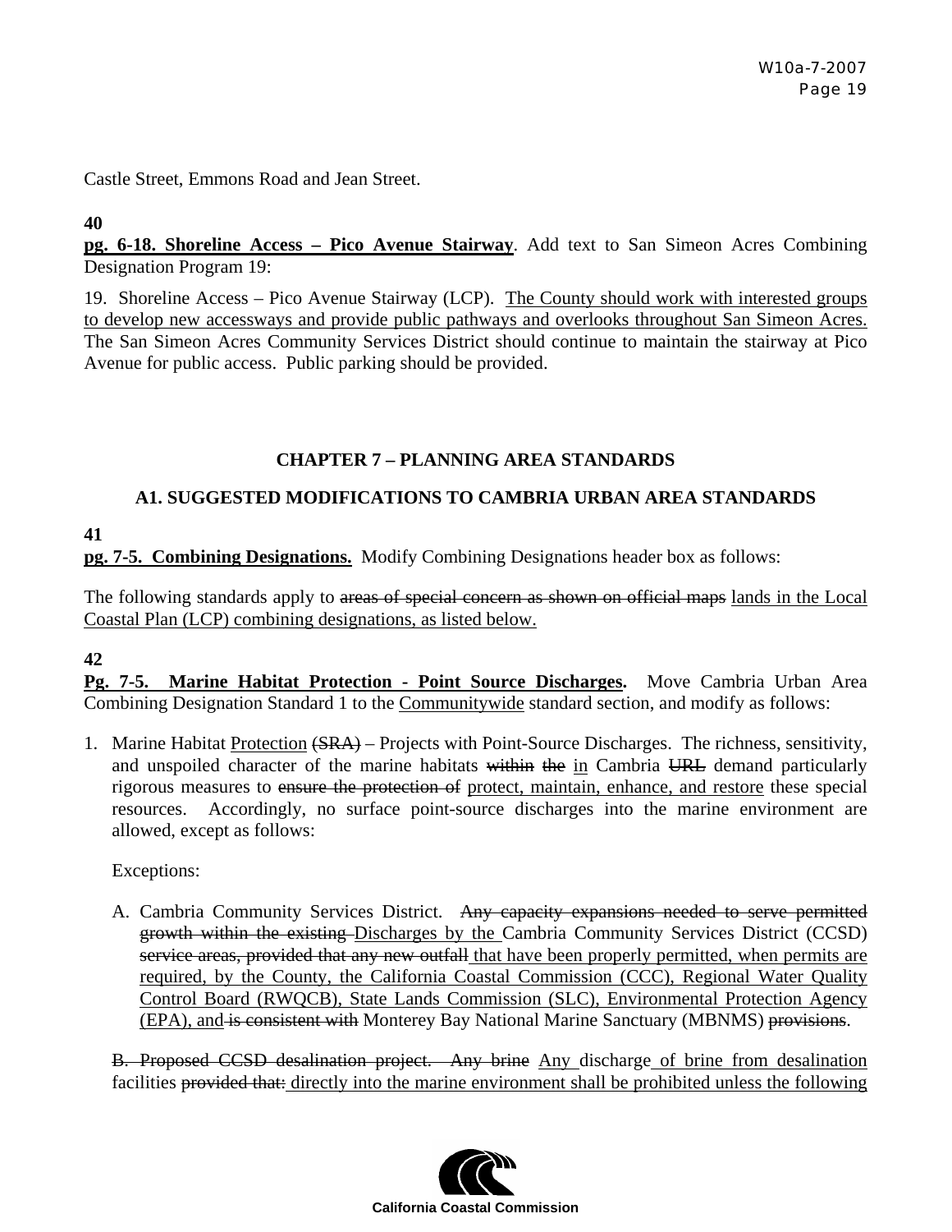Castle Street, Emmons Road and Jean Street.

**40**

**<u>pg. 6-18. Shoreline Access – Pico Avenue Stairway</u>**. Add text to San Simeon Acres Combining Designation Program 19:

19. Shoreline Access – Pico Avenue Stairway (LCP). <u>The County should work with interested groups to develop new accessways and provide public pathways and overlooks throughout San Simeon Acres.</u> The San Simeon Acres Community Services District should continue to maintain the stairway at Pico Avenue for public access. Public parking should be provided.

## CHAPTER 7 – PLANNING AREA STANDARDS

### A1. SUGGESTED MODIFICATIONS TO CAMBRIA URBAN AREA STANDARDS

**41**

**<u>pg. 7-5. Combining Designations.</u>** Modify Combining Designations header box as follows:

The following standards apply to ~~areas of special concern as shown on official maps~~ <u>lands in the Local Coastal Plan (LCP) combining designations, as listed below.</u>

**42**

**<u>Pg. 7-5. Marine Habitat Protection - Point Source Discharges.</u>** Move Cambria Urban Area Combining Designation Standard 1 to the <u>Communitywide</u> standard section, and modify as follows:

1. Marine Habitat <u>Protection</u> ~~(SRA)~~ – Projects with Point-Source Discharges. The richness, sensitivity, and unspoiled character of the marine habitats ~~within~~ ~~the~~ <u>in</u> Cambria ~~URL~~ demand particularly rigorous measures to ~~ensure the protection of~~ <u>protect, maintain, enhance, and restore</u> these special resources. Accordingly, no surface point-source discharges into the marine environment are allowed, except as follows:

   Exceptions:

   A. Cambria Community Services District. ~~Any capacity expansions needed to serve permitted growth within the existing~~ <u>Discharges by the</u> Cambria Community Services District (CCSD) ~~service areas, provided that any new outfall~~ <u>that have been properly permitted, when permits are required, by the County, the California Coastal Commission (CCC), Regional Water Quality Control Board (RWQCB), State Lands Commission (SLC), Environmental Protection Agency (EPA), and</u> ~~is consistent with~~ Monterey Bay National Marine Sanctuary (MBNMS) ~~provisions~~.

   ~~B. Proposed CCSD desalination project. Any brine~~ <u>Any</u> discharge <u>of brine from desalination</u> facilities ~~provided that:~~ <u>directly into the marine environment shall be prohibited unless the following</u>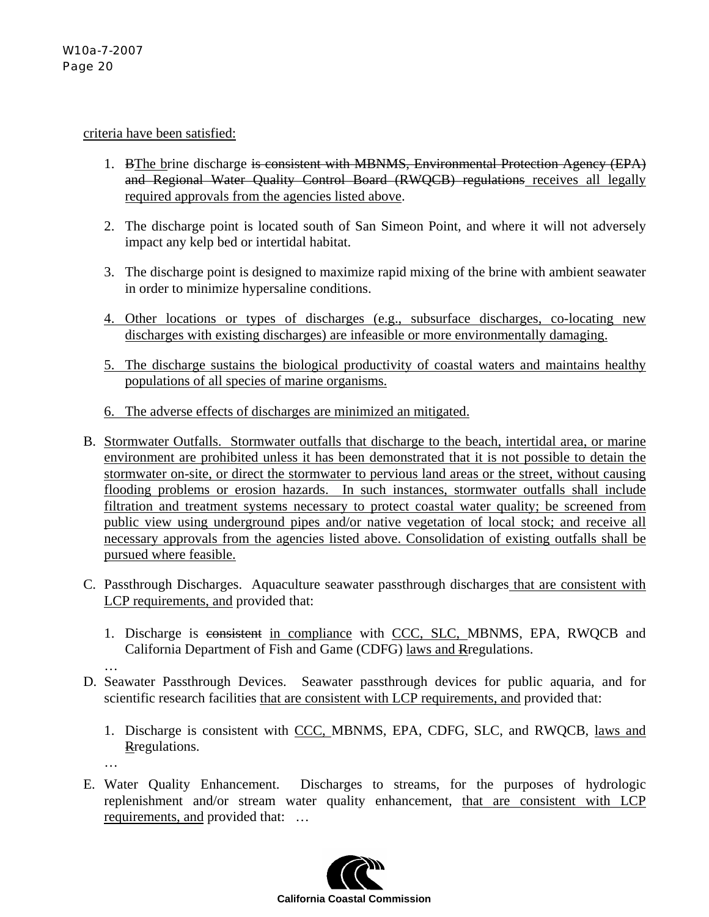<u>criteria have been satisfied:</u>

1. ~~B~~<u>The b</u>rine discharge ~~is consistent with MBNMS, Environmental Protection Agency (EPA) and Regional Water Quality Control Board (RWQCB) regulations~~ <u>receives all legally required approvals from the agencies listed above</u>.

2. The discharge point is located south of San Simeon Point, and where it will not adversely impact any kelp bed or intertidal habitat.

3. The discharge point is designed to maximize rapid mixing of the brine with ambient seawater in order to minimize hypersaline conditions.

4. <u>Other locations or types of discharges (e.g., subsurface discharges, co-locating new discharges with existing discharges) are infeasible or more environmentally damaging.</u>

5. <u>The discharge sustains the biological productivity of coastal waters and maintains healthy populations of all species of marine organisms.</u>

6. <u>The adverse effects of discharges are minimized an mitigated.</u>

B. <u>Stormwater Outfalls. Stormwater outfalls that discharge to the beach, intertidal area, or marine environment are prohibited unless it has been demonstrated that it is not possible to detain the stormwater on-site, or direct the stormwater to pervious land areas or the street, without causing flooding problems or erosion hazards. In such instances, stormwater outfalls shall include filtration and treatment systems necessary to protect coastal water quality; be screened from public view using underground pipes and/or native vegetation of local stock; and receive all necessary approvals from the agencies listed above. Consolidation of existing outfalls shall be pursued where feasible.</u>

C. Passthrough Discharges. Aquaculture seawater passthrough discharges <u>that are consistent with LCP requirements, and</u> provided that:

   1. Discharge is ~~consistent~~ <u>in compliance</u> with <u>CCC, SLC,</u> MBNMS, EPA, RWQCB and California Department of Fish and Game (CDFG) <u>laws and</u> ~~R~~regulations.

   …

D. Seawater Passthrough Devices. Seawater passthrough devices for public aquaria, and for scientific research facilities <u>that are consistent with LCP requirements, and</u> provided that:

   1. Discharge is consistent with <u>CCC,</u> MBNMS, EPA, CDFG, SLC, and RWQCB, <u>laws and</u> ~~R~~regulations.

   …

E. Water Quality Enhancement. Discharges to streams, for the purposes of hydrologic replenishment and/or stream water quality enhancement, <u>that are consistent with LCP requirements, and</u> provided that: …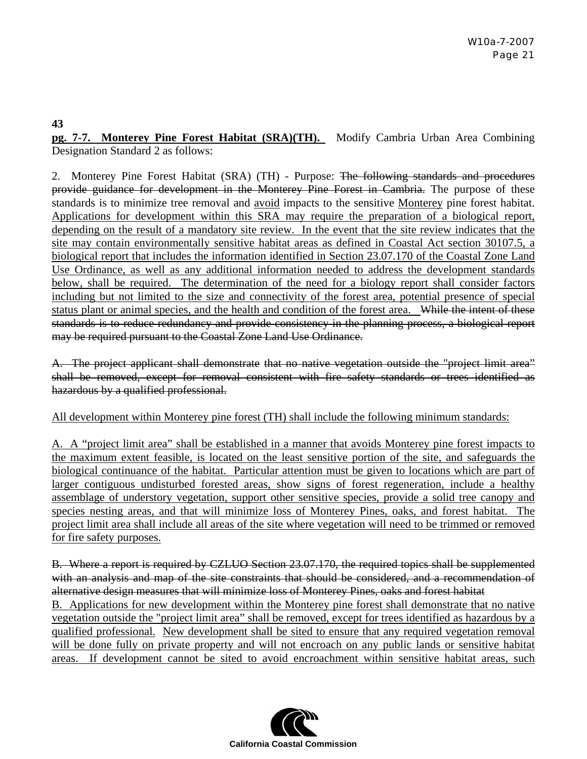**43**
**pg. 7-7. Monterey Pine Forest Habitat (SRA)(TH).** Modify Cambria Urban Area Combining Designation Standard 2 as follows:

2. Monterey Pine Forest Habitat (SRA) (TH) - Purpose: ~~The following standards and procedures provide guidance for development in the Monterey Pine Forest in Cambria.~~ The purpose of these standards is to minimize tree removal and <u>avoid</u> impacts to the sensitive <u>Monterey</u> pine forest habitat. <u>Applications for development within this SRA may require the preparation of a biological report, depending on the result of a mandatory site review. In the event that the site review indicates that the site may contain environmentally sensitive habitat areas as defined in Coastal Act section 30107.5, a biological report that includes the information identified in Section 23.07.170 of the Coastal Zone Land Use Ordinance, as well as any additional information needed to address the development standards below, shall be required. The determination of the need for a biology report shall consider factors including but not limited to the size and connectivity of the forest area, potential presence of special status plant or animal species, and the health and condition of the forest area.</u> ~~While the intent of these standards is to reduce redundancy and provide consistency in the planning process, a biological report may be required pursuant to the Coastal Zone Land Use Ordinance.~~

~~A. The project applicant shall demonstrate that no native vegetation outside the "project limit area" shall be removed, except for removal consistent with fire safety standards or trees identified as hazardous by a qualified professional.~~

<u>All development within Monterey pine forest (TH) shall include the following minimum standards:</u>

<u>A. A "project limit area" shall be established in a manner that avoids Monterey pine forest impacts to the maximum extent feasible, is located on the least sensitive portion of the site, and safeguards the biological continuance of the habitat. Particular attention must be given to locations which are part of larger contiguous undisturbed forested areas, show signs of forest regeneration, include a healthy assemblage of understory vegetation, support other sensitive species, provide a solid tree canopy and species nesting areas, and that will minimize loss of Monterey Pines, oaks, and forest habitat. The project limit area shall include all areas of the site where vegetation will need to be trimmed or removed for fire safety purposes.</u>

~~B. Where a report is required by CZLUO Section 23.07.170, the required topics shall be supplemented with an analysis and map of the site constraints that should be considered, and a recommendation of alternative design measures that will minimize loss of Monterey Pines, oaks and forest habitat~~
<u>B. Applications for new development within the Monterey pine forest shall demonstrate that no native vegetation outside the "project limit area" shall be removed, except for trees identified as hazardous by a qualified professional. New development shall be sited to ensure that any required vegetation removal will be done fully on private property and will not encroach on any public lands or sensitive habitat areas. If development cannot be sited to avoid encroachment within sensitive habitat areas, such</u>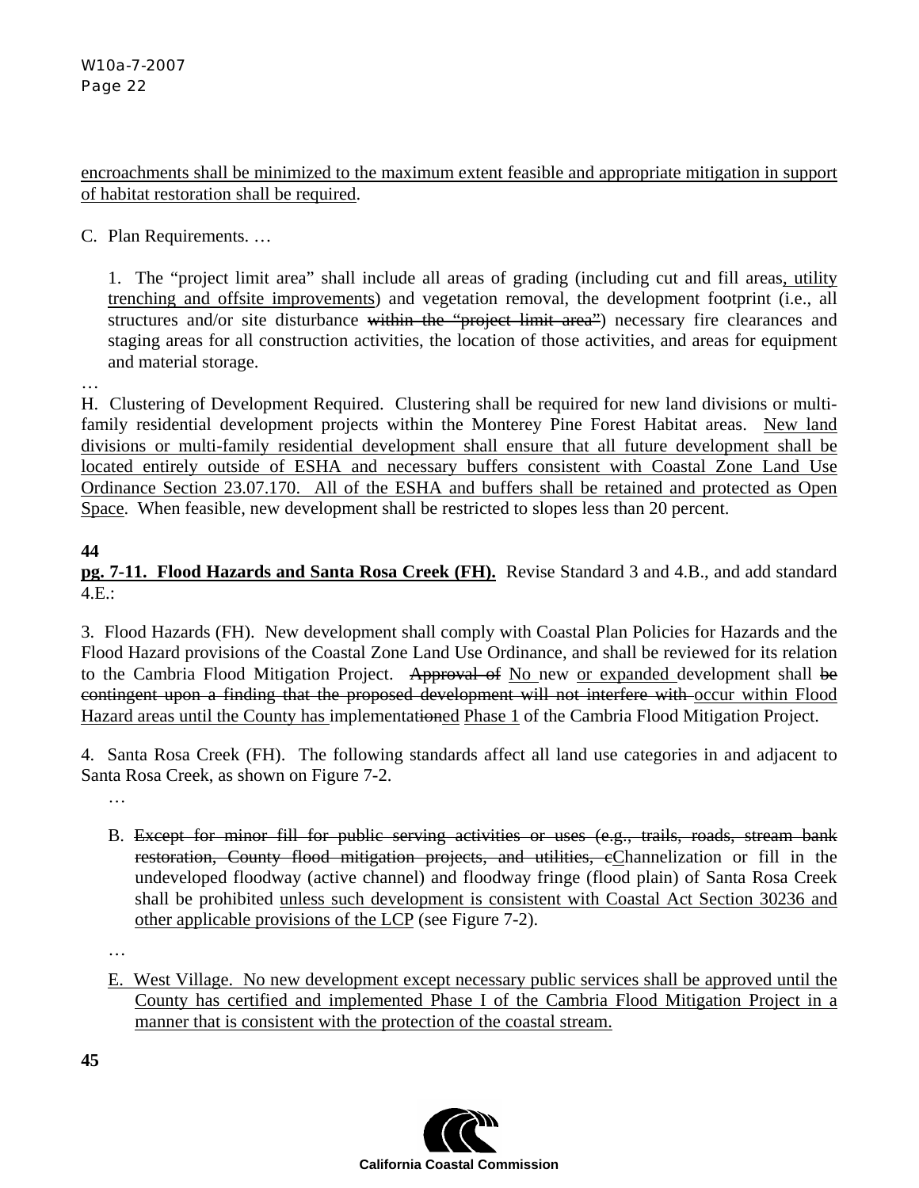encroachments shall be minimized to the maximum extent feasible and appropriate mitigation in support of habitat restoration shall be required.

C. Plan Requirements. …

1. The "project limit area" shall include all areas of grading (including cut and fill areas, utility trenching and offsite improvements) and vegetation removal, the development footprint (i.e., all structures and/or site disturbance ~~within the "project limit area"~~) necessary fire clearances and staging areas for all construction activities, the location of those activities, and areas for equipment and material storage.

…

H. Clustering of Development Required. Clustering shall be required for new land divisions or multi-family residential development projects within the Monterey Pine Forest Habitat areas. New land divisions or multi-family residential development shall ensure that all future development shall be located entirely outside of ESHA and necessary buffers consistent with Coastal Zone Land Use Ordinance Section 23.07.170. All of the ESHA and buffers shall be retained and protected as Open Space. When feasible, new development shall be restricted to slopes less than 20 percent.

**44**

**pg. 7-11. Flood Hazards and Santa Rosa Creek (FH).** Revise Standard 3 and 4.B., and add standard 4.E.:

3. Flood Hazards (FH). New development shall comply with Coastal Plan Policies for Hazards and the Flood Hazard provisions of the Coastal Zone Land Use Ordinance, and shall be reviewed for its relation to the Cambria Flood Mitigation Project. ~~Approval of~~ No new or expanded development shall ~~be contingent upon a finding that the proposed development will not interfere with~~ occur within Flood Hazard areas until the County has implementat~~ion~~ed Phase 1 of the Cambria Flood Mitigation Project.

4. Santa Rosa Creek (FH). The following standards affect all land use categories in and adjacent to Santa Rosa Creek, as shown on Figure 7-2.

…

B. ~~Except for minor fill for public serving activities or uses (e.g., trails, roads, stream bank restoration, County flood mitigation projects, and utilities, c~~Channelization or fill in the undeveloped floodway (active channel) and floodway fringe (flood plain) of Santa Rosa Creek shall be prohibited unless such development is consistent with Coastal Act Section 30236 and other applicable provisions of the LCP (see Figure 7-2).

…

E. West Village. No new development except necessary public services shall be approved until the County has certified and implemented Phase I of the Cambria Flood Mitigation Project in a manner that is consistent with the protection of the coastal stream.

**45**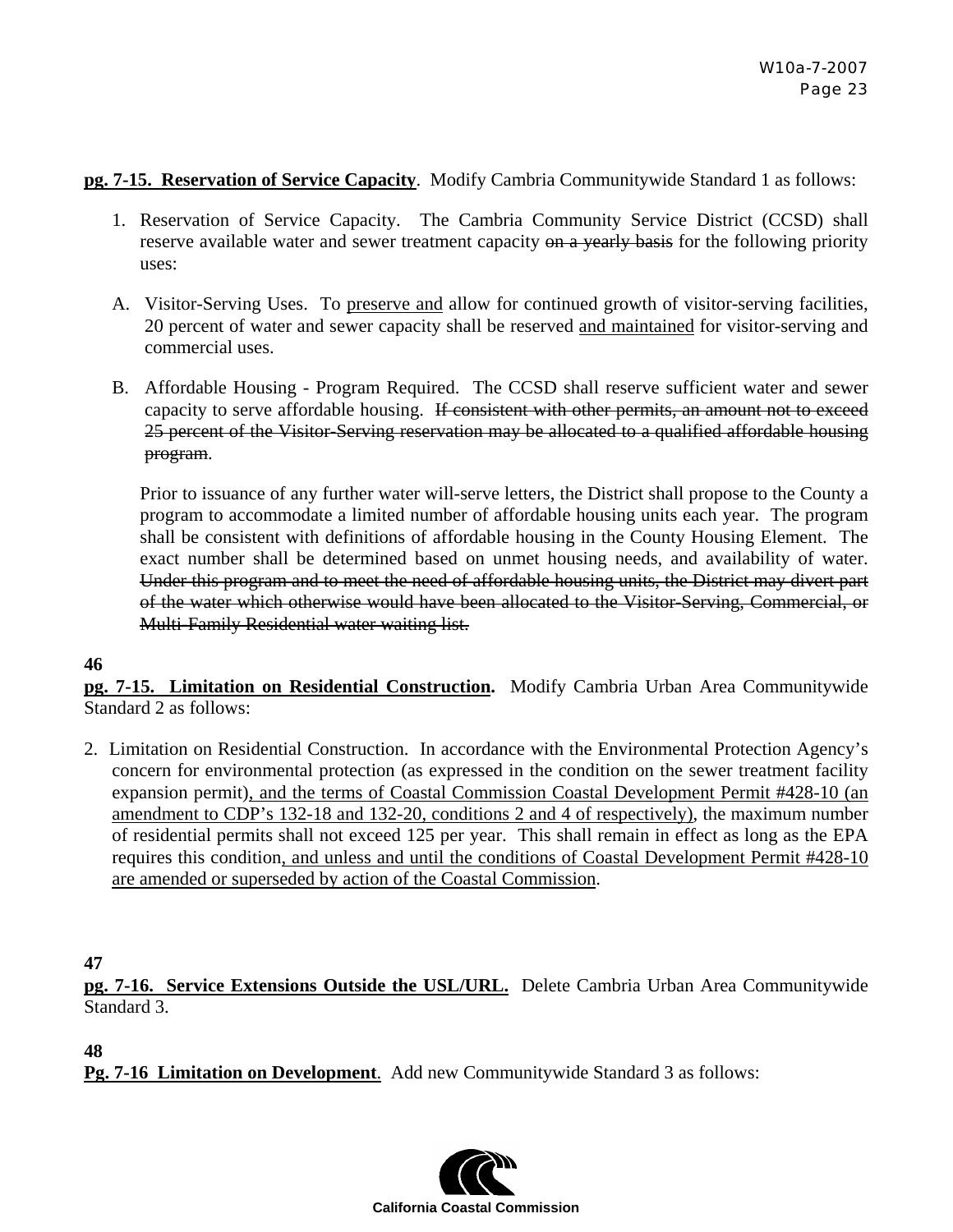**<u>pg. 7-15. Reservation of Service Capacity</u>**. Modify Cambria Communitywide Standard 1 as follows:

1. Reservation of Service Capacity. The Cambria Community Service District (CCSD) shall reserve available water and sewer treatment capacity ~~on a yearly basis~~ for the following priority uses:

A. Visitor-Serving Uses. To <u>preserve and</u> allow for continued growth of visitor-serving facilities, 20 percent of water and sewer capacity shall be reserved <u>and maintained</u> for visitor-serving and commercial uses.

B. Affordable Housing - Program Required. The CCSD shall reserve sufficient water and sewer capacity to serve affordable housing. ~~If consistent with other permits, an amount not to exceed 25 percent of the Visitor-Serving reservation may be allocated to a qualified affordable housing program~~.

   Prior to issuance of any further water will-serve letters, the District shall propose to the County a program to accommodate a limited number of affordable housing units each year. The program shall be consistent with definitions of affordable housing in the County Housing Element. The exact number shall be determined based on unmet housing needs, and availability of water. ~~Under this program and to meet the need of affordable housing units, the District may divert part of the water which otherwise would have been allocated to the Visitor-Serving, Commercial, or Multi-Family Residential water waiting list.~~

**46**

**<u>pg. 7-15. Limitation on Residential Construction</u>.** Modify Cambria Urban Area Communitywide Standard 2 as follows:

2. Limitation on Residential Construction. In accordance with the Environmental Protection Agency's concern for environmental protection (as expressed in the condition on the sewer treatment facility expansion permit)<u>, and the terms of Coastal Commission Coastal Development Permit #428-10 (an amendment to CDP's 132-18 and 132-20, conditions 2 and 4 of respectively)</u>, the maximum number of residential permits shall not exceed 125 per year. This shall remain in effect as long as the EPA requires this condition<u>, and unless and until the conditions of Coastal Development Permit #428-10 are amended or superseded by action of the Coastal Commission</u>.

**47**

**<u>pg. 7-16. Service Extensions Outside the USL/URL.</u>** Delete Cambria Urban Area Communitywide Standard 3.

**48**

**<u>Pg. 7-16 Limitation on Development</u>**. Add new Communitywide Standard 3 as follows: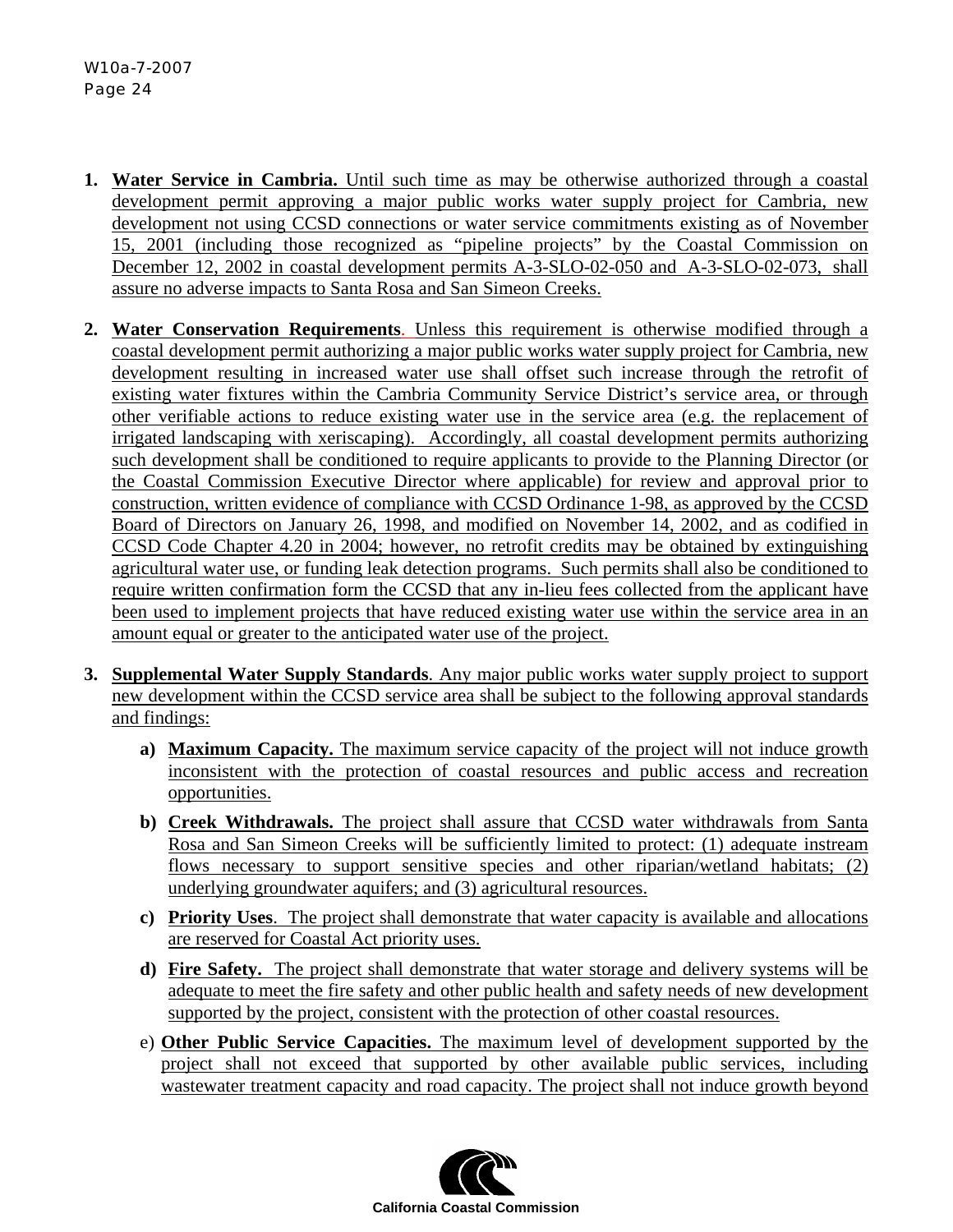1. **Water Service in Cambria.** Until such time as may be otherwise authorized through a coastal development permit approving a major public works water supply project for Cambria, new development not using CCSD connections or water service commitments existing as of November 15, 2001 (including those recognized as "pipeline projects" by the Coastal Commission on December 12, 2002 in coastal development permits A-3-SLO-02-050 and A-3-SLO-02-073, shall assure no adverse impacts to Santa Rosa and San Simeon Creeks.

2. **Water Conservation Requirements**. Unless this requirement is otherwise modified through a coastal development permit authorizing a major public works water supply project for Cambria, new development resulting in increased water use shall offset such increase through the retrofit of existing water fixtures within the Cambria Community Service District's service area, or through other verifiable actions to reduce existing water use in the service area (e.g. the replacement of irrigated landscaping with xeriscaping). Accordingly, all coastal development permits authorizing such development shall be conditioned to require applicants to provide to the Planning Director (or the Coastal Commission Executive Director where applicable) for review and approval prior to construction, written evidence of compliance with CCSD Ordinance 1-98, as approved by the CCSD Board of Directors on January 26, 1998, and modified on November 14, 2002, and as codified in CCSD Code Chapter 4.20 in 2004; however, no retrofit credits may be obtained by extinguishing agricultural water use, or funding leak detection programs. Such permits shall also be conditioned to require written confirmation form the CCSD that any in-lieu fees collected from the applicant have been used to implement projects that have reduced existing water use within the service area in an amount equal or greater to the anticipated water use of the project.

3. **Supplemental Water Supply Standards**. Any major public works water supply project to support new development within the CCSD service area shall be subject to the following approval standards and findings:

   a) **Maximum Capacity.** The maximum service capacity of the project will not induce growth inconsistent with the protection of coastal resources and public access and recreation opportunities.

   b) **Creek Withdrawals.** The project shall assure that CCSD water withdrawals from Santa Rosa and San Simeon Creeks will be sufficiently limited to protect: (1) adequate instream flows necessary to support sensitive species and other riparian/wetland habitats; (2) underlying groundwater aquifers; and (3) agricultural resources.

   c) **Priority Uses**. The project shall demonstrate that water capacity is available and allocations are reserved for Coastal Act priority uses.

   d) **Fire Safety.** The project shall demonstrate that water storage and delivery systems will be adequate to meet the fire safety and other public health and safety needs of new development supported by the project, consistent with the protection of other coastal resources.

   e) **Other Public Service Capacities.** The maximum level of development supported by the project shall not exceed that supported by other available public services, including wastewater treatment capacity and road capacity. The project shall not induce growth beyond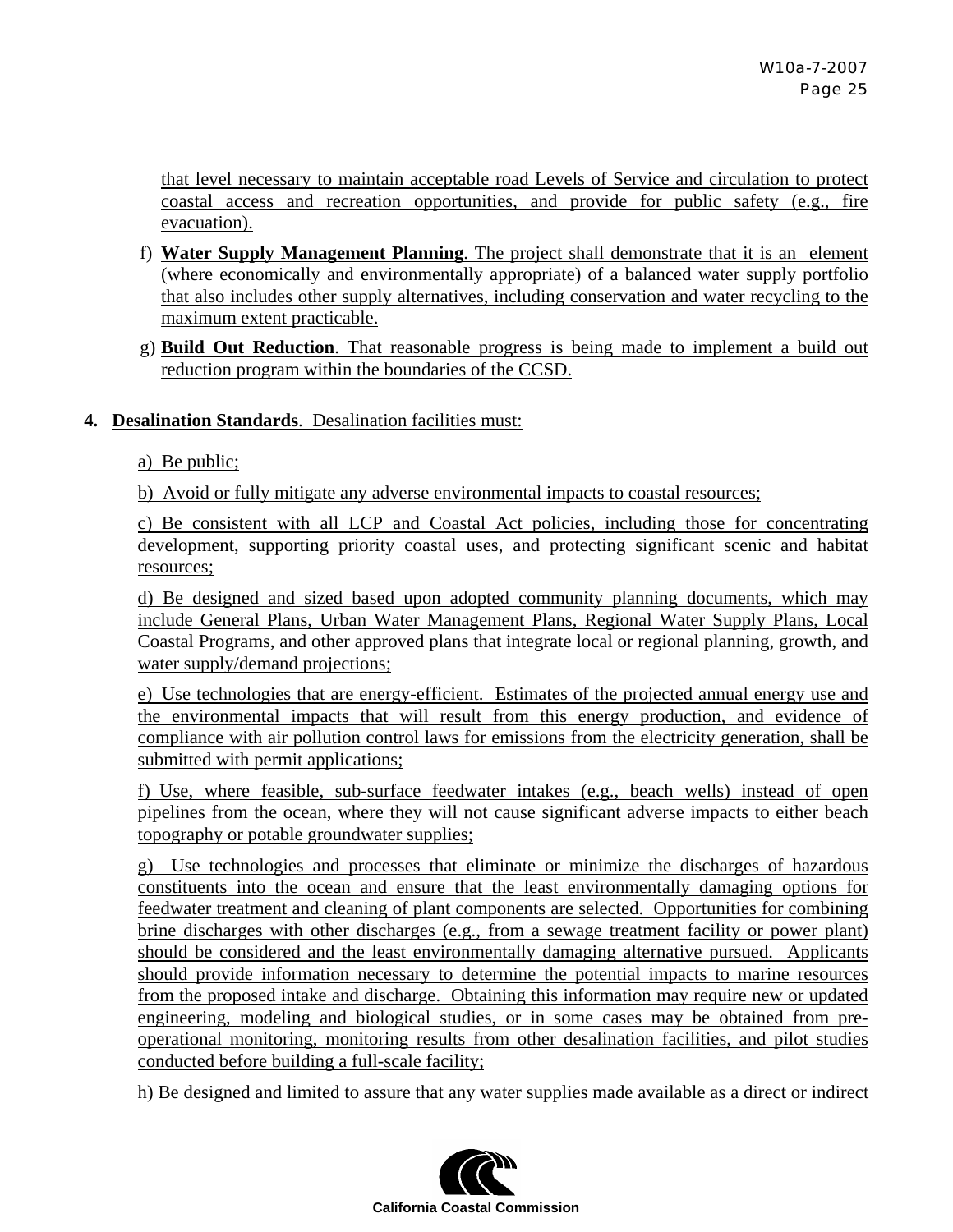that level necessary to maintain acceptable road Levels of Service and circulation to protect coastal access and recreation opportunities, and provide for public safety (e.g., fire evacuation).

f) **Water Supply Management Planning**. The project shall demonstrate that it is an element (where economically and environmentally appropriate) of a balanced water supply portfolio that also includes other supply alternatives, including conservation and water recycling to the maximum extent practicable.

g) **Build Out Reduction**. That reasonable progress is being made to implement a build out reduction program within the boundaries of the CCSD.

4. **Desalination Standards**. Desalination facilities must:

a) Be public;

b) Avoid or fully mitigate any adverse environmental impacts to coastal resources;

c) Be consistent with all LCP and Coastal Act policies, including those for concentrating development, supporting priority coastal uses, and protecting significant scenic and habitat resources;

d) Be designed and sized based upon adopted community planning documents, which may include General Plans, Urban Water Management Plans, Regional Water Supply Plans, Local Coastal Programs, and other approved plans that integrate local or regional planning, growth, and water supply/demand projections;

e) Use technologies that are energy-efficient. Estimates of the projected annual energy use and the environmental impacts that will result from this energy production, and evidence of compliance with air pollution control laws for emissions from the electricity generation, shall be submitted with permit applications;

f) Use, where feasible, sub-surface feedwater intakes (e.g., beach wells) instead of open pipelines from the ocean, where they will not cause significant adverse impacts to either beach topography or potable groundwater supplies;

g) Use technologies and processes that eliminate or minimize the discharges of hazardous constituents into the ocean and ensure that the least environmentally damaging options for feedwater treatment and cleaning of plant components are selected. Opportunities for combining brine discharges with other discharges (e.g., from a sewage treatment facility or power plant) should be considered and the least environmentally damaging alternative pursued. Applicants should provide information necessary to determine the potential impacts to marine resources from the proposed intake and discharge. Obtaining this information may require new or updated engineering, modeling and biological studies, or in some cases may be obtained from pre-operational monitoring, monitoring results from other desalination facilities, and pilot studies conducted before building a full-scale facility;

h) Be designed and limited to assure that any water supplies made available as a direct or indirect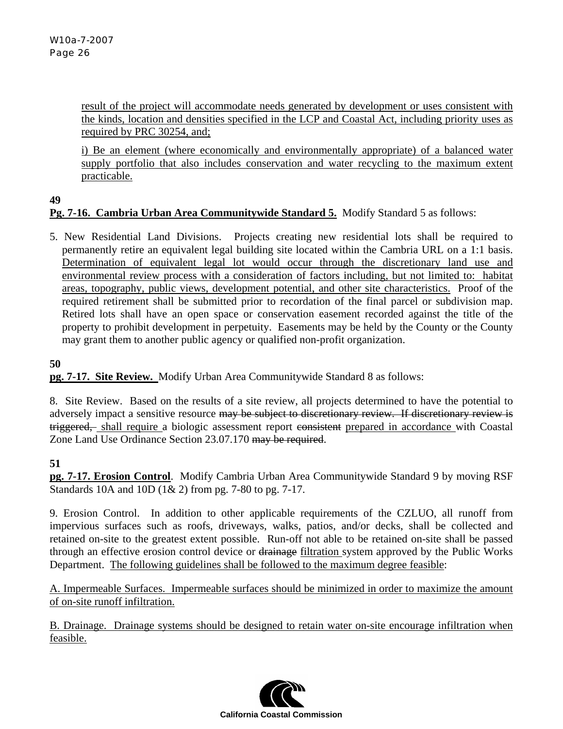<u>result of the project will accommodate needs generated by development or uses consistent with the kinds, location and densities specified in the LCP and Coastal Act, including priority uses as required by PRC 30254, and;</u>

<u>i) Be an element (where economically and environmentally appropriate) of a balanced water supply portfolio that also includes conservation and water recycling to the maximum extent practicable.</u>

**49**
**<u>Pg. 7-16. Cambria Urban Area Communitywide Standard 5.</u>** Modify Standard 5 as follows:

5. New Residential Land Divisions. Projects creating new residential lots shall be required to permanently retire an equivalent legal building site located within the Cambria URL on a 1:1 basis. <u>Determination of equivalent legal lot would occur through the discretionary land use and environmental review process with a consideration of factors including, but not limited to: habitat areas, topography, public views, development potential, and other site characteristics.</u> Proof of the required retirement shall be submitted prior to recordation of the final parcel or subdivision map. Retired lots shall have an open space or conservation easement recorded against the title of the property to prohibit development in perpetuity. Easements may be held by the County or the County may grant them to another public agency or qualified non-profit organization.

**50**
**<u>pg. 7-17. Site Review.</u>** Modify Urban Area Communitywide Standard 8 as follows:

8. Site Review. Based on the results of a site review, all projects determined to have the potential to adversely impact a sensitive resource ~~may be subject to discretionary review. If discretionary review is triggered,~~ <u>shall require</u> a biologic assessment report ~~consistent~~ <u>prepared in accordance</u> with Coastal Zone Land Use Ordinance Section 23.07.170 ~~may be required~~.

**51**
**<u>pg. 7-17. Erosion Control</u>**. Modify Cambria Urban Area Communitywide Standard 9 by moving RSF Standards 10A and 10D (1& 2) from pg. 7-80 to pg. 7-17.

9. Erosion Control. In addition to other applicable requirements of the CZLUO, all runoff from impervious surfaces such as roofs, driveways, walks, patios, and/or decks, shall be collected and retained on-site to the greatest extent possible. Run-off not able to be retained on-site shall be passed through an effective erosion control device or ~~drainage~~ <u>filtration</u> system approved by the Public Works Department. <u>The following guidelines shall be followed to the maximum degree feasible</u>:

<u>A. Impermeable Surfaces. Impermeable surfaces should be minimized in order to maximize the amount of on-site runoff infiltration.</u>

<u>B. Drainage. Drainage systems should be designed to retain water on-site encourage infiltration when feasible.</u>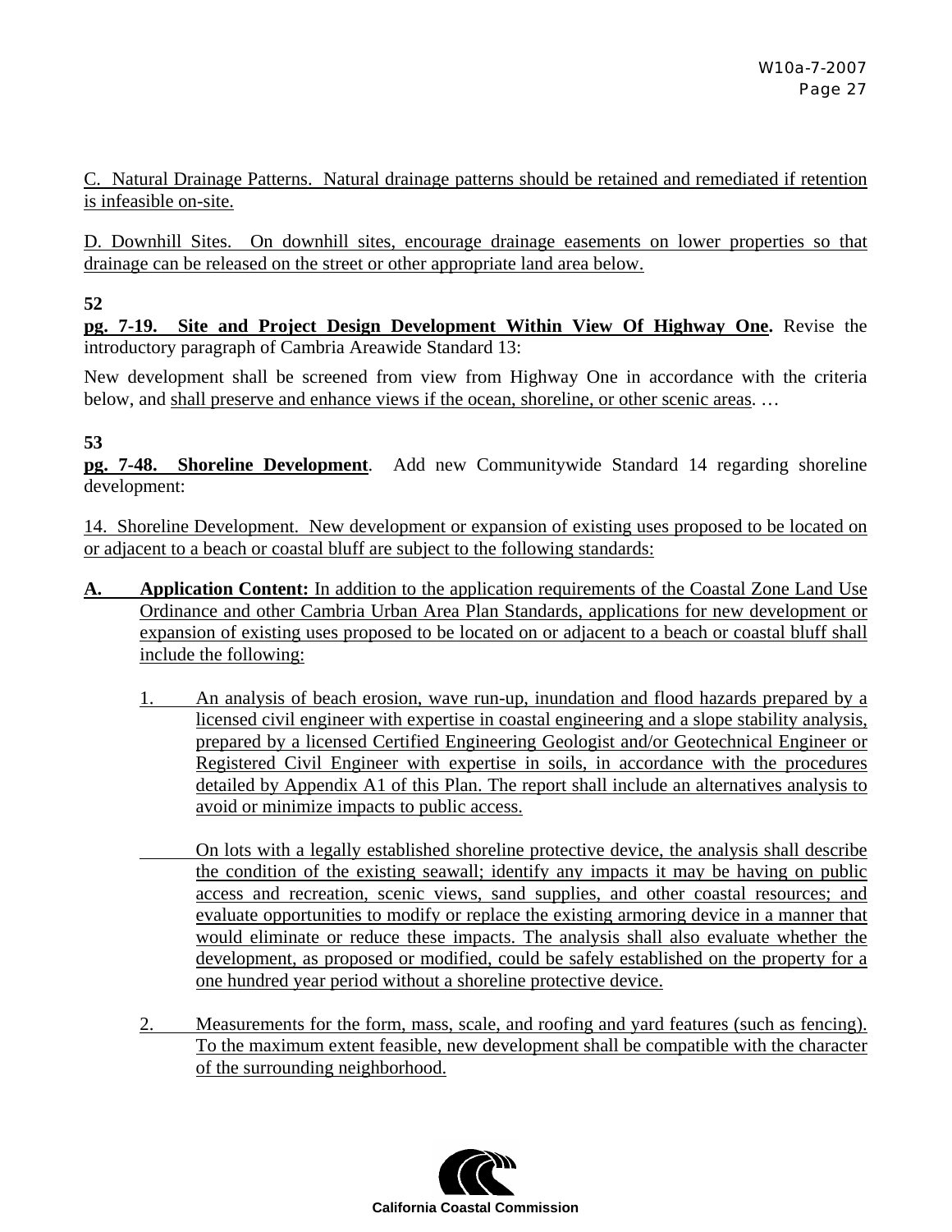C. Natural Drainage Patterns. Natural drainage patterns should be retained and remediated if retention is infeasible on-site.

D. Downhill Sites. On downhill sites, encourage drainage easements on lower properties so that drainage can be released on the street or other appropriate land area below.

**52**

**pg. 7-19. Site and Project Design Development Within View Of Highway One.** Revise the introductory paragraph of Cambria Areawide Standard 13:

New development shall be screened from view from Highway One in accordance with the criteria below, and shall preserve and enhance views if the ocean, shoreline, or other scenic areas. …

**53**

**pg. 7-48. Shoreline Development**. Add new Communitywide Standard 14 regarding shoreline development:

14. Shoreline Development. New development or expansion of existing uses proposed to be located on or adjacent to a beach or coastal bluff are subject to the following standards:

**A. Application Content:** In addition to the application requirements of the Coastal Zone Land Use Ordinance and other Cambria Urban Area Plan Standards, applications for new development or expansion of existing uses proposed to be located on or adjacent to a beach or coastal bluff shall include the following:

1. An analysis of beach erosion, wave run-up, inundation and flood hazards prepared by a licensed civil engineer with expertise in coastal engineering and a slope stability analysis, prepared by a licensed Certified Engineering Geologist and/or Geotechnical Engineer or Registered Civil Engineer with expertise in soils, in accordance with the procedures detailed by Appendix A1 of this Plan. The report shall include an alternatives analysis to avoid or minimize impacts to public access.

   On lots with a legally established shoreline protective device, the analysis shall describe the condition of the existing seawall; identify any impacts it may be having on public access and recreation, scenic views, sand supplies, and other coastal resources; and evaluate opportunities to modify or replace the existing armoring device in a manner that would eliminate or reduce these impacts. The analysis shall also evaluate whether the development, as proposed or modified, could be safely established on the property for a one hundred year period without a shoreline protective device.

2. Measurements for the form, mass, scale, and roofing and yard features (such as fencing). To the maximum extent feasible, new development shall be compatible with the character of the surrounding neighborhood.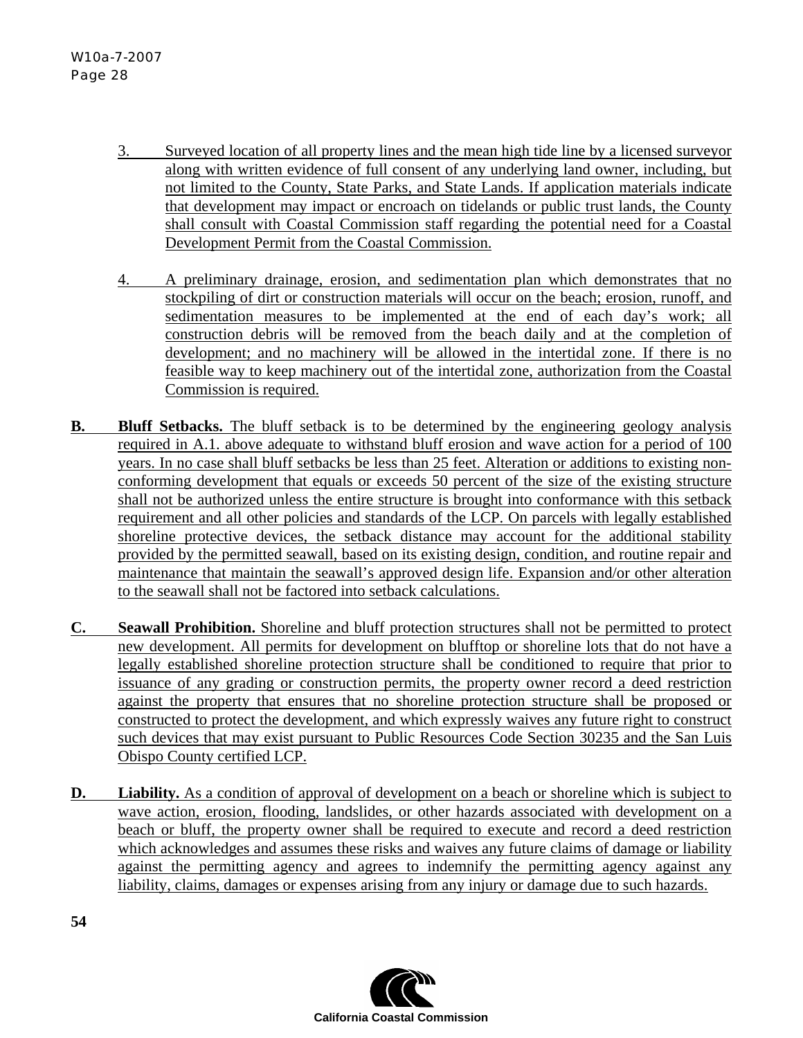3. Surveyed location of all property lines and the mean high tide line by a licensed surveyor along with written evidence of full consent of any underlying land owner, including, but not limited to the County, State Parks, and State Lands. If application materials indicate that development may impact or encroach on tidelands or public trust lands, the County shall consult with Coastal Commission staff regarding the potential need for a Coastal Development Permit from the Coastal Commission.

4. A preliminary drainage, erosion, and sedimentation plan which demonstrates that no stockpiling of dirt or construction materials will occur on the beach; erosion, runoff, and sedimentation measures to be implemented at the end of each day's work; all construction debris will be removed from the beach daily and at the completion of development; and no machinery will be allowed in the intertidal zone. If there is no feasible way to keep machinery out of the intertidal zone, authorization from the Coastal Commission is required.

**B. Bluff Setbacks.** The bluff setback is to be determined by the engineering geology analysis required in A.1. above adequate to withstand bluff erosion and wave action for a period of 100 years. In no case shall bluff setbacks be less than 25 feet. Alteration or additions to existing non-conforming development that equals or exceeds 50 percent of the size of the existing structure shall not be authorized unless the entire structure is brought into conformance with this setback requirement and all other policies and standards of the LCP. On parcels with legally established shoreline protective devices, the setback distance may account for the additional stability provided by the permitted seawall, based on its existing design, condition, and routine repair and maintenance that maintain the seawall's approved design life. Expansion and/or other alteration to the seawall shall not be factored into setback calculations.

**C. Seawall Prohibition.** Shoreline and bluff protection structures shall not be permitted to protect new development. All permits for development on blufftop or shoreline lots that do not have a legally established shoreline protection structure shall be conditioned to require that prior to issuance of any grading or construction permits, the property owner record a deed restriction against the property that ensures that no shoreline protection structure shall be proposed or constructed to protect the development, and which expressly waives any future right to construct such devices that may exist pursuant to Public Resources Code Section 30235 and the San Luis Obispo County certified LCP.

**D. Liability.** As a condition of approval of development on a beach or shoreline which is subject to wave action, erosion, flooding, landslides, or other hazards associated with development on a beach or bluff, the property owner shall be required to execute and record a deed restriction which acknowledges and assumes these risks and waives any future claims of damage or liability against the permitting agency and agrees to indemnify the permitting agency against any liability, claims, damages or expenses arising from any injury or damage due to such hazards.

**54**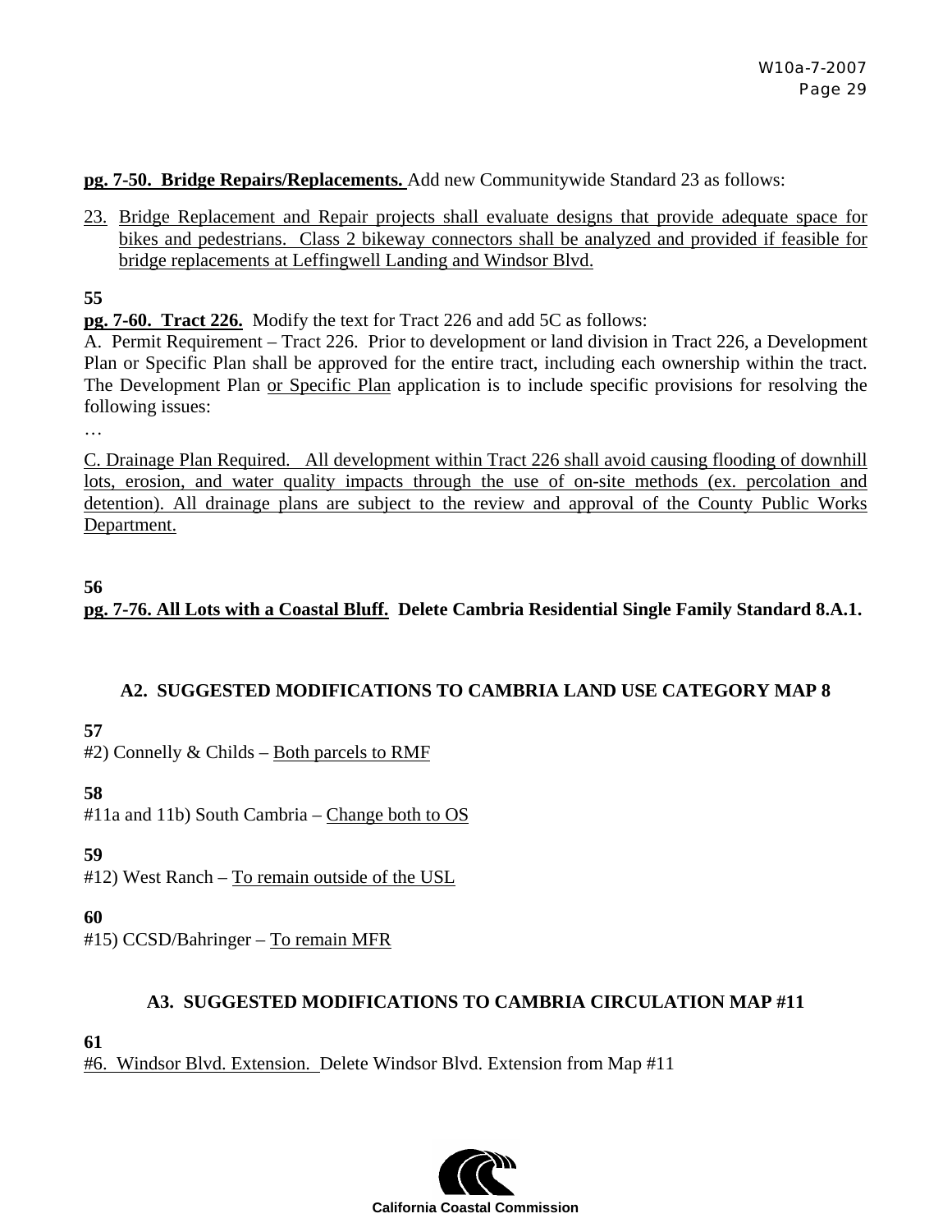**pg. 7-50. Bridge Repairs/Replacements.** Add new Communitywide Standard 23 as follows:

23. Bridge Replacement and Repair projects shall evaluate designs that provide adequate space for bikes and pedestrians. Class 2 bikeway connectors shall be analyzed and provided if feasible for bridge replacements at Leffingwell Landing and Windsor Blvd.

**55**

**pg. 7-60. Tract 226.** Modify the text for Tract 226 and add 5C as follows:

A. Permit Requirement – Tract 226. Prior to development or land division in Tract 226, a Development Plan or Specific Plan shall be approved for the entire tract, including each ownership within the tract. The Development Plan or Specific Plan application is to include specific provisions for resolving the following issues:

…

C. Drainage Plan Required. All development within Tract 226 shall avoid causing flooding of downhill lots, erosion, and water quality impacts through the use of on-site methods (ex. percolation and detention). All drainage plans are subject to the review and approval of the County Public Works Department.

**56**

**pg. 7-76. All Lots with a Coastal Bluff. Delete Cambria Residential Single Family Standard 8.A.1.**

## A2. SUGGESTED MODIFICATIONS TO CAMBRIA LAND USE CATEGORY MAP 8

**57**

#2) Connelly & Childs – Both parcels to RMF

**58**

#11a and 11b) South Cambria – Change both to OS

**59**

#12) West Ranch – To remain outside of the USL

**60**

#15) CCSD/Bahringer – To remain MFR

## A3. SUGGESTED MODIFICATIONS TO CAMBRIA CIRCULATION MAP #11

**61**

#6. Windsor Blvd. Extension. Delete Windsor Blvd. Extension from Map #11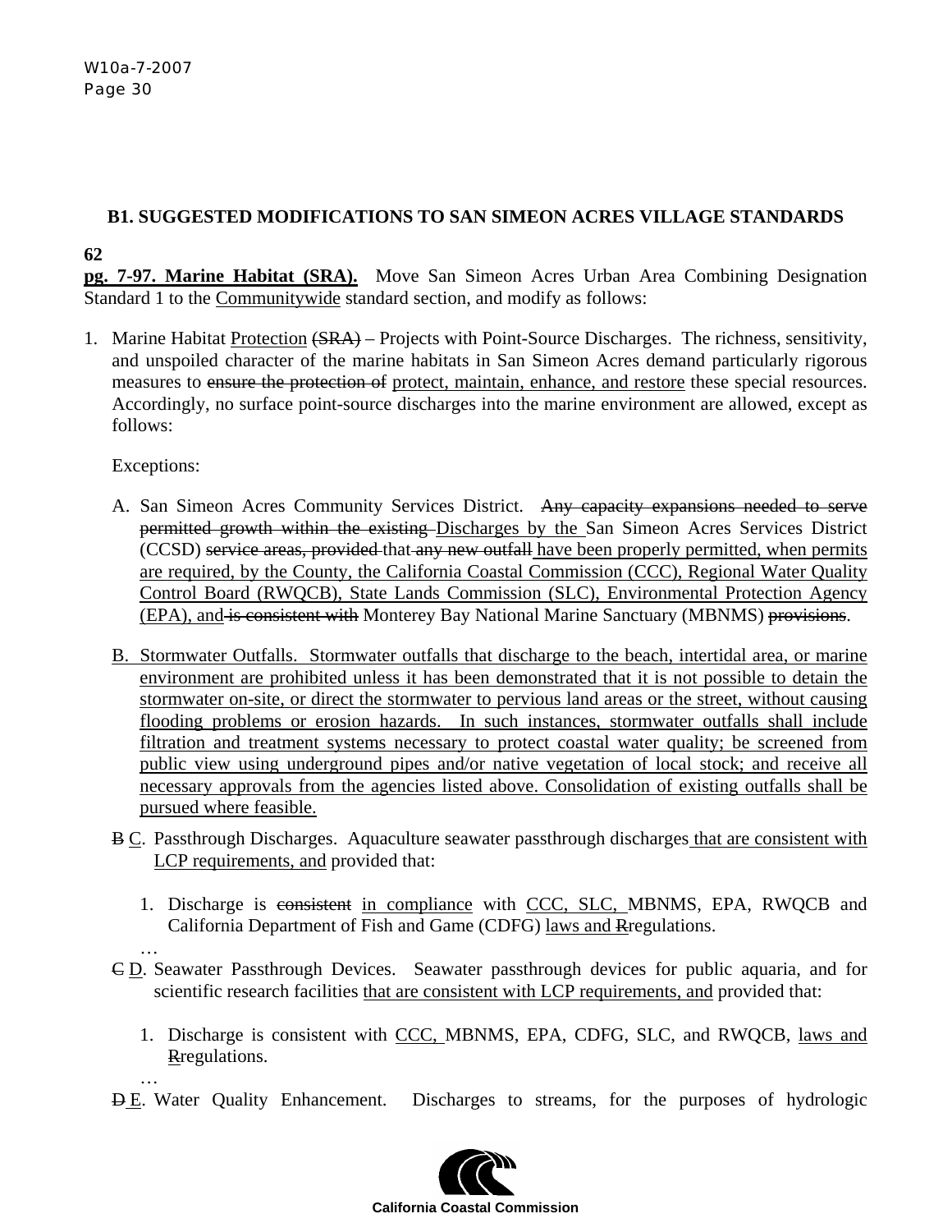## B1. SUGGESTED MODIFICATIONS TO SAN SIMEON ACRES VILLAGE STANDARDS

**62**

**pg. 7-97. Marine Habitat (SRA).** Move San Simeon Acres Urban Area Combining Designation Standard 1 to the <u>Communitywide</u> standard section, and modify as follows:

1. Marine Habitat <u>Protection</u> ~~(SRA)~~ – Projects with Point-Source Discharges. The richness, sensitivity, and unspoiled character of the marine habitats in San Simeon Acres demand particularly rigorous measures to ~~ensure the protection of~~ <u>protect, maintain, enhance, and restore</u> these special resources. Accordingly, no surface point-source discharges into the marine environment are allowed, except as follows:

   Exceptions:

   A. San Simeon Acres Community Services District. ~~Any capacity expansions needed to serve permitted growth within the existing~~ <u>Discharges by the</u> San Simeon Acres Services District (CCSD) ~~service areas, provided~~ that ~~any new outfall~~ <u>have been properly permitted, when permits are required, by the County, the California Coastal Commission (CCC), Regional Water Quality Control Board (RWQCB), State Lands Commission (SLC), Environmental Protection Agency (EPA), and</u> ~~is consistent with~~ Monterey Bay National Marine Sanctuary (MBNMS) ~~provisions~~.

   <u>B. Stormwater Outfalls. Stormwater outfalls that discharge to the beach, intertidal area, or marine environment are prohibited unless it has been demonstrated that it is not possible to detain the stormwater on-site, or direct the stormwater to pervious land areas or the street, without causing flooding problems or erosion hazards. In such instances, stormwater outfalls shall include filtration and treatment systems necessary to protect coastal water quality; be screened from public view using underground pipes and/or native vegetation of local stock; and receive all necessary approvals from the agencies listed above. Consolidation of existing outfalls shall be pursued where feasible.</u>

   ~~B~~ <u>C</u>. Passthrough Discharges. Aquaculture seawater passthrough discharges <u>that are consistent with LCP requirements, and</u> provided that:

      1. Discharge is ~~consistent~~ <u>in compliance</u> with <u>CCC, SLC,</u> MBNMS, EPA, RWQCB and California Department of Fish and Game (CDFG) <u>laws and</u> ~~R~~<u>r</u>egulations.

   …

   ~~C~~ <u>D</u>. Seawater Passthrough Devices. Seawater passthrough devices for public aquaria, and for scientific research facilities <u>that are consistent with LCP requirements, and</u> provided that:

      1. Discharge is consistent with <u>CCC,</u> MBNMS, EPA, CDFG, SLC, and RWQCB, <u>laws and</u> ~~R~~<u>r</u>egulations.

   …

   ~~D~~ <u>E</u>. Water Quality Enhancement. Discharges to streams, for the purposes of hydrologic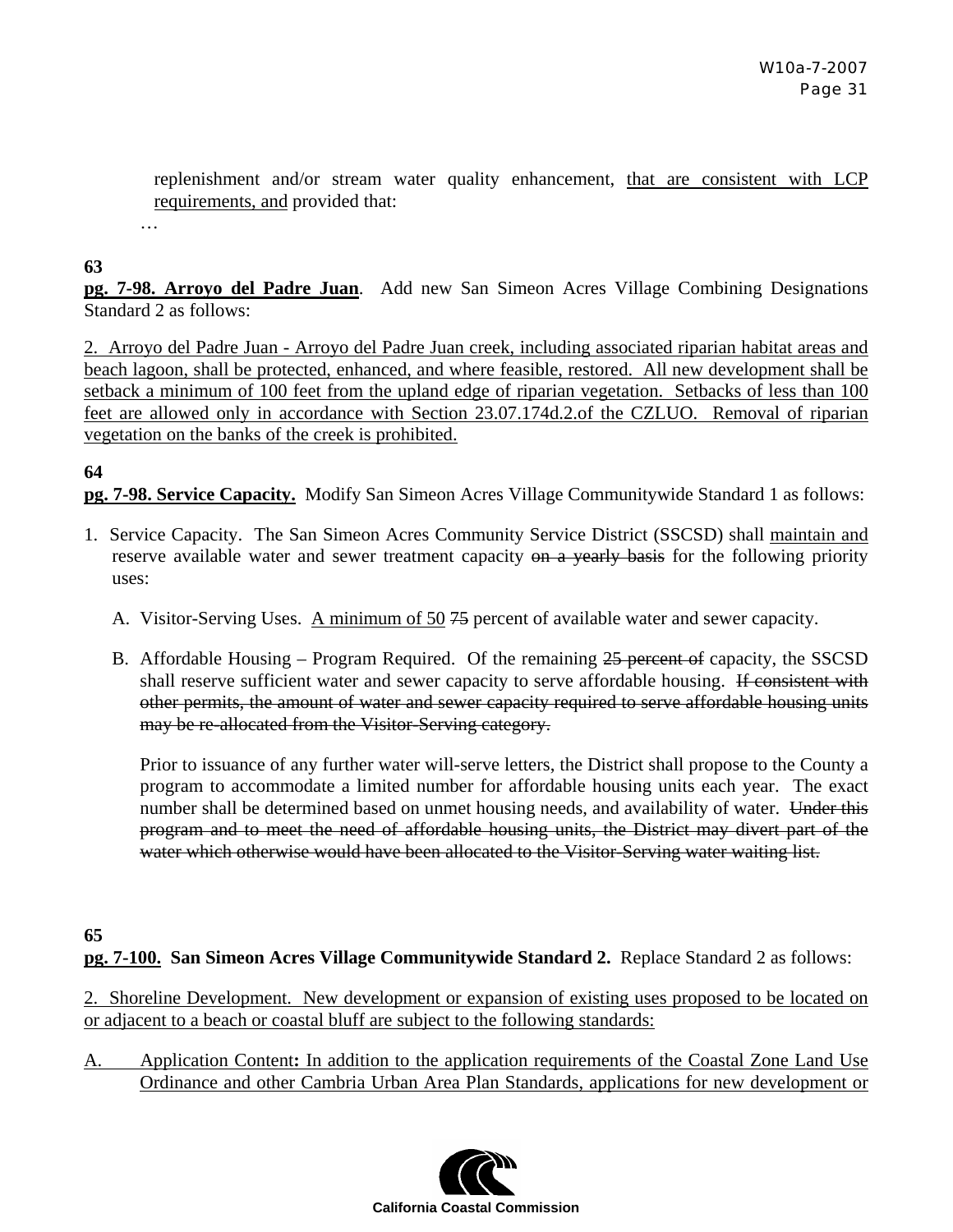replenishment and/or stream water quality enhancement, <u>that are consistent with LCP requirements, and</u> provided that:

…

**63**

**<u>pg. 7-98. Arroyo del Padre Juan</u>**. Add new San Simeon Acres Village Combining Designations Standard 2 as follows:

<u>2. Arroyo del Padre Juan - Arroyo del Padre Juan creek, including associated riparian habitat areas and beach lagoon, shall be protected, enhanced, and where feasible, restored. All new development shall be setback a minimum of 100 feet from the upland edge of riparian vegetation. Setbacks of less than 100 feet are allowed only in accordance with Section 23.07.174d.2.of the CZLUO. Removal of riparian vegetation on the banks of the creek is prohibited.</u>

**64**

**<u>pg. 7-98. Service Capacity.</u>** Modify San Simeon Acres Village Communitywide Standard 1 as follows:

1. Service Capacity. The San Simeon Acres Community Service District (SSCSD) shall <u>maintain and</u> reserve available water and sewer treatment capacity ~~on a yearly basis~~ for the following priority uses:

   A. Visitor-Serving Uses. <u>A minimum of 50</u> ~~75~~ percent of available water and sewer capacity.

   B. Affordable Housing – Program Required. Of the remaining ~~25 percent of~~ capacity, the SSCSD shall reserve sufficient water and sewer capacity to serve affordable housing. ~~If consistent with other permits, the amount of water and sewer capacity required to serve affordable housing units may be re-allocated from the Visitor-Serving category.~~

   Prior to issuance of any further water will-serve letters, the District shall propose to the County a program to accommodate a limited number for affordable housing units each year. The exact number shall be determined based on unmet housing needs, and availability of water. ~~Under this program and to meet the need of affordable housing units, the District may divert part of the water which otherwise would have been allocated to the Visitor-Serving water waiting list.~~

**65**

**<u>pg. 7-100.</u> San Simeon Acres Village Communitywide Standard 2.** Replace Standard 2 as follows:

<u>2. Shoreline Development. New development or expansion of existing uses proposed to be located on or adjacent to a beach or coastal bluff are subject to the following standards:</u>

<u>A. Application Content</u>**<u>:</u>** <u>In addition to the application requirements of the Coastal Zone Land Use Ordinance and other Cambria Urban Area Plan Standards, applications for new development or</u>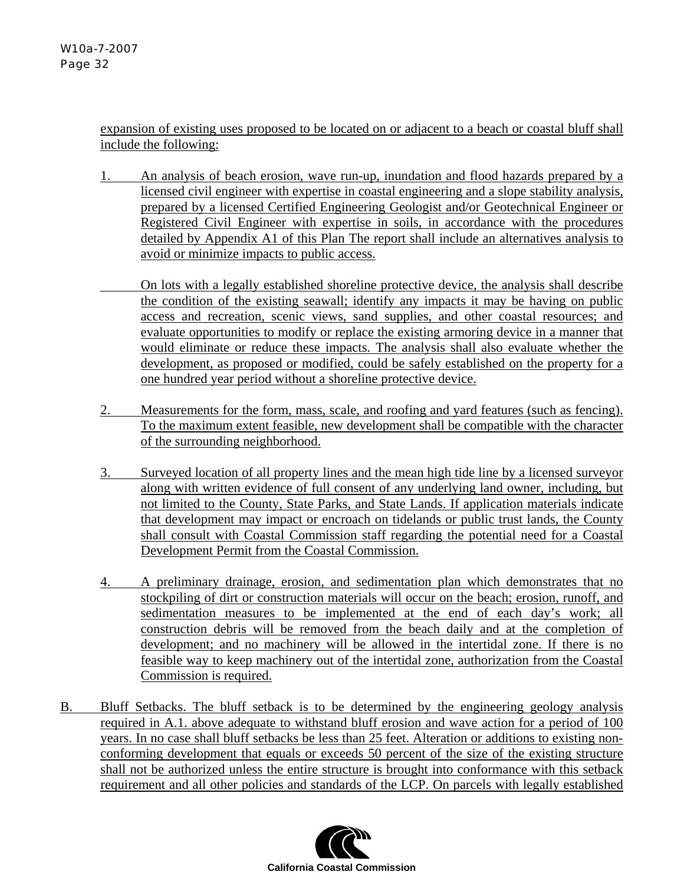expansion of existing uses proposed to be located on or adjacent to a beach or coastal bluff shall include the following:

1. An analysis of beach erosion, wave run-up, inundation and flood hazards prepared by a licensed civil engineer with expertise in coastal engineering and a slope stability analysis, prepared by a licensed Certified Engineering Geologist and/or Geotechnical Engineer or Registered Civil Engineer with expertise in soils, in accordance with the procedures detailed by Appendix A1 of this Plan The report shall include an alternatives analysis to avoid or minimize impacts to public access.

   On lots with a legally established shoreline protective device, the analysis shall describe the condition of the existing seawall; identify any impacts it may be having on public access and recreation, scenic views, sand supplies, and other coastal resources; and evaluate opportunities to modify or replace the existing armoring device in a manner that would eliminate or reduce these impacts. The analysis shall also evaluate whether the development, as proposed or modified, could be safely established on the property for a one hundred year period without a shoreline protective device.

2. Measurements for the form, mass, scale, and roofing and yard features (such as fencing). To the maximum extent feasible, new development shall be compatible with the character of the surrounding neighborhood.

3. Surveyed location of all property lines and the mean high tide line by a licensed surveyor along with written evidence of full consent of any underlying land owner, including, but not limited to the County, State Parks, and State Lands. If application materials indicate that development may impact or encroach on tidelands or public trust lands, the County shall consult with Coastal Commission staff regarding the potential need for a Coastal Development Permit from the Coastal Commission.

4. A preliminary drainage, erosion, and sedimentation plan which demonstrates that no stockpiling of dirt or construction materials will occur on the beach; erosion, runoff, and sedimentation measures to be implemented at the end of each day's work; all construction debris will be removed from the beach daily and at the completion of development; and no machinery will be allowed in the intertidal zone. If there is no feasible way to keep machinery out of the intertidal zone, authorization from the Coastal Commission is required.

B. Bluff Setbacks. The bluff setback is to be determined by the engineering geology analysis required in A.1. above adequate to withstand bluff erosion and wave action for a period of 100 years. In no case shall bluff setbacks be less than 25 feet. Alteration or additions to existing non-conforming development that equals or exceeds 50 percent of the size of the existing structure shall not be authorized unless the entire structure is brought into conformance with this setback requirement and all other policies and standards of the LCP. On parcels with legally established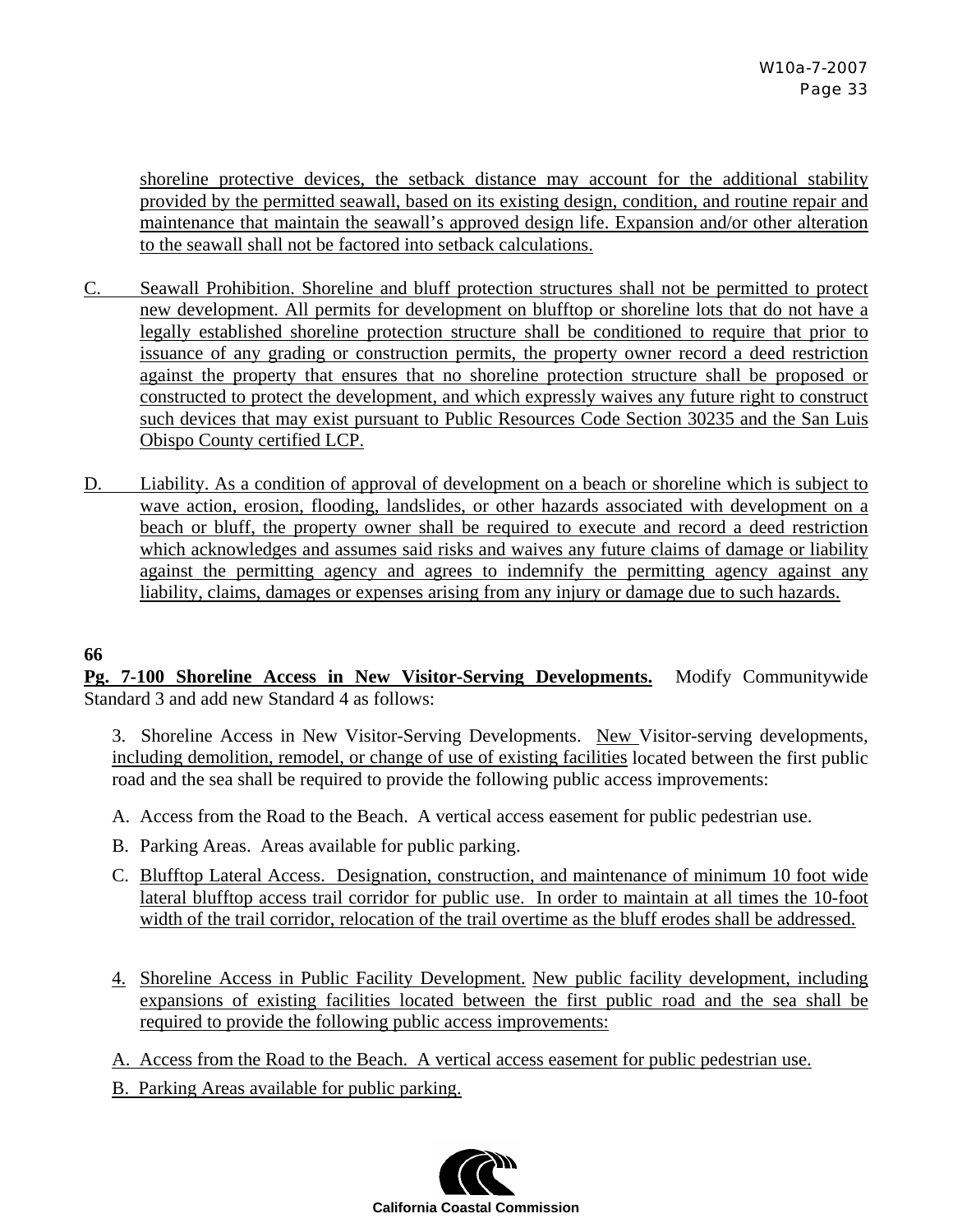shoreline protective devices, the setback distance may account for the additional stability provided by the permitted seawall, based on its existing design, condition, and routine repair and maintenance that maintain the seawall's approved design life. Expansion and/or other alteration to the seawall shall not be factored into setback calculations.

C. Seawall Prohibition. Shoreline and bluff protection structures shall not be permitted to protect new development. All permits for development on blufftop or shoreline lots that do not have a legally established shoreline protection structure shall be conditioned to require that prior to issuance of any grading or construction permits, the property owner record a deed restriction against the property that ensures that no shoreline protection structure shall be proposed or constructed to protect the development, and which expressly waives any future right to construct such devices that may exist pursuant to Public Resources Code Section 30235 and the San Luis Obispo County certified LCP.

D. Liability. As a condition of approval of development on a beach or shoreline which is subject to wave action, erosion, flooding, landslides, or other hazards associated with development on a beach or bluff, the property owner shall be required to execute and record a deed restriction which acknowledges and assumes said risks and waives any future claims of damage or liability against the permitting agency and agrees to indemnify the permitting agency against any liability, claims, damages or expenses arising from any injury or damage due to such hazards.

**66**

**Pg. 7-100 Shoreline Access in New Visitor-Serving Developments.** Modify Communitywide Standard 3 and add new Standard 4 as follows:

3. Shoreline Access in New Visitor-Serving Developments. New Visitor-serving developments, including demolition, remodel, or change of use of existing facilities located between the first public road and the sea shall be required to provide the following public access improvements:

A. Access from the Road to the Beach. A vertical access easement for public pedestrian use.

B. Parking Areas. Areas available for public parking.

C. Blufftop Lateral Access. Designation, construction, and maintenance of minimum 10 foot wide lateral blufftop access trail corridor for public use. In order to maintain at all times the 10-foot width of the trail corridor, relocation of the trail overtime as the bluff erodes shall be addressed.

4. Shoreline Access in Public Facility Development. New public facility development, including expansions of existing facilities located between the first public road and the sea shall be required to provide the following public access improvements:

A. Access from the Road to the Beach. A vertical access easement for public pedestrian use.

B. Parking Areas available for public parking.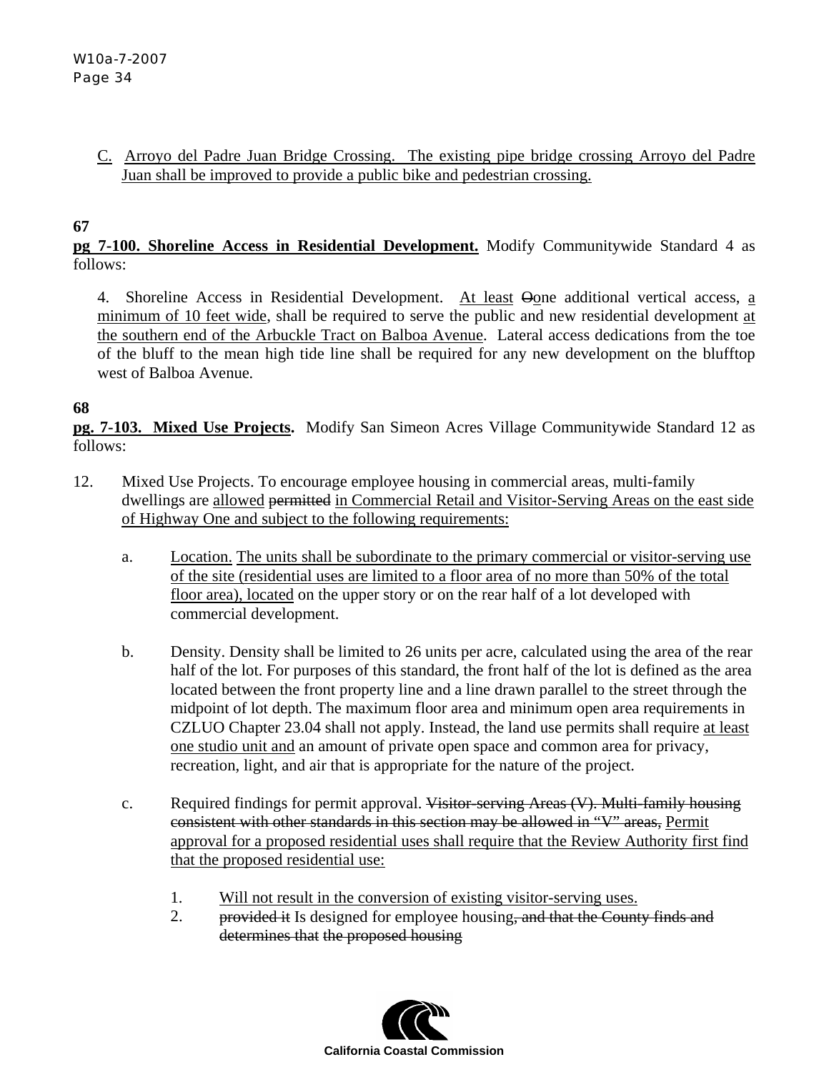C. Arroyo del Padre Juan Bridge Crossing. The existing pipe bridge crossing Arroyo del Padre Juan shall be improved to provide a public bike and pedestrian crossing.

**67**

**pg 7-100. Shoreline Access in Residential Development.** Modify Communitywide Standard 4 as follows:

4. Shoreline Access in Residential Development. At least ~~O~~one additional vertical access, a minimum of 10 feet wide, shall be required to serve the public and new residential development at the southern end of the Arbuckle Tract on Balboa Avenue. Lateral access dedications from the toe of the bluff to the mean high tide line shall be required for any new development on the blufftop west of Balboa Avenue.

**68**

**pg. 7-103. Mixed Use Projects.** Modify San Simeon Acres Village Communitywide Standard 12 as follows:

12. Mixed Use Projects. To encourage employee housing in commercial areas, multi-family dwellings are allowed ~~permitted~~ in Commercial Retail and Visitor-Serving Areas on the east side of Highway One and subject to the following requirements:

   a. Location. The units shall be subordinate to the primary commercial or visitor-serving use of the site (residential uses are limited to a floor area of no more than 50% of the total floor area), located on the upper story or on the rear half of a lot developed with commercial development.

   b. Density. Density shall be limited to 26 units per acre, calculated using the area of the rear half of the lot. For purposes of this standard, the front half of the lot is defined as the area located between the front property line and a line drawn parallel to the street through the midpoint of lot depth. The maximum floor area and minimum open area requirements in CZLUO Chapter 23.04 shall not apply. Instead, the land use permits shall require at least one studio unit and an amount of private open space and common area for privacy, recreation, light, and air that is appropriate for the nature of the project.

   c. Required findings for permit approval. ~~Visitor-serving Areas (V). Multi-family housing consistent with other standards in this section may be allowed in "V" areas,~~ Permit approval for a proposed residential uses shall require that the Review Authority first find that the proposed residential use:

      1. Will not result in the conversion of existing visitor-serving uses.
      2. ~~provided it~~ Is designed for employee housing~~, and that the County finds and determines that the proposed housing~~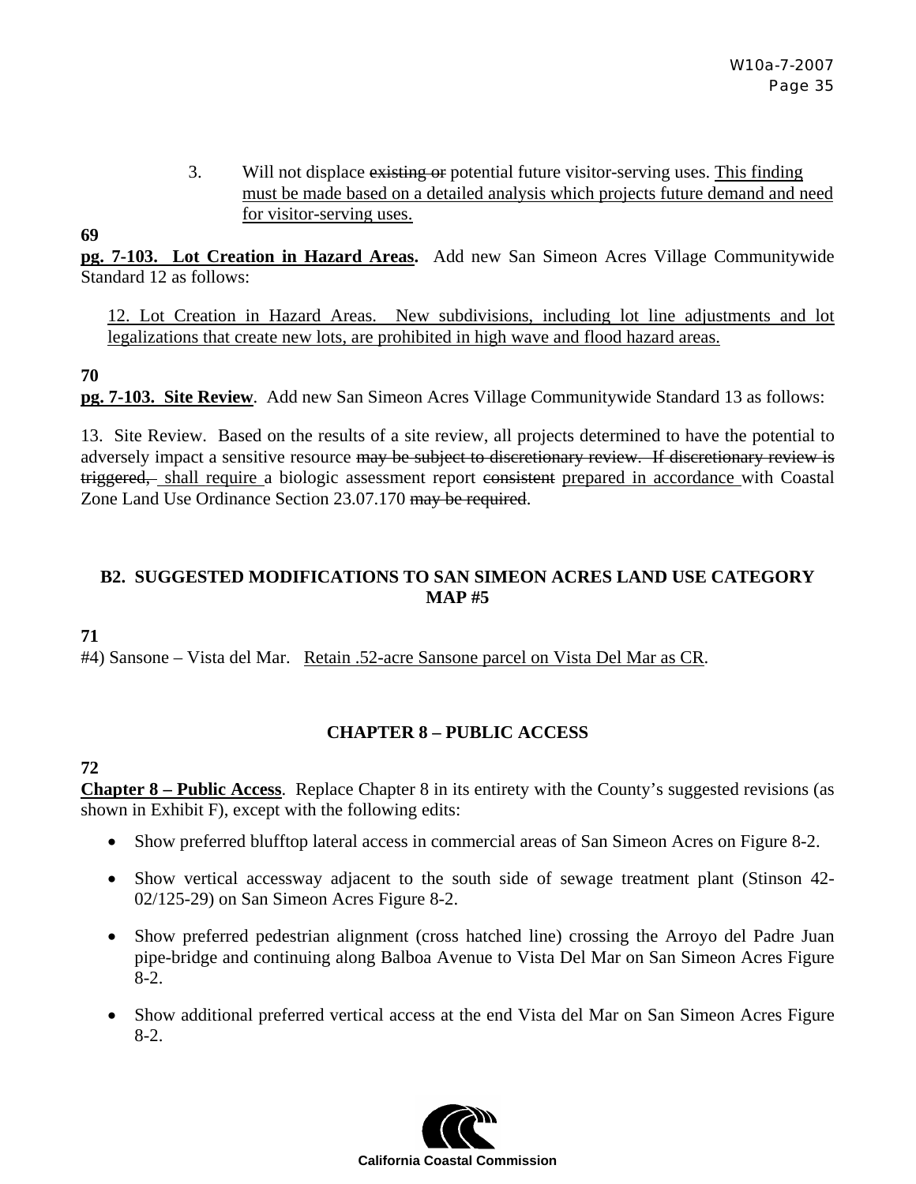3. Will not displace ~~existing or~~ potential future visitor-serving uses. <u>This finding must be made based on a detailed analysis which projects future demand and need for visitor-serving uses.</u>

**69**

**<u>pg. 7-103. Lot Creation in Hazard Areas</u>.** Add new San Simeon Acres Village Communitywide Standard 12 as follows:

<u>12. Lot Creation in Hazard Areas. New subdivisions, including lot line adjustments and lot legalizations that create new lots, are prohibited in high wave and flood hazard areas.</u>

**70**

**<u>pg. 7-103. Site Review</u>**. Add new San Simeon Acres Village Communitywide Standard 13 as follows:

13. Site Review. Based on the results of a site review, all projects determined to have the potential to adversely impact a sensitive resource ~~may be subject to discretionary review. If discretionary review is triggered,~~ <u>shall require</u> a biologic assessment report ~~consistent~~ <u>prepared in accordance</u> with Coastal Zone Land Use Ordinance Section 23.07.170 ~~may be required~~.

## B2. SUGGESTED MODIFICATIONS TO SAN SIMEON ACRES LAND USE CATEGORY MAP #5

**71**

#4) Sansone – Vista del Mar. <u>Retain .52-acre Sansone parcel on Vista Del Mar as CR</u>.

## CHAPTER 8 – PUBLIC ACCESS

**72**

**<u>Chapter 8 – Public Access</u>**. Replace Chapter 8 in its entirety with the County's suggested revisions (as shown in Exhibit F), except with the following edits:

- Show preferred blufftop lateral access in commercial areas of San Simeon Acres on Figure 8-2.
- Show vertical accessway adjacent to the south side of sewage treatment plant (Stinson 42-02/125-29) on San Simeon Acres Figure 8-2.
- Show preferred pedestrian alignment (cross hatched line) crossing the Arroyo del Padre Juan pipe-bridge and continuing along Balboa Avenue to Vista Del Mar on San Simeon Acres Figure 8-2.
- Show additional preferred vertical access at the end Vista del Mar on San Simeon Acres Figure 8-2.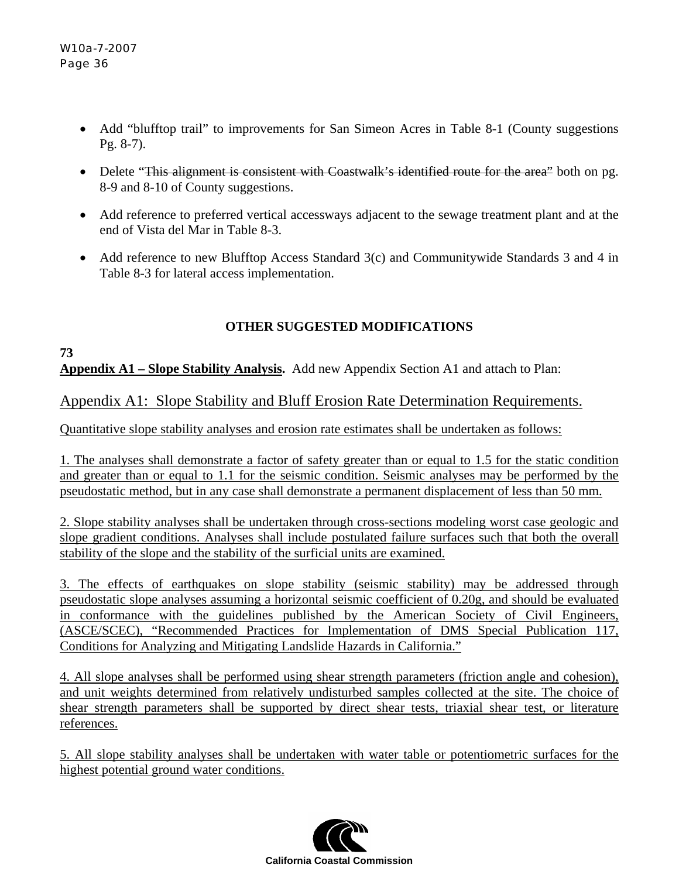- Add "blufftop trail" to improvements for San Simeon Acres in Table 8-1 (County suggestions Pg. 8-7).
- Delete "~~This alignment is consistent with Coastwalk's identified route for the area~~" both on pg. 8-9 and 8-10 of County suggestions.
- Add reference to preferred vertical accessways adjacent to the sewage treatment plant and at the end of Vista del Mar in Table 8-3.
- Add reference to new Blufftop Access Standard 3(c) and Communitywide Standards 3 and 4 in Table 8-3 for lateral access implementation.

## OTHER SUGGESTED MODIFICATIONS

**73**

**<u>Appendix A1 – Slope Stability Analysis</u>.** Add new Appendix Section A1 and attach to Plan:

### <u>Appendix A1: Slope Stability and Bluff Erosion Rate Determination Requirements.</u>

<u>Quantitative slope stability analyses and erosion rate estimates shall be undertaken as follows:</u>

<u>1. The analyses shall demonstrate a factor of safety greater than or equal to 1.5 for the static condition and greater than or equal to 1.1 for the seismic condition. Seismic analyses may be performed by the pseudostatic method, but in any case shall demonstrate a permanent displacement of less than 50 mm.</u>

<u>2. Slope stability analyses shall be undertaken through cross-sections modeling worst case geologic and slope gradient conditions. Analyses shall include postulated failure surfaces such that both the overall stability of the slope and the stability of the surficial units are examined.</u>

<u>3. The effects of earthquakes on slope stability (seismic stability) may be addressed through pseudostatic slope analyses assuming a horizontal seismic coefficient of 0.20g, and should be evaluated in conformance with the guidelines published by the American Society of Civil Engineers, (ASCE/SCEC), "Recommended Practices for Implementation of DMS Special Publication 117, Conditions for Analyzing and Mitigating Landslide Hazards in California."</u>

<u>4. All slope analyses shall be performed using shear strength parameters (friction angle and cohesion), and unit weights determined from relatively undisturbed samples collected at the site. The choice of shear strength parameters shall be supported by direct shear tests, triaxial shear test, or literature references.</u>

<u>5. All slope stability analyses shall be undertaken with water table or potentiometric surfaces for the highest potential ground water conditions.</u>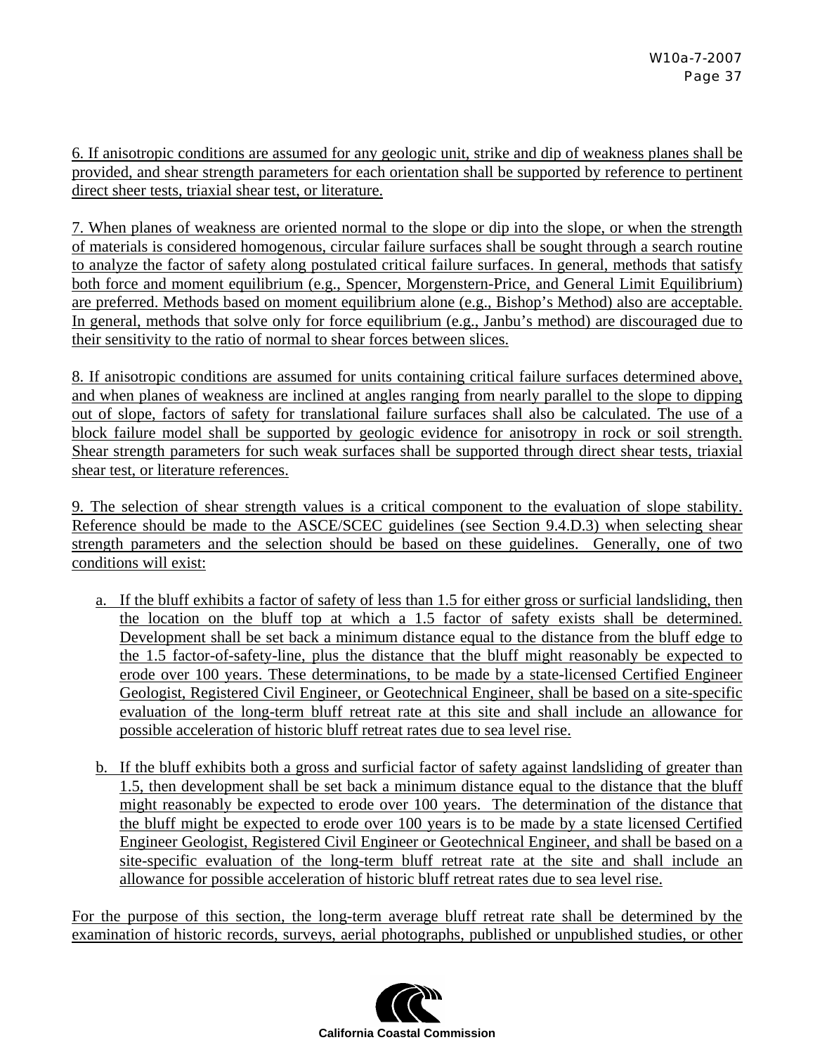6. If anisotropic conditions are assumed for any geologic unit, strike and dip of weakness planes shall be provided, and shear strength parameters for each orientation shall be supported by reference to pertinent direct sheer tests, triaxial shear test, or literature.

7. When planes of weakness are oriented normal to the slope or dip into the slope, or when the strength of materials is considered homogenous, circular failure surfaces shall be sought through a search routine to analyze the factor of safety along postulated critical failure surfaces. In general, methods that satisfy both force and moment equilibrium (e.g., Spencer, Morgenstern-Price, and General Limit Equilibrium) are preferred. Methods based on moment equilibrium alone (e.g., Bishop's Method) also are acceptable. In general, methods that solve only for force equilibrium (e.g., Janbu's method) are discouraged due to their sensitivity to the ratio of normal to shear forces between slices.

8. If anisotropic conditions are assumed for units containing critical failure surfaces determined above, and when planes of weakness are inclined at angles ranging from nearly parallel to the slope to dipping out of slope, factors of safety for translational failure surfaces shall also be calculated. The use of a block failure model shall be supported by geologic evidence for anisotropy in rock or soil strength. Shear strength parameters for such weak surfaces shall be supported through direct shear tests, triaxial shear test, or literature references.

9. The selection of shear strength values is a critical component to the evaluation of slope stability. Reference should be made to the ASCE/SCEC guidelines (see Section 9.4.D.3) when selecting shear strength parameters and the selection should be based on these guidelines. Generally, one of two conditions will exist:

a. If the bluff exhibits a factor of safety of less than 1.5 for either gross or surficial landsliding, then the location on the bluff top at which a 1.5 factor of safety exists shall be determined. Development shall be set back a minimum distance equal to the distance from the bluff edge to the 1.5 factor-of-safety-line, plus the distance that the bluff might reasonably be expected to erode over 100 years. These determinations, to be made by a state-licensed Certified Engineer Geologist, Registered Civil Engineer, or Geotechnical Engineer, shall be based on a site-specific evaluation of the long-term bluff retreat rate at this site and shall include an allowance for possible acceleration of historic bluff retreat rates due to sea level rise.

b. If the bluff exhibits both a gross and surficial factor of safety against landsliding of greater than 1.5, then development shall be set back a minimum distance equal to the distance that the bluff might reasonably be expected to erode over 100 years. The determination of the distance that the bluff might be expected to erode over 100 years is to be made by a state licensed Certified Engineer Geologist, Registered Civil Engineer or Geotechnical Engineer, and shall be based on a site-specific evaluation of the long-term bluff retreat rate at the site and shall include an allowance for possible acceleration of historic bluff retreat rates due to sea level rise.

For the purpose of this section, the long-term average bluff retreat rate shall be determined by the examination of historic records, surveys, aerial photographs, published or unpublished studies, or other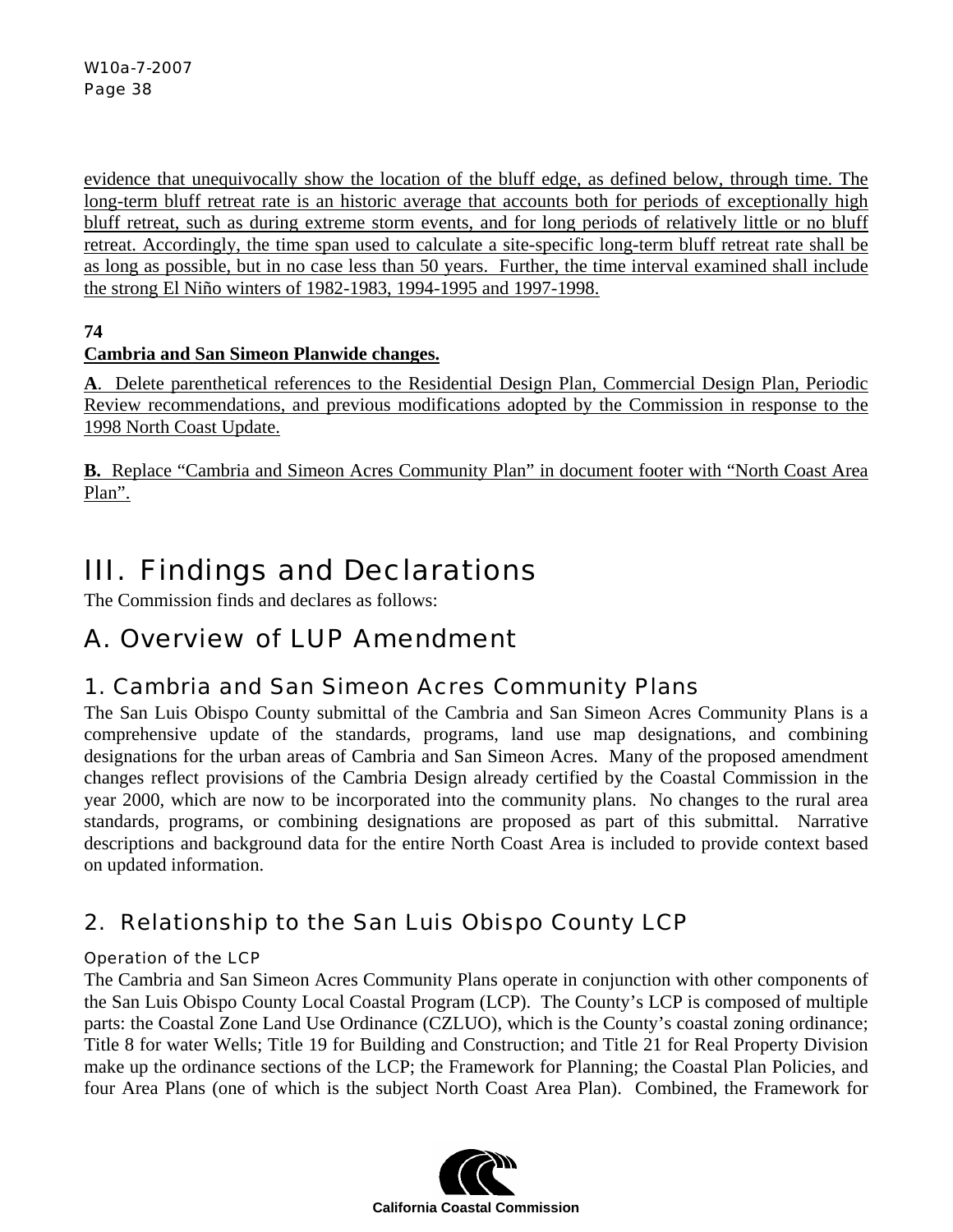evidence that unequivocally show the location of the bluff edge, as defined below, through time. The long-term bluff retreat rate is an historic average that accounts both for periods of exceptionally high bluff retreat, such as during extreme storm events, and for long periods of relatively little or no bluff retreat. Accordingly, the time span used to calculate a site-specific long-term bluff retreat rate shall be as long as possible, but in no case less than 50 years. Further, the time interval examined shall include the strong El Niño winters of 1982-1983, 1994-1995 and 1997-1998.

**74**
**Cambria and San Simeon Planwide changes.**

**A**. Delete parenthetical references to the Residential Design Plan, Commercial Design Plan, Periodic Review recommendations, and previous modifications adopted by the Commission in response to the 1998 North Coast Update.

**B.** Replace "Cambria and Simeon Acres Community Plan" in document footer with "North Coast Area Plan".

# III. Findings and Declarations

The Commission finds and declares as follows:

## A. Overview of LUP Amendment

### 1. Cambria and San Simeon Acres Community Plans

The San Luis Obispo County submittal of the Cambria and San Simeon Acres Community Plans is a comprehensive update of the standards, programs, land use map designations, and combining designations for the urban areas of Cambria and San Simeon Acres. Many of the proposed amendment changes reflect provisions of the Cambria Design already certified by the Coastal Commission in the year 2000, which are now to be incorporated into the community plans. No changes to the rural area standards, programs, or combining designations are proposed as part of this submittal. Narrative descriptions and background data for the entire North Coast Area is included to provide context based on updated information.

### 2. Relationship to the San Luis Obispo County LCP

#### Operation of the LCP

The Cambria and San Simeon Acres Community Plans operate in conjunction with other components of the San Luis Obispo County Local Coastal Program (LCP). The County's LCP is composed of multiple parts: the Coastal Zone Land Use Ordinance (CZLUO), which is the County's coastal zoning ordinance; Title 8 for water Wells; Title 19 for Building and Construction; and Title 21 for Real Property Division make up the ordinance sections of the LCP; the Framework for Planning; the Coastal Plan Policies, and four Area Plans (one of which is the subject North Coast Area Plan). Combined, the Framework for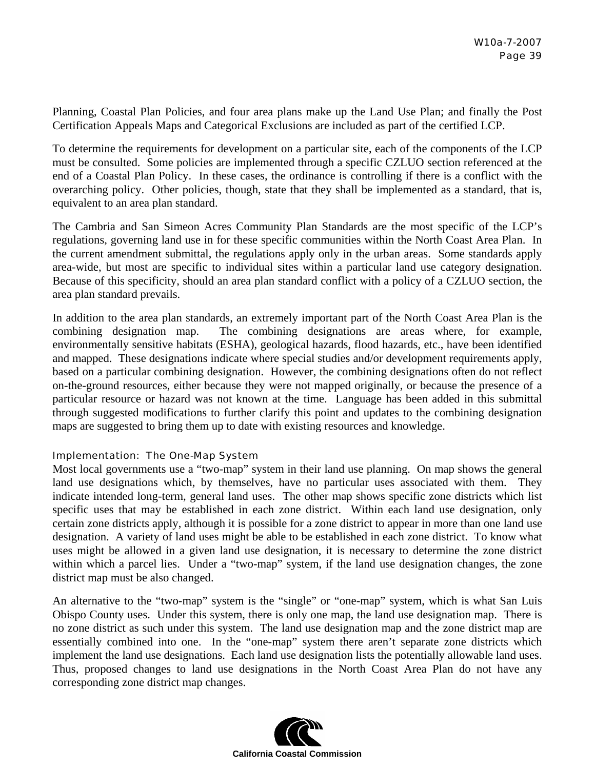Planning, Coastal Plan Policies, and four area plans make up the Land Use Plan; and finally the Post Certification Appeals Maps and Categorical Exclusions are included as part of the certified LCP.

To determine the requirements for development on a particular site, each of the components of the LCP must be consulted. Some policies are implemented through a specific CZLUO section referenced at the end of a Coastal Plan Policy. In these cases, the ordinance is controlling if there is a conflict with the overarching policy. Other policies, though, state that they shall be implemented as a standard, that is, equivalent to an area plan standard.

The Cambria and San Simeon Acres Community Plan Standards are the most specific of the LCP's regulations, governing land use in for these specific communities within the North Coast Area Plan. In the current amendment submittal, the regulations apply only in the urban areas. Some standards apply area-wide, but most are specific to individual sites within a particular land use category designation. Because of this specificity, should an area plan standard conflict with a policy of a CZLUO section, the area plan standard prevails.

In addition to the area plan standards, an extremely important part of the North Coast Area Plan is the combining designation map. The combining designations are areas where, for example, environmentally sensitive habitats (ESHA), geological hazards, flood hazards, etc., have been identified and mapped. These designations indicate where special studies and/or development requirements apply, based on a particular combining designation. However, the combining designations often do not reflect on-the-ground resources, either because they were not mapped originally, or because the presence of a particular resource or hazard was not known at the time. Language has been added in this submittal through suggested modifications to further clarify this point and updates to the combining designation maps are suggested to bring them up to date with existing resources and knowledge.

### Implementation: The One-Map System

Most local governments use a "two-map" system in their land use planning. On map shows the general land use designations which, by themselves, have no particular uses associated with them. They indicate intended long-term, general land uses. The other map shows specific zone districts which list specific uses that may be established in each zone district. Within each land use designation, only certain zone districts apply, although it is possible for a zone district to appear in more than one land use designation. A variety of land uses might be able to be established in each zone district. To know what uses might be allowed in a given land use designation, it is necessary to determine the zone district within which a parcel lies. Under a "two-map" system, if the land use designation changes, the zone district map must be also changed.

An alternative to the "two-map" system is the "single" or "one-map" system, which is what San Luis Obispo County uses. Under this system, there is only one map, the land use designation map. There is no zone district as such under this system. The land use designation map and the zone district map are essentially combined into one. In the "one-map" system there aren't separate zone districts which implement the land use designations. Each land use designation lists the potentially allowable land uses. Thus, proposed changes to land use designations in the North Coast Area Plan do not have any corresponding zone district map changes.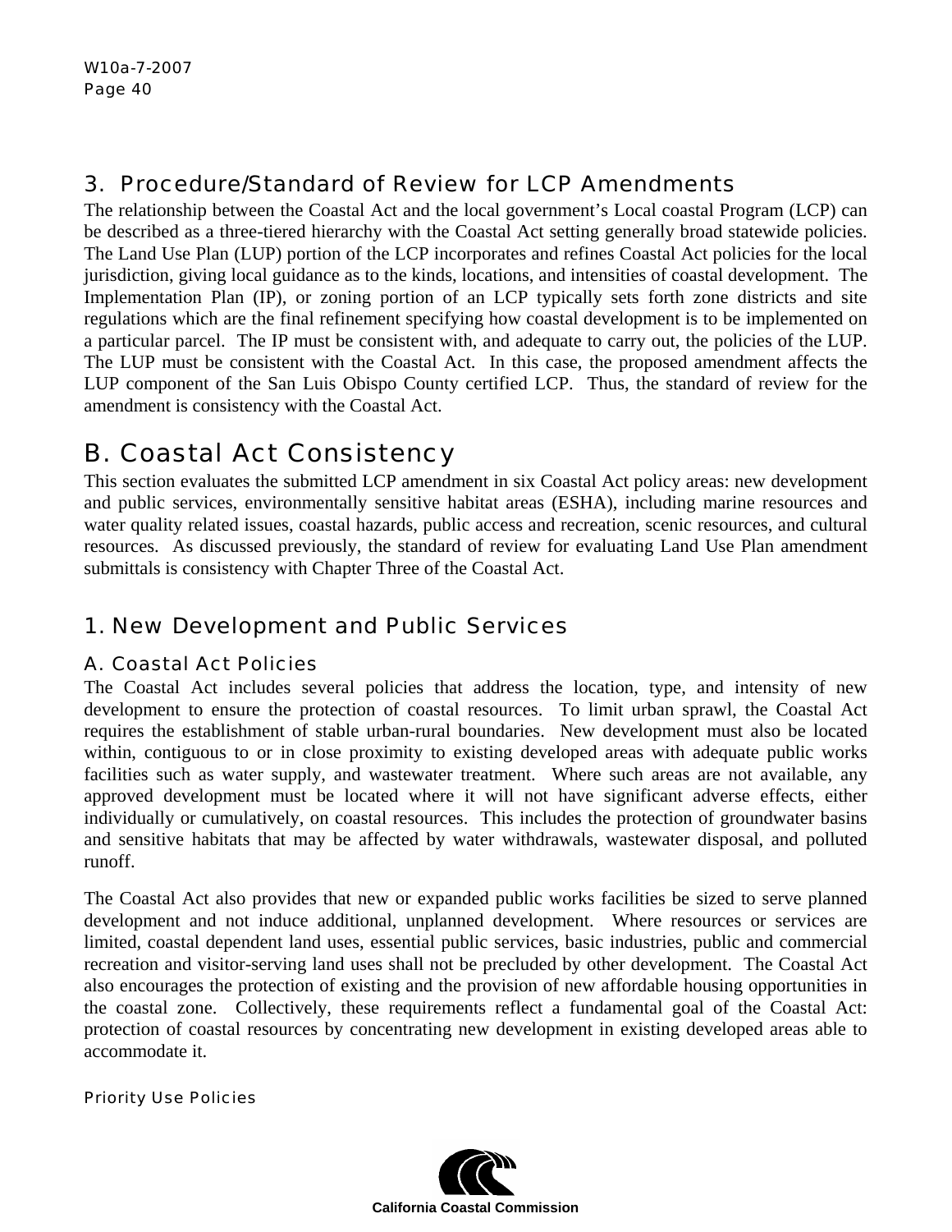### 3. Procedure/Standard of Review for LCP Amendments

The relationship between the Coastal Act and the local government's Local coastal Program (LCP) can be described as a three-tiered hierarchy with the Coastal Act setting generally broad statewide policies. The Land Use Plan (LUP) portion of the LCP incorporates and refines Coastal Act policies for the local jurisdiction, giving local guidance as to the kinds, locations, and intensities of coastal development. The Implementation Plan (IP), or zoning portion of an LCP typically sets forth zone districts and site regulations which are the final refinement specifying how coastal development is to be implemented on a particular parcel. The IP must be consistent with, and adequate to carry out, the policies of the LUP. The LUP must be consistent with the Coastal Act. In this case, the proposed amendment affects the LUP component of the San Luis Obispo County certified LCP. Thus, the standard of review for the amendment is consistency with the Coastal Act.

## B. Coastal Act Consistency

This section evaluates the submitted LCP amendment in six Coastal Act policy areas: new development and public services, environmentally sensitive habitat areas (ESHA), including marine resources and water quality related issues, coastal hazards, public access and recreation, scenic resources, and cultural resources. As discussed previously, the standard of review for evaluating Land Use Plan amendment submittals is consistency with Chapter Three of the Coastal Act.

### 1. New Development and Public Services

#### A. Coastal Act Policies

The Coastal Act includes several policies that address the location, type, and intensity of new development to ensure the protection of coastal resources. To limit urban sprawl, the Coastal Act requires the establishment of stable urban-rural boundaries. New development must also be located within, contiguous to or in close proximity to existing developed areas with adequate public works facilities such as water supply, and wastewater treatment. Where such areas are not available, any approved development must be located where it will not have significant adverse effects, either individually or cumulatively, on coastal resources. This includes the protection of groundwater basins and sensitive habitats that may be affected by water withdrawals, wastewater disposal, and polluted runoff.

The Coastal Act also provides that new or expanded public works facilities be sized to serve planned development and not induce additional, unplanned development. Where resources or services are limited, coastal dependent land uses, essential public services, basic industries, public and commercial recreation and visitor-serving land uses shall not be precluded by other development. The Coastal Act also encourages the protection of existing and the provision of new affordable housing opportunities in the coastal zone. Collectively, these requirements reflect a fundamental goal of the Coastal Act: protection of coastal resources by concentrating new development in existing developed areas able to accommodate it.

##### Priority Use Policies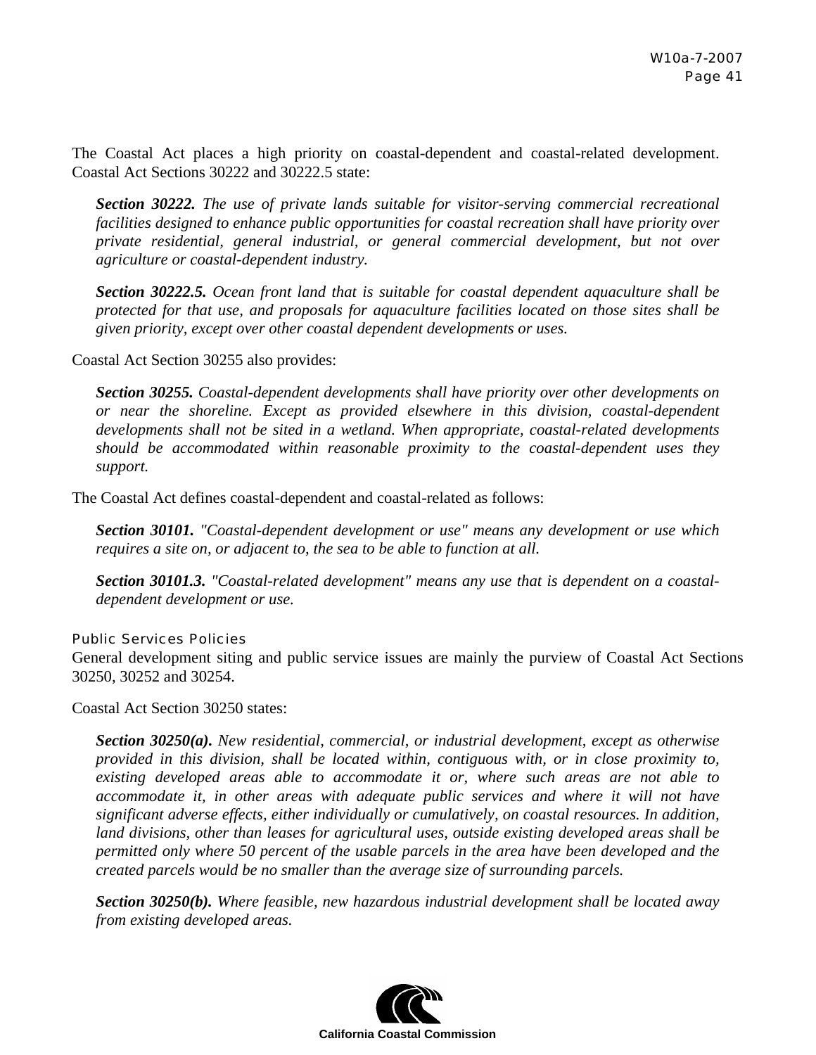The Coastal Act places a high priority on coastal-dependent and coastal-related development. Coastal Act Sections 30222 and 30222.5 state:

> ***Section 30222.*** *The use of private lands suitable for visitor-serving commercial recreational facilities designed to enhance public opportunities for coastal recreation shall have priority over private residential, general industrial, or general commercial development, but not over agriculture or coastal-dependent industry.*
>
> ***Section 30222.5.*** *Ocean front land that is suitable for coastal dependent aquaculture shall be protected for that use, and proposals for aquaculture facilities located on those sites shall be given priority, except over other coastal dependent developments or uses.*

Coastal Act Section 30255 also provides:

> ***Section 30255.*** *Coastal-dependent developments shall have priority over other developments on or near the shoreline. Except as provided elsewhere in this division, coastal-dependent developments shall not be sited in a wetland. When appropriate, coastal-related developments should be accommodated within reasonable proximity to the coastal-dependent uses they support.*

The Coastal Act defines coastal-dependent and coastal-related as follows:

> ***Section 30101.*** *"Coastal-dependent development or use" means any development or use which requires a site on, or adjacent to, the sea to be able to function at all.*
>
> ***Section 30101.3.*** *"Coastal-related development" means any use that is dependent on a coastal-dependent development or use.*

#### Public Services Policies

General development siting and public service issues are mainly the purview of Coastal Act Sections 30250, 30252 and 30254.

Coastal Act Section 30250 states:

> ***Section 30250(a).*** *New residential, commercial, or industrial development, except as otherwise provided in this division, shall be located within, contiguous with, or in close proximity to, existing developed areas able to accommodate it or, where such areas are not able to accommodate it, in other areas with adequate public services and where it will not have significant adverse effects, either individually or cumulatively, on coastal resources. In addition, land divisions, other than leases for agricultural uses, outside existing developed areas shall be permitted only where 50 percent of the usable parcels in the area have been developed and the created parcels would be no smaller than the average size of surrounding parcels.*
>
> ***Section 30250(b).*** *Where feasible, new hazardous industrial development shall be located away from existing developed areas.*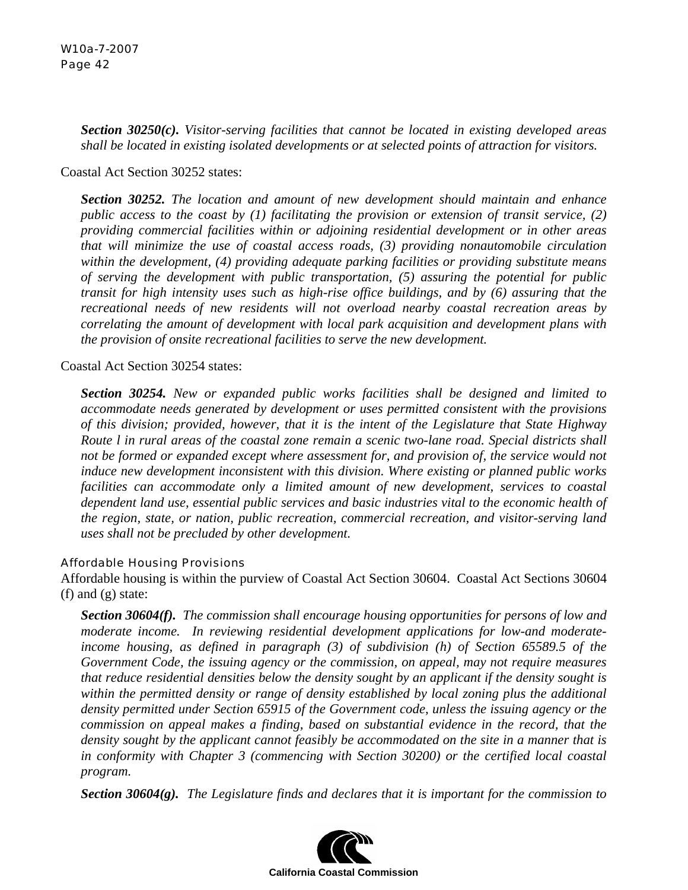***Section 30250(c).*** *Visitor-serving facilities that cannot be located in existing developed areas shall be located in existing isolated developments or at selected points of attraction for visitors.*

Coastal Act Section 30252 states:

> ***Section 30252.*** *The location and amount of new development should maintain and enhance public access to the coast by (1) facilitating the provision or extension of transit service, (2) providing commercial facilities within or adjoining residential development or in other areas that will minimize the use of coastal access roads, (3) providing nonautomobile circulation within the development, (4) providing adequate parking facilities or providing substitute means of serving the development with public transportation, (5) assuring the potential for public transit for high intensity uses such as high-rise office buildings, and by (6) assuring that the recreational needs of new residents will not overload nearby coastal recreation areas by correlating the amount of development with local park acquisition and development plans with the provision of onsite recreational facilities to serve the new development.*

Coastal Act Section 30254 states:

> ***Section 30254.*** *New or expanded public works facilities shall be designed and limited to accommodate needs generated by development or uses permitted consistent with the provisions of this division; provided, however, that it is the intent of the Legislature that State Highway Route l in rural areas of the coastal zone remain a scenic two-lane road. Special districts shall not be formed or expanded except where assessment for, and provision of, the service would not induce new development inconsistent with this division. Where existing or planned public works facilities can accommodate only a limited amount of new development, services to coastal dependent land use, essential public services and basic industries vital to the economic health of the region, state, or nation, public recreation, commercial recreation, and visitor-serving land uses shall not be precluded by other development.*

#### Affordable Housing Provisions

Affordable housing is within the purview of Coastal Act Section 30604. Coastal Act Sections 30604 (f) and (g) state:

> ***Section 30604(f).*** *The commission shall encourage housing opportunities for persons of low and moderate income. In reviewing residential development applications for low-and moderate-income housing, as defined in paragraph (3) of subdivision (h) of Section 65589.5 of the Government Code, the issuing agency or the commission, on appeal, may not require measures that reduce residential densities below the density sought by an applicant if the density sought is within the permitted density or range of density established by local zoning plus the additional density permitted under Section 65915 of the Government code, unless the issuing agency or the commission on appeal makes a finding, based on substantial evidence in the record, that the density sought by the applicant cannot feasibly be accommodated on the site in a manner that is in conformity with Chapter 3 (commencing with Section 30200) or the certified local coastal program.*
>
> ***Section 30604(g).*** *The Legislature finds and declares that it is important for the commission to*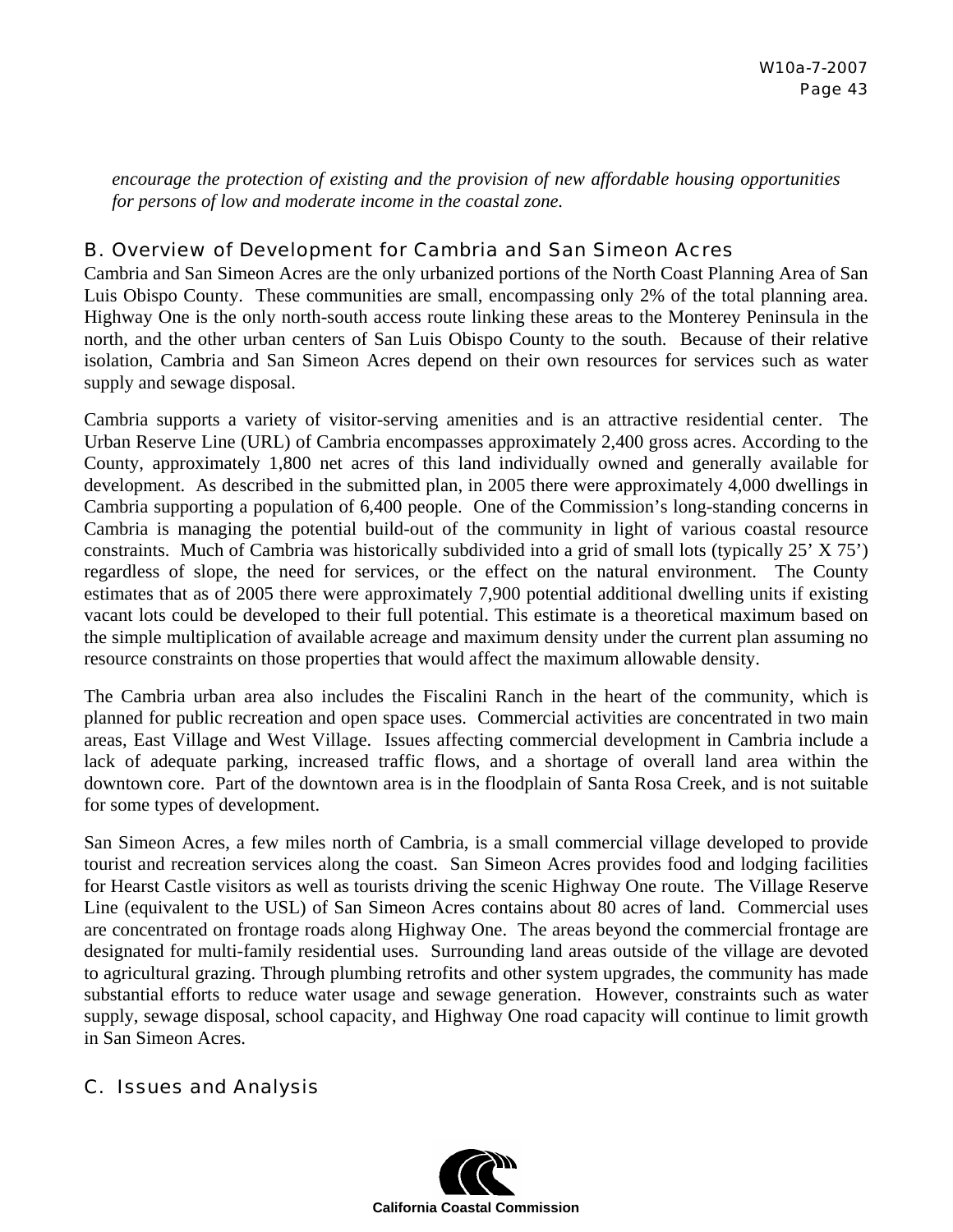*encourage the protection of existing and the provision of new affordable housing opportunities for persons of low and moderate income in the coastal zone.*

## B. Overview of Development for Cambria and San Simeon Acres

Cambria and San Simeon Acres are the only urbanized portions of the North Coast Planning Area of San Luis Obispo County. These communities are small, encompassing only 2% of the total planning area. Highway One is the only north-south access route linking these areas to the Monterey Peninsula in the north, and the other urban centers of San Luis Obispo County to the south. Because of their relative isolation, Cambria and San Simeon Acres depend on their own resources for services such as water supply and sewage disposal.

Cambria supports a variety of visitor-serving amenities and is an attractive residential center. The Urban Reserve Line (URL) of Cambria encompasses approximately 2,400 gross acres. According to the County, approximately 1,800 net acres of this land individually owned and generally available for development. As described in the submitted plan, in 2005 there were approximately 4,000 dwellings in Cambria supporting a population of 6,400 people. One of the Commission's long-standing concerns in Cambria is managing the potential build-out of the community in light of various coastal resource constraints. Much of Cambria was historically subdivided into a grid of small lots (typically 25' X 75') regardless of slope, the need for services, or the effect on the natural environment. The County estimates that as of 2005 there were approximately 7,900 potential additional dwelling units if existing vacant lots could be developed to their full potential. This estimate is a theoretical maximum based on the simple multiplication of available acreage and maximum density under the current plan assuming no resource constraints on those properties that would affect the maximum allowable density.

The Cambria urban area also includes the Fiscalini Ranch in the heart of the community, which is planned for public recreation and open space uses. Commercial activities are concentrated in two main areas, East Village and West Village. Issues affecting commercial development in Cambria include a lack of adequate parking, increased traffic flows, and a shortage of overall land area within the downtown core. Part of the downtown area is in the floodplain of Santa Rosa Creek, and is not suitable for some types of development.

San Simeon Acres, a few miles north of Cambria, is a small commercial village developed to provide tourist and recreation services along the coast. San Simeon Acres provides food and lodging facilities for Hearst Castle visitors as well as tourists driving the scenic Highway One route. The Village Reserve Line (equivalent to the USL) of San Simeon Acres contains about 80 acres of land. Commercial uses are concentrated on frontage roads along Highway One. The areas beyond the commercial frontage are designated for multi-family residential uses. Surrounding land areas outside of the village are devoted to agricultural grazing. Through plumbing retrofits and other system upgrades, the community has made substantial efforts to reduce water usage and sewage generation. However, constraints such as water supply, sewage disposal, school capacity, and Highway One road capacity will continue to limit growth in San Simeon Acres.

## C. Issues and Analysis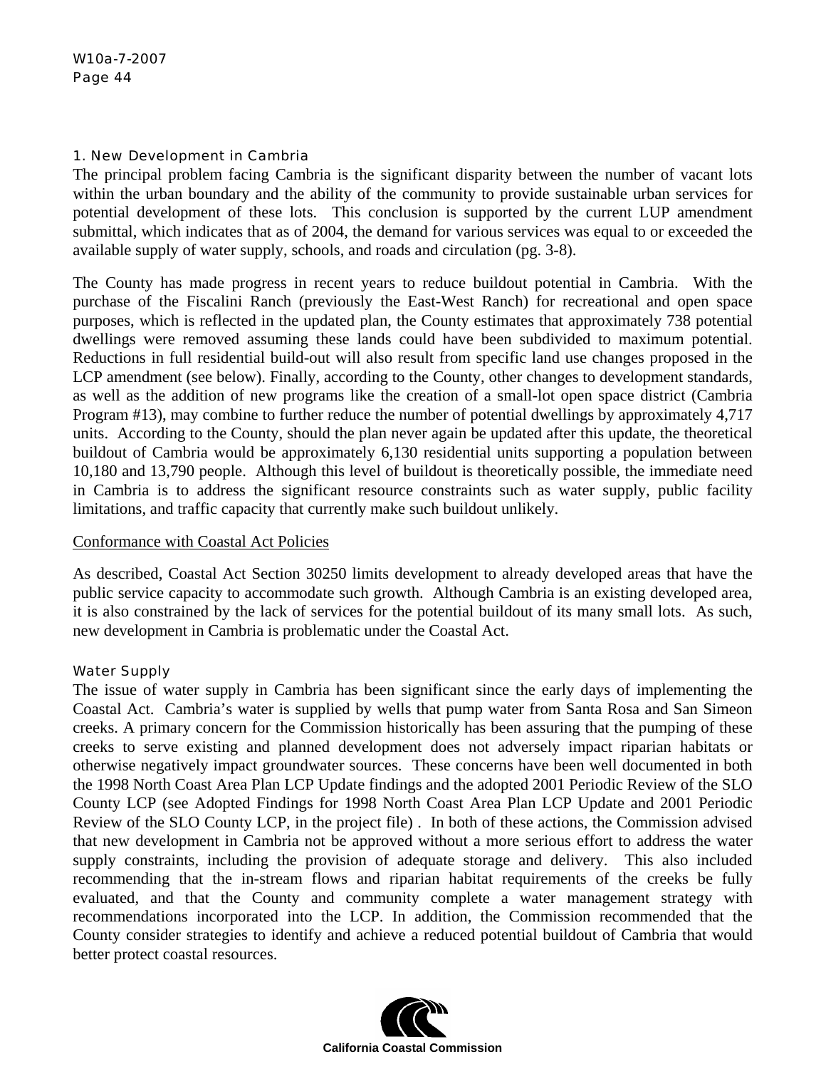### 1. New Development in Cambria

The principal problem facing Cambria is the significant disparity between the number of vacant lots within the urban boundary and the ability of the community to provide sustainable urban services for potential development of these lots. This conclusion is supported by the current LUP amendment submittal, which indicates that as of 2004, the demand for various services was equal to or exceeded the available supply of water supply, schools, and roads and circulation (pg. 3-8).

The County has made progress in recent years to reduce buildout potential in Cambria. With the purchase of the Fiscalini Ranch (previously the East-West Ranch) for recreational and open space purposes, which is reflected in the updated plan, the County estimates that approximately 738 potential dwellings were removed assuming these lands could have been subdivided to maximum potential. Reductions in full residential build-out will also result from specific land use changes proposed in the LCP amendment (see below). Finally, according to the County, other changes to development standards, as well as the addition of new programs like the creation of a small-lot open space district (Cambria Program #13), may combine to further reduce the number of potential dwellings by approximately 4,717 units. According to the County, should the plan never again be updated after this update, the theoretical buildout of Cambria would be approximately 6,130 residential units supporting a population between 10,180 and 13,790 people. Although this level of buildout is theoretically possible, the immediate need in Cambria is to address the significant resource constraints such as water supply, public facility limitations, and traffic capacity that currently make such buildout unlikely.

<u>Conformance with Coastal Act Policies</u>

As described, Coastal Act Section 30250 limits development to already developed areas that have the public service capacity to accommodate such growth. Although Cambria is an existing developed area, it is also constrained by the lack of services for the potential buildout of its many small lots. As such, new development in Cambria is problematic under the Coastal Act.

#### Water Supply

The issue of water supply in Cambria has been significant since the early days of implementing the Coastal Act. Cambria's water is supplied by wells that pump water from Santa Rosa and San Simeon creeks. A primary concern for the Commission historically has been assuring that the pumping of these creeks to serve existing and planned development does not adversely impact riparian habitats or otherwise negatively impact groundwater sources. These concerns have been well documented in both the 1998 North Coast Area Plan LCP Update findings and the adopted 2001 Periodic Review of the SLO County LCP (see Adopted Findings for 1998 North Coast Area Plan LCP Update and 2001 Periodic Review of the SLO County LCP, in the project file) . In both of these actions, the Commission advised that new development in Cambria not be approved without a more serious effort to address the water supply constraints, including the provision of adequate storage and delivery. This also included recommending that the in-stream flows and riparian habitat requirements of the creeks be fully evaluated, and that the County and community complete a water management strategy with recommendations incorporated into the LCP. In addition, the Commission recommended that the County consider strategies to identify and achieve a reduced potential buildout of Cambria that would better protect coastal resources.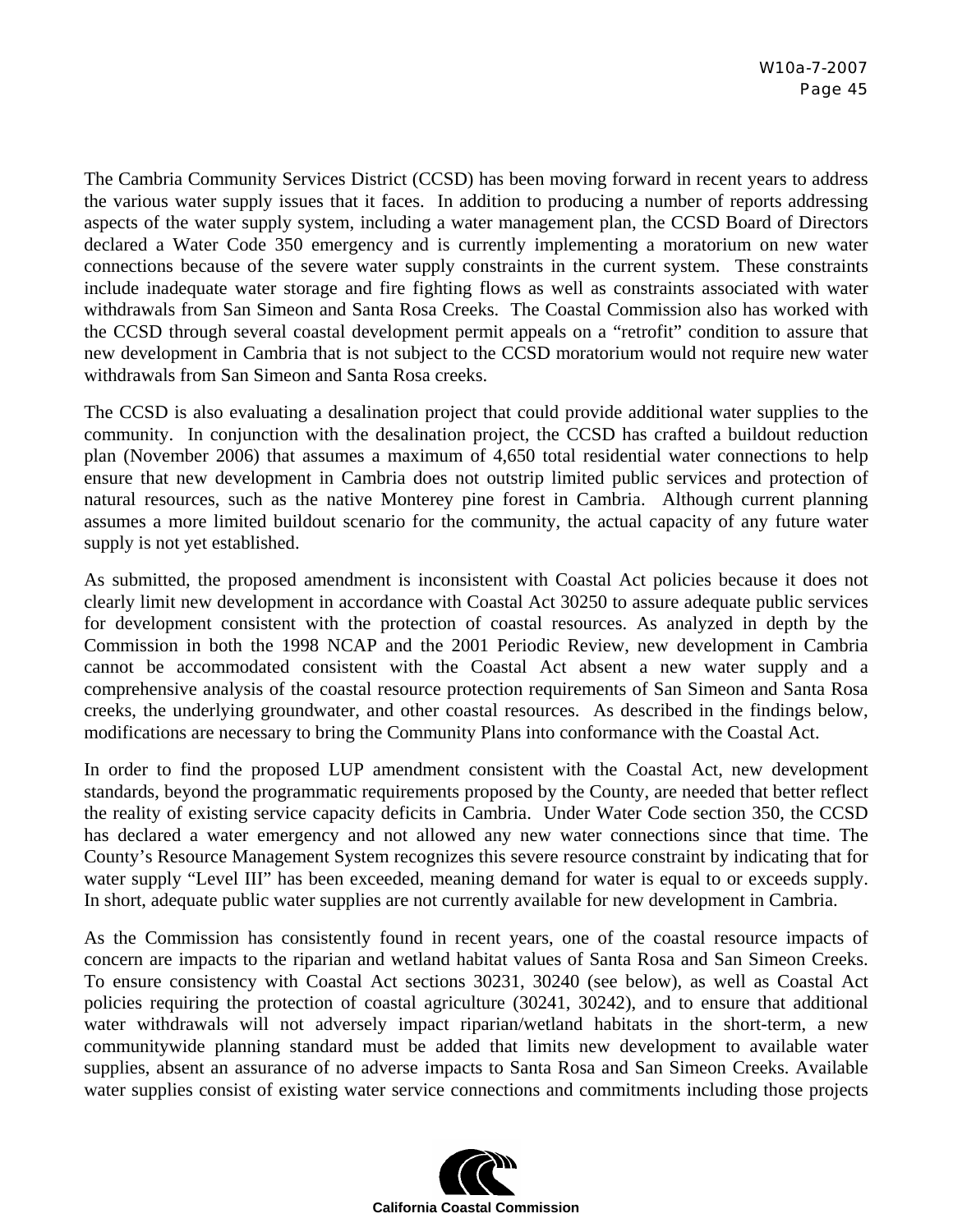The Cambria Community Services District (CCSD) has been moving forward in recent years to address the various water supply issues that it faces. In addition to producing a number of reports addressing aspects of the water supply system, including a water management plan, the CCSD Board of Directors declared a Water Code 350 emergency and is currently implementing a moratorium on new water connections because of the severe water supply constraints in the current system. These constraints include inadequate water storage and fire fighting flows as well as constraints associated with water withdrawals from San Simeon and Santa Rosa Creeks. The Coastal Commission also has worked with the CCSD through several coastal development permit appeals on a "retrofit" condition to assure that new development in Cambria that is not subject to the CCSD moratorium would not require new water withdrawals from San Simeon and Santa Rosa creeks.

The CCSD is also evaluating a desalination project that could provide additional water supplies to the community. In conjunction with the desalination project, the CCSD has crafted a buildout reduction plan (November 2006) that assumes a maximum of 4,650 total residential water connections to help ensure that new development in Cambria does not outstrip limited public services and protection of natural resources, such as the native Monterey pine forest in Cambria. Although current planning assumes a more limited buildout scenario for the community, the actual capacity of any future water supply is not yet established.

As submitted, the proposed amendment is inconsistent with Coastal Act policies because it does not clearly limit new development in accordance with Coastal Act 30250 to assure adequate public services for development consistent with the protection of coastal resources. As analyzed in depth by the Commission in both the 1998 NCAP and the 2001 Periodic Review, new development in Cambria cannot be accommodated consistent with the Coastal Act absent a new water supply and a comprehensive analysis of the coastal resource protection requirements of San Simeon and Santa Rosa creeks, the underlying groundwater, and other coastal resources. As described in the findings below, modifications are necessary to bring the Community Plans into conformance with the Coastal Act.

In order to find the proposed LUP amendment consistent with the Coastal Act, new development standards, beyond the programmatic requirements proposed by the County, are needed that better reflect the reality of existing service capacity deficits in Cambria. Under Water Code section 350, the CCSD has declared a water emergency and not allowed any new water connections since that time. The County's Resource Management System recognizes this severe resource constraint by indicating that for water supply "Level III" has been exceeded, meaning demand for water is equal to or exceeds supply. In short, adequate public water supplies are not currently available for new development in Cambria.

As the Commission has consistently found in recent years, one of the coastal resource impacts of concern are impacts to the riparian and wetland habitat values of Santa Rosa and San Simeon Creeks. To ensure consistency with Coastal Act sections 30231, 30240 (see below), as well as Coastal Act policies requiring the protection of coastal agriculture (30241, 30242), and to ensure that additional water withdrawals will not adversely impact riparian/wetland habitats in the short-term, a new communitywide planning standard must be added that limits new development to available water supplies, absent an assurance of no adverse impacts to Santa Rosa and San Simeon Creeks. Available water supplies consist of existing water service connections and commitments including those projects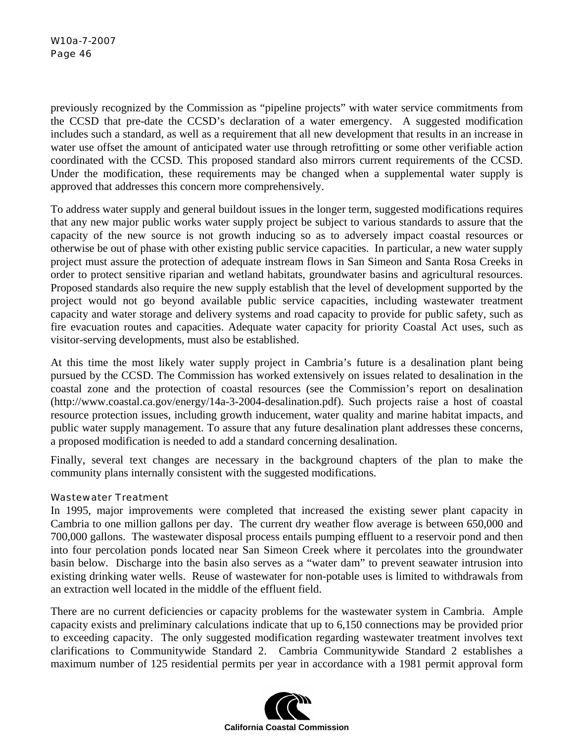previously recognized by the Commission as "pipeline projects" with water service commitments from the CCSD that pre-date the CCSD's declaration of a water emergency. A suggested modification includes such a standard, as well as a requirement that all new development that results in an increase in water use offset the amount of anticipated water use through retrofitting or some other verifiable action coordinated with the CCSD. This proposed standard also mirrors current requirements of the CCSD. Under the modification, these requirements may be changed when a supplemental water supply is approved that addresses this concern more comprehensively.

To address water supply and general buildout issues in the longer term, suggested modifications requires that any new major public works water supply project be subject to various standards to assure that the capacity of the new source is not growth inducing so as to adversely impact coastal resources or otherwise be out of phase with other existing public service capacities. In particular, a new water supply project must assure the protection of adequate instream flows in San Simeon and Santa Rosa Creeks in order to protect sensitive riparian and wetland habitats, groundwater basins and agricultural resources. Proposed standards also require the new supply establish that the level of development supported by the project would not go beyond available public service capacities, including wastewater treatment capacity and water storage and delivery systems and road capacity to provide for public safety, such as fire evacuation routes and capacities. Adequate water capacity for priority Coastal Act uses, such as visitor-serving developments, must also be established.

At this time the most likely water supply project in Cambria's future is a desalination plant being pursued by the CCSD. The Commission has worked extensively on issues related to desalination in the coastal zone and the protection of coastal resources (see the Commission's report on desalination (http://www.coastal.ca.gov/energy/14a-3-2004-desalination.pdf). Such projects raise a host of coastal resource protection issues, including growth inducement, water quality and marine habitat impacts, and public water supply management. To assure that any future desalination plant addresses these concerns, a proposed modification is needed to add a standard concerning desalination.

Finally, several text changes are necessary in the background chapters of the plan to make the community plans internally consistent with the suggested modifications.

#### Wastewater Treatment

In 1995, major improvements were completed that increased the existing sewer plant capacity in Cambria to one million gallons per day. The current dry weather flow average is between 650,000 and 700,000 gallons. The wastewater disposal process entails pumping effluent to a reservoir pond and then into four percolation ponds located near San Simeon Creek where it percolates into the groundwater basin below. Discharge into the basin also serves as a "water dam" to prevent seawater intrusion into existing drinking water wells. Reuse of wastewater for non-potable uses is limited to withdrawals from an extraction well located in the middle of the effluent field.

There are no current deficiencies or capacity problems for the wastewater system in Cambria. Ample capacity exists and preliminary calculations indicate that up to 6,150 connections may be provided prior to exceeding capacity. The only suggested modification regarding wastewater treatment involves text clarifications to Communitywide Standard 2. Cambria Communitywide Standard 2 establishes a maximum number of 125 residential permits per year in accordance with a 1981 permit approval form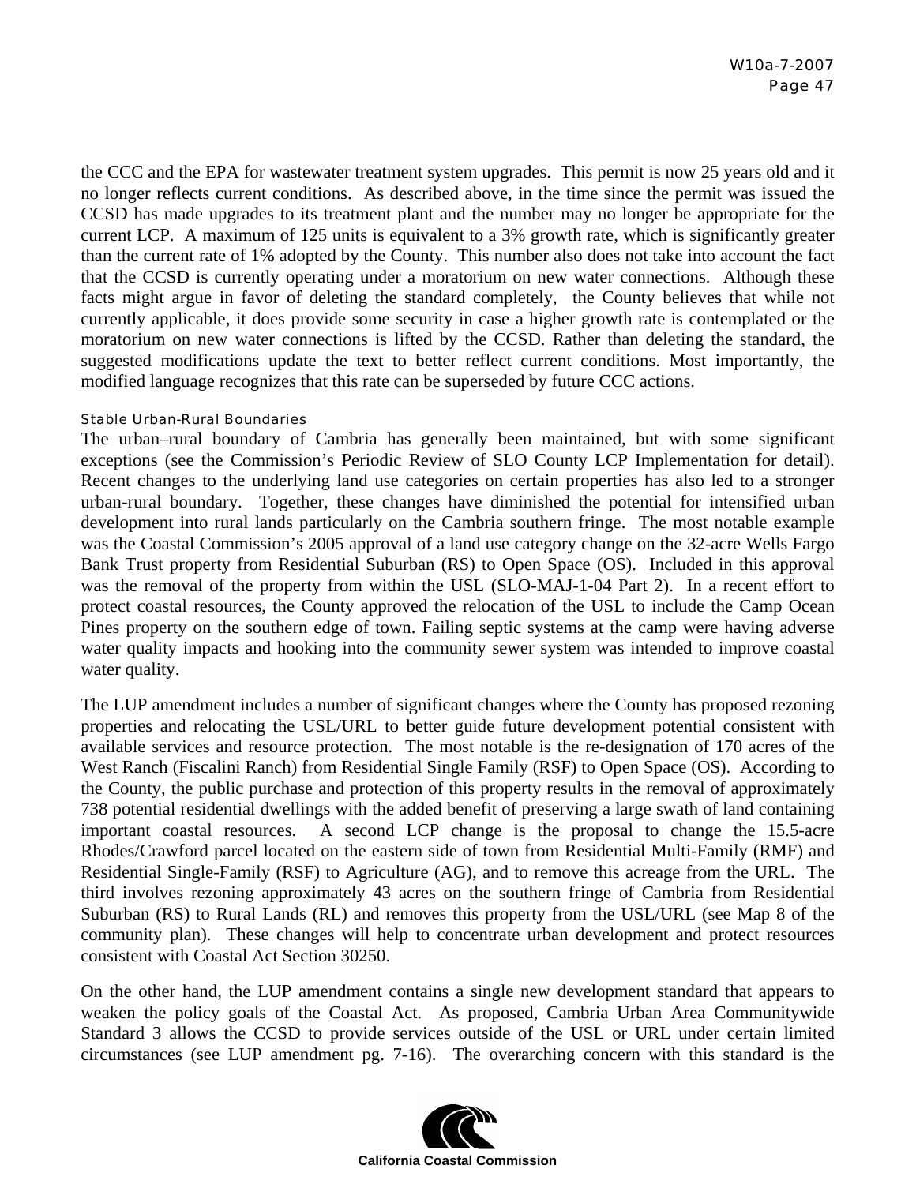the CCC and the EPA for wastewater treatment system upgrades. This permit is now 25 years old and it no longer reflects current conditions. As described above, in the time since the permit was issued the CCSD has made upgrades to its treatment plant and the number may no longer be appropriate for the current LCP. A maximum of 125 units is equivalent to a 3% growth rate, which is significantly greater than the current rate of 1% adopted by the County. This number also does not take into account the fact that the CCSD is currently operating under a moratorium on new water connections. Although these facts might argue in favor of deleting the standard completely, the County believes that while not currently applicable, it does provide some security in case a higher growth rate is contemplated or the moratorium on new water connections is lifted by the CCSD. Rather than deleting the standard, the suggested modifications update the text to better reflect current conditions. Most importantly, the modified language recognizes that this rate can be superseded by future CCC actions.

#### Stable Urban-Rural Boundaries

The urban–rural boundary of Cambria has generally been maintained, but with some significant exceptions (see the Commission's Periodic Review of SLO County LCP Implementation for detail). Recent changes to the underlying land use categories on certain properties has also led to a stronger urban-rural boundary. Together, these changes have diminished the potential for intensified urban development into rural lands particularly on the Cambria southern fringe. The most notable example was the Coastal Commission's 2005 approval of a land use category change on the 32-acre Wells Fargo Bank Trust property from Residential Suburban (RS) to Open Space (OS). Included in this approval was the removal of the property from within the USL (SLO-MAJ-1-04 Part 2). In a recent effort to protect coastal resources, the County approved the relocation of the USL to include the Camp Ocean Pines property on the southern edge of town. Failing septic systems at the camp were having adverse water quality impacts and hooking into the community sewer system was intended to improve coastal water quality.

The LUP amendment includes a number of significant changes where the County has proposed rezoning properties and relocating the USL/URL to better guide future development potential consistent with available services and resource protection. The most notable is the re-designation of 170 acres of the West Ranch (Fiscalini Ranch) from Residential Single Family (RSF) to Open Space (OS). According to the County, the public purchase and protection of this property results in the removal of approximately 738 potential residential dwellings with the added benefit of preserving a large swath of land containing important coastal resources. A second LCP change is the proposal to change the 15.5-acre Rhodes/Crawford parcel located on the eastern side of town from Residential Multi-Family (RMF) and Residential Single-Family (RSF) to Agriculture (AG), and to remove this acreage from the URL. The third involves rezoning approximately 43 acres on the southern fringe of Cambria from Residential Suburban (RS) to Rural Lands (RL) and removes this property from the USL/URL (see Map 8 of the community plan). These changes will help to concentrate urban development and protect resources consistent with Coastal Act Section 30250.

On the other hand, the LUP amendment contains a single new development standard that appears to weaken the policy goals of the Coastal Act. As proposed, Cambria Urban Area Communitywide Standard 3 allows the CCSD to provide services outside of the USL or URL under certain limited circumstances (see LUP amendment pg. 7-16). The overarching concern with this standard is the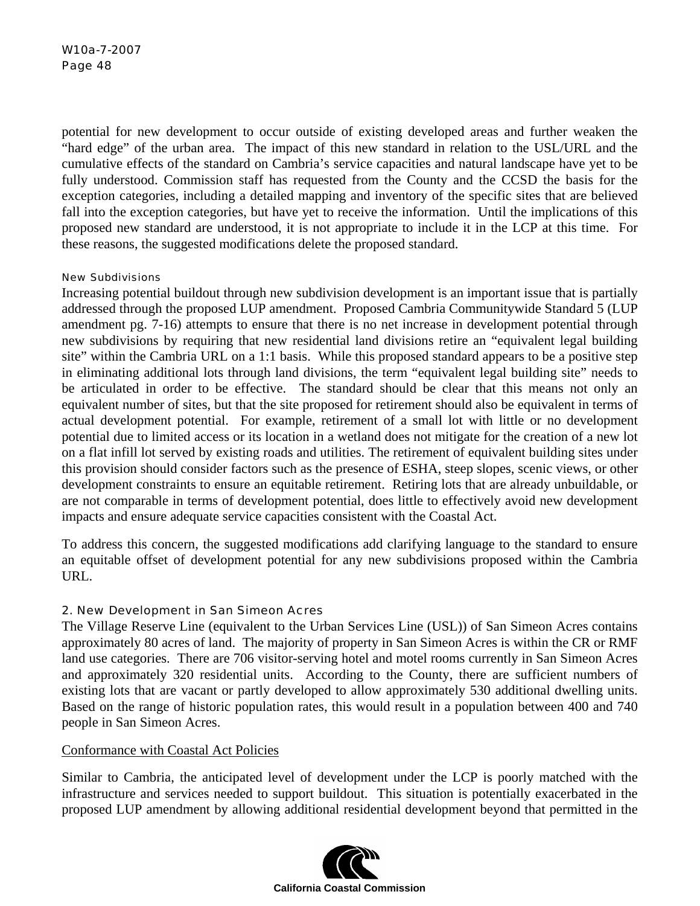potential for new development to occur outside of existing developed areas and further weaken the "hard edge" of the urban area. The impact of this new standard in relation to the USL/URL and the cumulative effects of the standard on Cambria's service capacities and natural landscape have yet to be fully understood. Commission staff has requested from the County and the CCSD the basis for the exception categories, including a detailed mapping and inventory of the specific sites that are believed fall into the exception categories, but have yet to receive the information. Until the implications of this proposed new standard are understood, it is not appropriate to include it in the LCP at this time. For these reasons, the suggested modifications delete the proposed standard.

#### New Subdivisions

Increasing potential buildout through new subdivision development is an important issue that is partially addressed through the proposed LUP amendment. Proposed Cambria Communitywide Standard 5 (LUP amendment pg. 7-16) attempts to ensure that there is no net increase in development potential through new subdivisions by requiring that new residential land divisions retire an "equivalent legal building site" within the Cambria URL on a 1:1 basis. While this proposed standard appears to be a positive step in eliminating additional lots through land divisions, the term "equivalent legal building site" needs to be articulated in order to be effective. The standard should be clear that this means not only an equivalent number of sites, but that the site proposed for retirement should also be equivalent in terms of actual development potential. For example, retirement of a small lot with little or no development potential due to limited access or its location in a wetland does not mitigate for the creation of a new lot on a flat infill lot served by existing roads and utilities. The retirement of equivalent building sites under this provision should consider factors such as the presence of ESHA, steep slopes, scenic views, or other development constraints to ensure an equitable retirement. Retiring lots that are already unbuildable, or are not comparable in terms of development potential, does little to effectively avoid new development impacts and ensure adequate service capacities consistent with the Coastal Act.

To address this concern, the suggested modifications add clarifying language to the standard to ensure an equitable offset of development potential for any new subdivisions proposed within the Cambria URL.

### 2. New Development in San Simeon Acres

The Village Reserve Line (equivalent to the Urban Services Line (USL)) of San Simeon Acres contains approximately 80 acres of land. The majority of property in San Simeon Acres is within the CR or RMF land use categories. There are 706 visitor-serving hotel and motel rooms currently in San Simeon Acres and approximately 320 residential units. According to the County, there are sufficient numbers of existing lots that are vacant or partly developed to allow approximately 530 additional dwelling units. Based on the range of historic population rates, this would result in a population between 400 and 740 people in San Simeon Acres.

<u>Conformance with Coastal Act Policies</u>

Similar to Cambria, the anticipated level of development under the LCP is poorly matched with the infrastructure and services needed to support buildout. This situation is potentially exacerbated in the proposed LUP amendment by allowing additional residential development beyond that permitted in the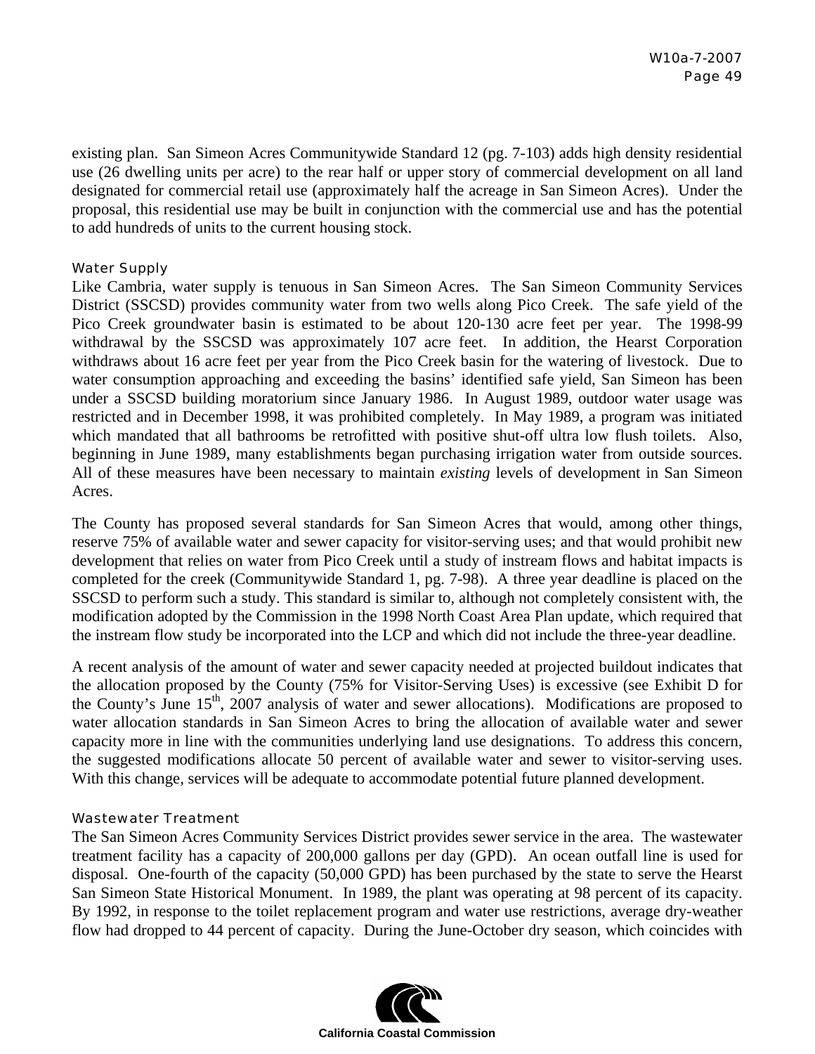existing plan. San Simeon Acres Communitywide Standard 12 (pg. 7-103) adds high density residential use (26 dwelling units per acre) to the rear half or upper story of commercial development on all land designated for commercial retail use (approximately half the acreage in San Simeon Acres). Under the proposal, this residential use may be built in conjunction with the commercial use and has the potential to add hundreds of units to the current housing stock.

### Water Supply

Like Cambria, water supply is tenuous in San Simeon Acres. The San Simeon Community Services District (SSCSD) provides community water from two wells along Pico Creek. The safe yield of the Pico Creek groundwater basin is estimated to be about 120-130 acre feet per year. The 1998-99 withdrawal by the SSCSD was approximately 107 acre feet. In addition, the Hearst Corporation withdraws about 16 acre feet per year from the Pico Creek basin for the watering of livestock. Due to water consumption approaching and exceeding the basins' identified safe yield, San Simeon has been under a SSCSD building moratorium since January 1986. In August 1989, outdoor water usage was restricted and in December 1998, it was prohibited completely. In May 1989, a program was initiated which mandated that all bathrooms be retrofitted with positive shut-off ultra low flush toilets. Also, beginning in June 1989, many establishments began purchasing irrigation water from outside sources. All of these measures have been necessary to maintain *existing* levels of development in San Simeon Acres.

The County has proposed several standards for San Simeon Acres that would, among other things, reserve 75% of available water and sewer capacity for visitor-serving uses; and that would prohibit new development that relies on water from Pico Creek until a study of instream flows and habitat impacts is completed for the creek (Communitywide Standard 1, pg. 7-98). A three year deadline is placed on the SSCSD to perform such a study. This standard is similar to, although not completely consistent with, the modification adopted by the Commission in the 1998 North Coast Area Plan update, which required that the instream flow study be incorporated into the LCP and which did not include the three-year deadline.

A recent analysis of the amount of water and sewer capacity needed at projected buildout indicates that the allocation proposed by the County (75% for Visitor-Serving Uses) is excessive (see Exhibit D for the County's June 15th, 2007 analysis of water and sewer allocations). Modifications are proposed to water allocation standards in San Simeon Acres to bring the allocation of available water and sewer capacity more in line with the communities underlying land use designations. To address this concern, the suggested modifications allocate 50 percent of available water and sewer to visitor-serving uses. With this change, services will be adequate to accommodate potential future planned development.

### Wastewater Treatment

The San Simeon Acres Community Services District provides sewer service in the area. The wastewater treatment facility has a capacity of 200,000 gallons per day (GPD). An ocean outfall line is used for disposal. One-fourth of the capacity (50,000 GPD) has been purchased by the state to serve the Hearst San Simeon State Historical Monument. In 1989, the plant was operating at 98 percent of its capacity. By 1992, in response to the toilet replacement program and water use restrictions, average dry-weather flow had dropped to 44 percent of capacity. During the June-October dry season, which coincides with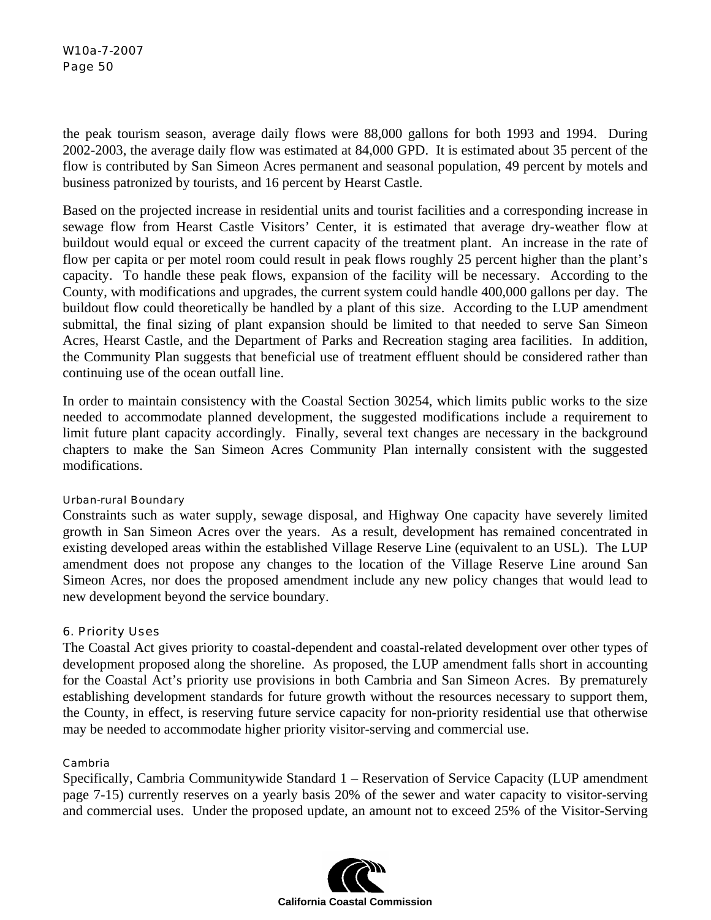the peak tourism season, average daily flows were 88,000 gallons for both 1993 and 1994. During 2002-2003, the average daily flow was estimated at 84,000 GPD. It is estimated about 35 percent of the flow is contributed by San Simeon Acres permanent and seasonal population, 49 percent by motels and business patronized by tourists, and 16 percent by Hearst Castle.

Based on the projected increase in residential units and tourist facilities and a corresponding increase in sewage flow from Hearst Castle Visitors' Center, it is estimated that average dry-weather flow at buildout would equal or exceed the current capacity of the treatment plant. An increase in the rate of flow per capita or per motel room could result in peak flows roughly 25 percent higher than the plant's capacity. To handle these peak flows, expansion of the facility will be necessary. According to the County, with modifications and upgrades, the current system could handle 400,000 gallons per day. The buildout flow could theoretically be handled by a plant of this size. According to the LUP amendment submittal, the final sizing of plant expansion should be limited to that needed to serve San Simeon Acres, Hearst Castle, and the Department of Parks and Recreation staging area facilities. In addition, the Community Plan suggests that beneficial use of treatment effluent should be considered rather than continuing use of the ocean outfall line.

In order to maintain consistency with the Coastal Section 30254, which limits public works to the size needed to accommodate planned development, the suggested modifications include a requirement to limit future plant capacity accordingly. Finally, several text changes are necessary in the background chapters to make the San Simeon Acres Community Plan internally consistent with the suggested modifications.

#### Urban-rural Boundary

Constraints such as water supply, sewage disposal, and Highway One capacity have severely limited growth in San Simeon Acres over the years. As a result, development has remained concentrated in existing developed areas within the established Village Reserve Line (equivalent to an USL). The LUP amendment does not propose any changes to the location of the Village Reserve Line around San Simeon Acres, nor does the proposed amendment include any new policy changes that would lead to new development beyond the service boundary.

### 6. Priority Uses

The Coastal Act gives priority to coastal-dependent and coastal-related development over other types of development proposed along the shoreline. As proposed, the LUP amendment falls short in accounting for the Coastal Act's priority use provisions in both Cambria and San Simeon Acres. By prematurely establishing development standards for future growth without the resources necessary to support them, the County, in effect, is reserving future service capacity for non-priority residential use that otherwise may be needed to accommodate higher priority visitor-serving and commercial use.

#### Cambria

Specifically, Cambria Communitywide Standard 1 – Reservation of Service Capacity (LUP amendment page 7-15) currently reserves on a yearly basis 20% of the sewer and water capacity to visitor-serving and commercial uses. Under the proposed update, an amount not to exceed 25% of the Visitor-Serving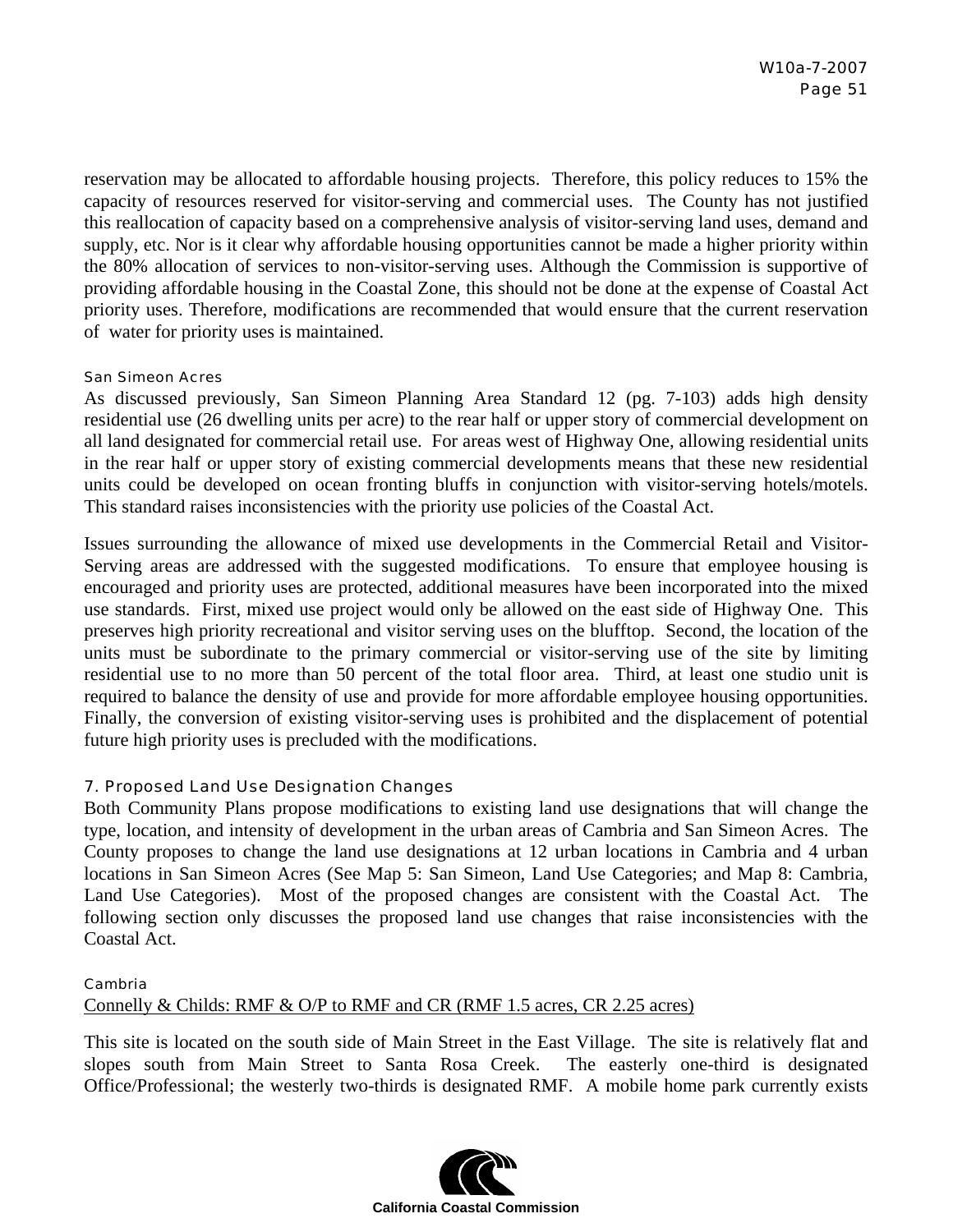reservation may be allocated to affordable housing projects. Therefore, this policy reduces to 15% the capacity of resources reserved for visitor-serving and commercial uses. The County has not justified this reallocation of capacity based on a comprehensive analysis of visitor-serving land uses, demand and supply, etc. Nor is it clear why affordable housing opportunities cannot be made a higher priority within the 80% allocation of services to non-visitor-serving uses. Although the Commission is supportive of providing affordable housing in the Coastal Zone, this should not be done at the expense of Coastal Act priority uses. Therefore, modifications are recommended that would ensure that the current reservation of water for priority uses is maintained.

#### San Simeon Acres

As discussed previously, San Simeon Planning Area Standard 12 (pg. 7-103) adds high density residential use (26 dwelling units per acre) to the rear half or upper story of commercial development on all land designated for commercial retail use. For areas west of Highway One, allowing residential units in the rear half or upper story of existing commercial developments means that these new residential units could be developed on ocean fronting bluffs in conjunction with visitor-serving hotels/motels. This standard raises inconsistencies with the priority use policies of the Coastal Act.

Issues surrounding the allowance of mixed use developments in the Commercial Retail and Visitor-Serving areas are addressed with the suggested modifications. To ensure that employee housing is encouraged and priority uses are protected, additional measures have been incorporated into the mixed use standards. First, mixed use project would only be allowed on the east side of Highway One. This preserves high priority recreational and visitor serving uses on the blufftop. Second, the location of the units must be subordinate to the primary commercial or visitor-serving use of the site by limiting residential use to no more than 50 percent of the total floor area. Third, at least one studio unit is required to balance the density of use and provide for more affordable employee housing opportunities. Finally, the conversion of existing visitor-serving uses is prohibited and the displacement of potential future high priority uses is precluded with the modifications.

### 7. Proposed Land Use Designation Changes

Both Community Plans propose modifications to existing land use designations that will change the type, location, and intensity of development in the urban areas of Cambria and San Simeon Acres. The County proposes to change the land use designations at 12 urban locations in Cambria and 4 urban locations in San Simeon Acres (See Map 5: San Simeon, Land Use Categories; and Map 8: Cambria, Land Use Categories). Most of the proposed changes are consistent with the Coastal Act. The following section only discusses the proposed land use changes that raise inconsistencies with the Coastal Act.

#### Cambria

<u>Connelly & Childs: RMF & O/P to RMF and CR (RMF 1.5 acres, CR 2.25 acres)</u>

This site is located on the south side of Main Street in the East Village. The site is relatively flat and slopes south from Main Street to Santa Rosa Creek. The easterly one-third is designated Office/Professional; the westerly two-thirds is designated RMF. A mobile home park currently exists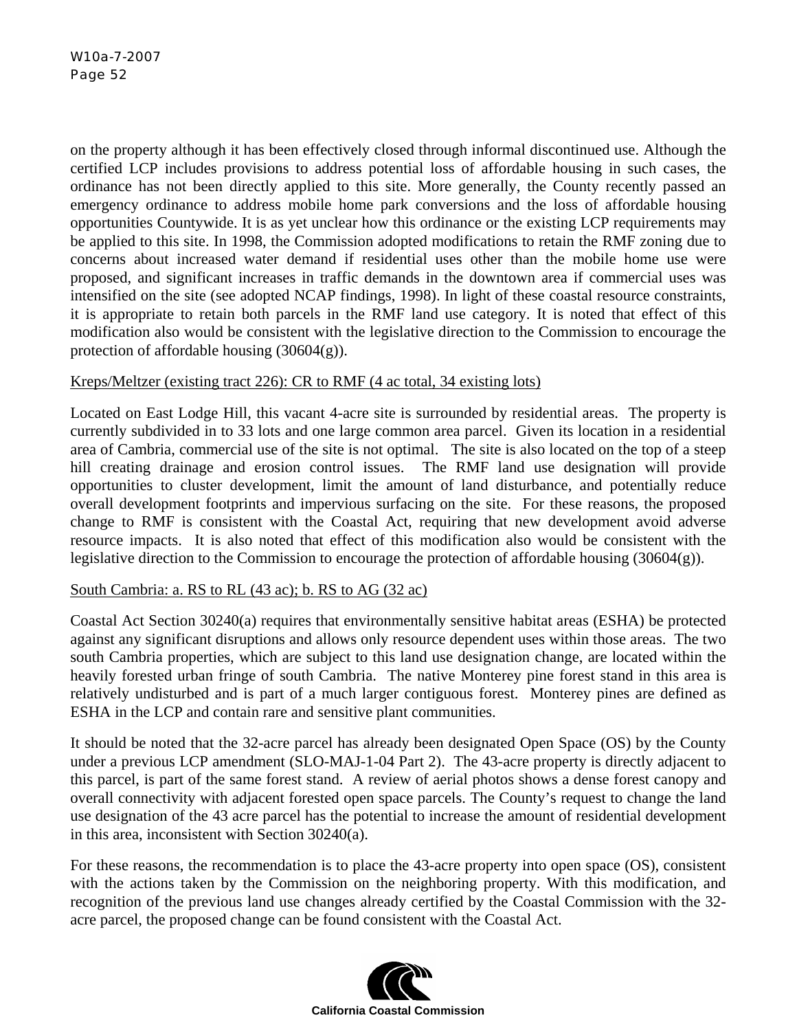on the property although it has been effectively closed through informal discontinued use. Although the certified LCP includes provisions to address potential loss of affordable housing in such cases, the ordinance has not been directly applied to this site. More generally, the County recently passed an emergency ordinance to address mobile home park conversions and the loss of affordable housing opportunities Countywide. It is as yet unclear how this ordinance or the existing LCP requirements may be applied to this site. In 1998, the Commission adopted modifications to retain the RMF zoning due to concerns about increased water demand if residential uses other than the mobile home use were proposed, and significant increases in traffic demands in the downtown area if commercial uses was intensified on the site (see adopted NCAP findings, 1998). In light of these coastal resource constraints, it is appropriate to retain both parcels in the RMF land use category. It is noted that effect of this modification also would be consistent with the legislative direction to the Commission to encourage the protection of affordable housing (30604(g)).

Kreps/Meltzer (existing tract 226): CR to RMF (4 ac total, 34 existing lots)

Located on East Lodge Hill, this vacant 4-acre site is surrounded by residential areas. The property is currently subdivided in to 33 lots and one large common area parcel. Given its location in a residential area of Cambria, commercial use of the site is not optimal. The site is also located on the top of a steep hill creating drainage and erosion control issues. The RMF land use designation will provide opportunities to cluster development, limit the amount of land disturbance, and potentially reduce overall development footprints and impervious surfacing on the site. For these reasons, the proposed change to RMF is consistent with the Coastal Act, requiring that new development avoid adverse resource impacts. It is also noted that effect of this modification also would be consistent with the legislative direction to the Commission to encourage the protection of affordable housing (30604(g)).

South Cambria: a. RS to RL (43 ac); b. RS to AG (32 ac)

Coastal Act Section 30240(a) requires that environmentally sensitive habitat areas (ESHA) be protected against any significant disruptions and allows only resource dependent uses within those areas. The two south Cambria properties, which are subject to this land use designation change, are located within the heavily forested urban fringe of south Cambria. The native Monterey pine forest stand in this area is relatively undisturbed and is part of a much larger contiguous forest. Monterey pines are defined as ESHA in the LCP and contain rare and sensitive plant communities.

It should be noted that the 32-acre parcel has already been designated Open Space (OS) by the County under a previous LCP amendment (SLO-MAJ-1-04 Part 2). The 43-acre property is directly adjacent to this parcel, is part of the same forest stand. A review of aerial photos shows a dense forest canopy and overall connectivity with adjacent forested open space parcels. The County's request to change the land use designation of the 43 acre parcel has the potential to increase the amount of residential development in this area, inconsistent with Section 30240(a).

For these reasons, the recommendation is to place the 43-acre property into open space (OS), consistent with the actions taken by the Commission on the neighboring property. With this modification, and recognition of the previous land use changes already certified by the Coastal Commission with the 32-acre parcel, the proposed change can be found consistent with the Coastal Act.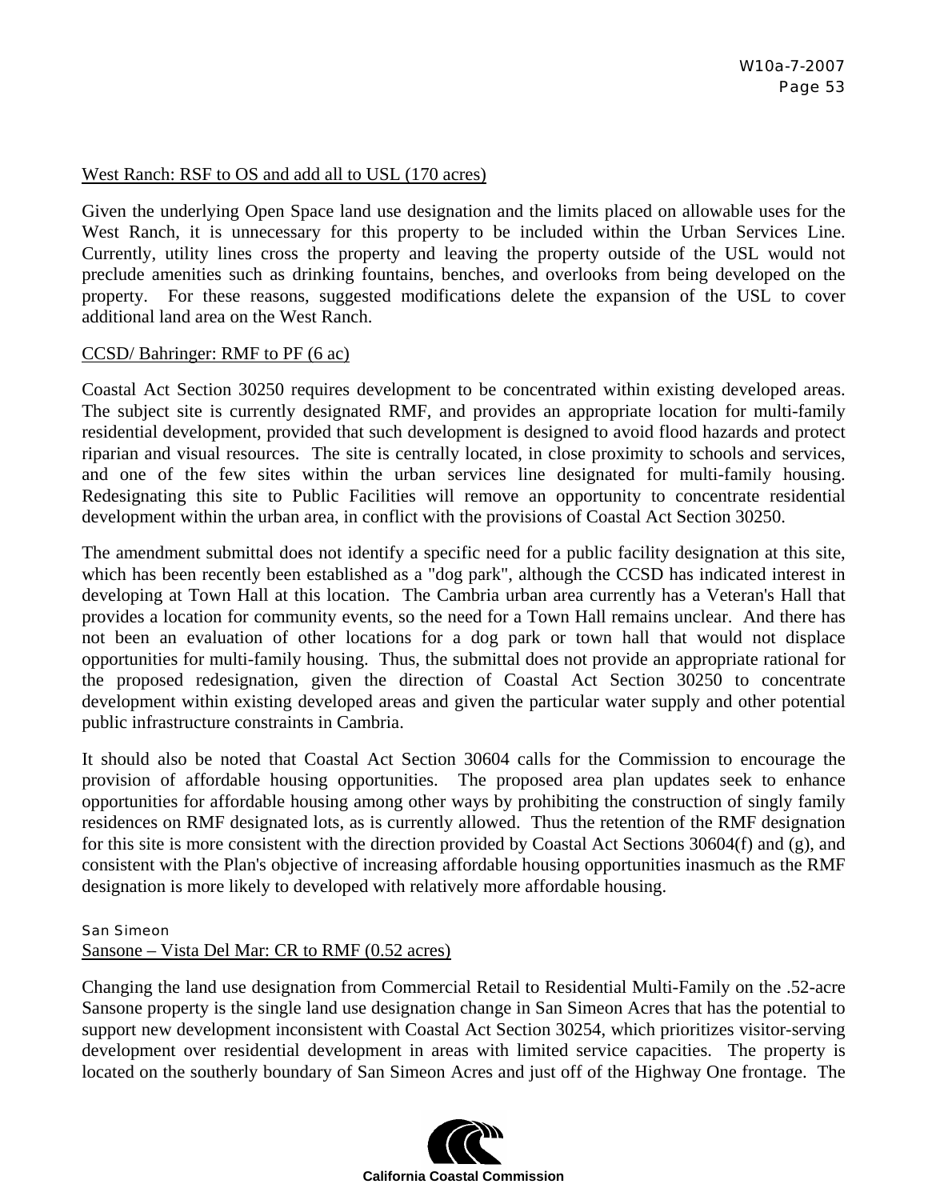West Ranch: RSF to OS and add all to USL (170 acres)

Given the underlying Open Space land use designation and the limits placed on allowable uses for the West Ranch, it is unnecessary for this property to be included within the Urban Services Line. Currently, utility lines cross the property and leaving the property outside of the USL would not preclude amenities such as drinking fountains, benches, and overlooks from being developed on the property. For these reasons, suggested modifications delete the expansion of the USL to cover additional land area on the West Ranch.

CCSD/ Bahringer: RMF to PF (6 ac)

Coastal Act Section 30250 requires development to be concentrated within existing developed areas. The subject site is currently designated RMF, and provides an appropriate location for multi-family residential development, provided that such development is designed to avoid flood hazards and protect riparian and visual resources. The site is centrally located, in close proximity to schools and services, and one of the few sites within the urban services line designated for multi-family housing. Redesignating this site to Public Facilities will remove an opportunity to concentrate residential development within the urban area, in conflict with the provisions of Coastal Act Section 30250.

The amendment submittal does not identify a specific need for a public facility designation at this site, which has been recently been established as a "dog park", although the CCSD has indicated interest in developing at Town Hall at this location. The Cambria urban area currently has a Veteran's Hall that provides a location for community events, so the need for a Town Hall remains unclear. And there has not been an evaluation of other locations for a dog park or town hall that would not displace opportunities for multi-family housing. Thus, the submittal does not provide an appropriate rational for the proposed redesignation, given the direction of Coastal Act Section 30250 to concentrate development within existing developed areas and given the particular water supply and other potential public infrastructure constraints in Cambria.

It should also be noted that Coastal Act Section 30604 calls for the Commission to encourage the provision of affordable housing opportunities. The proposed area plan updates seek to enhance opportunities for affordable housing among other ways by prohibiting the construction of singly family residences on RMF designated lots, as is currently allowed. Thus the retention of the RMF designation for this site is more consistent with the direction provided by Coastal Act Sections 30604(f) and (g), and consistent with the Plan's objective of increasing affordable housing opportunities inasmuch as the RMF designation is more likely to developed with relatively more affordable housing.

San Simeon

Sansone – Vista Del Mar: CR to RMF (0.52 acres)

Changing the land use designation from Commercial Retail to Residential Multi-Family on the .52-acre Sansone property is the single land use designation change in San Simeon Acres that has the potential to support new development inconsistent with Coastal Act Section 30254, which prioritizes visitor-serving development over residential development in areas with limited service capacities. The property is located on the southerly boundary of San Simeon Acres and just off of the Highway One frontage. The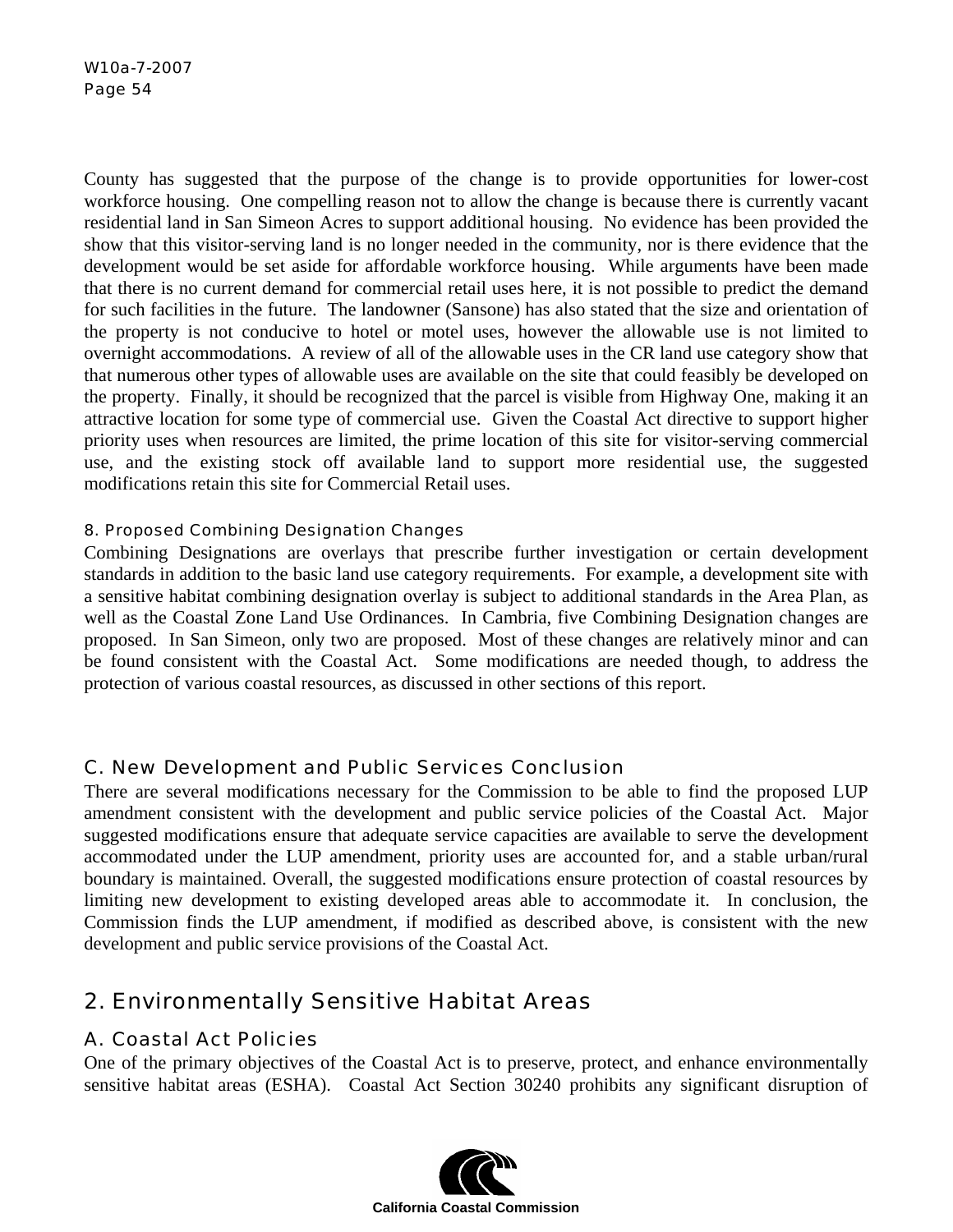County has suggested that the purpose of the change is to provide opportunities for lower-cost workforce housing. One compelling reason not to allow the change is because there is currently vacant residential land in San Simeon Acres to support additional housing. No evidence has been provided the show that this visitor-serving land is no longer needed in the community, nor is there evidence that the development would be set aside for affordable workforce housing. While arguments have been made that there is no current demand for commercial retail uses here, it is not possible to predict the demand for such facilities in the future. The landowner (Sansone) has also stated that the size and orientation of the property is not conducive to hotel or motel uses, however the allowable use is not limited to overnight accommodations. A review of all of the allowable uses in the CR land use category show that that numerous other types of allowable uses are available on the site that could feasibly be developed on the property. Finally, it should be recognized that the parcel is visible from Highway One, making it an attractive location for some type of commercial use. Given the Coastal Act directive to support higher priority uses when resources are limited, the prime location of this site for visitor-serving commercial use, and the existing stock off available land to support more residential use, the suggested modifications retain this site for Commercial Retail uses.

#### 8. Proposed Combining Designation Changes

Combining Designations are overlays that prescribe further investigation or certain development standards in addition to the basic land use category requirements. For example, a development site with a sensitive habitat combining designation overlay is subject to additional standards in the Area Plan, as well as the Coastal Zone Land Use Ordinances. In Cambria, five Combining Designation changes are proposed. In San Simeon, only two are proposed. Most of these changes are relatively minor and can be found consistent with the Coastal Act. Some modifications are needed though, to address the protection of various coastal resources, as discussed in other sections of this report.

### C. New Development and Public Services Conclusion

There are several modifications necessary for the Commission to be able to find the proposed LUP amendment consistent with the development and public service policies of the Coastal Act. Major suggested modifications ensure that adequate service capacities are available to serve the development accommodated under the LUP amendment, priority uses are accounted for, and a stable urban/rural boundary is maintained. Overall, the suggested modifications ensure protection of coastal resources by limiting new development to existing developed areas able to accommodate it. In conclusion, the Commission finds the LUP amendment, if modified as described above, is consistent with the new development and public service provisions of the Coastal Act.

## 2. Environmentally Sensitive Habitat Areas

### A. Coastal Act Policies

One of the primary objectives of the Coastal Act is to preserve, protect, and enhance environmentally sensitive habitat areas (ESHA). Coastal Act Section 30240 prohibits any significant disruption of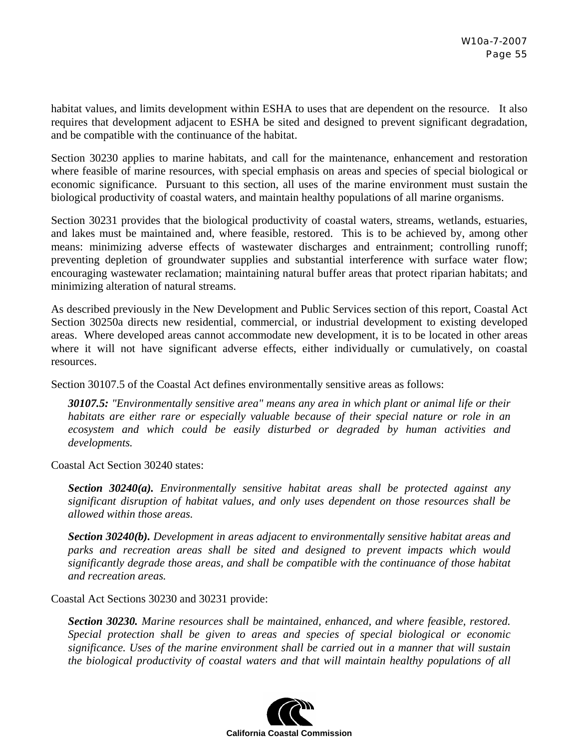habitat values, and limits development within ESHA to uses that are dependent on the resource. It also requires that development adjacent to ESHA be sited and designed to prevent significant degradation, and be compatible with the continuance of the habitat.

Section 30230 applies to marine habitats, and call for the maintenance, enhancement and restoration where feasible of marine resources, with special emphasis on areas and species of special biological or economic significance. Pursuant to this section, all uses of the marine environment must sustain the biological productivity of coastal waters, and maintain healthy populations of all marine organisms.

Section 30231 provides that the biological productivity of coastal waters, streams, wetlands, estuaries, and lakes must be maintained and, where feasible, restored. This is to be achieved by, among other means: minimizing adverse effects of wastewater discharges and entrainment; controlling runoff; preventing depletion of groundwater supplies and substantial interference with surface water flow; encouraging wastewater reclamation; maintaining natural buffer areas that protect riparian habitats; and minimizing alteration of natural streams.

As described previously in the New Development and Public Services section of this report, Coastal Act Section 30250a directs new residential, commercial, or industrial development to existing developed areas. Where developed areas cannot accommodate new development, it is to be located in other areas where it will not have significant adverse effects, either individually or cumulatively, on coastal resources.

Section 30107.5 of the Coastal Act defines environmentally sensitive areas as follows:

> ***30107.5:*** *"Environmentally sensitive area" means any area in which plant or animal life or their habitats are either rare or especially valuable because of their special nature or role in an ecosystem and which could be easily disturbed or degraded by human activities and developments.*

Coastal Act Section 30240 states:

> ***Section 30240(a).*** *Environmentally sensitive habitat areas shall be protected against any significant disruption of habitat values, and only uses dependent on those resources shall be allowed within those areas.*
>
> ***Section 30240(b).*** *Development in areas adjacent to environmentally sensitive habitat areas and parks and recreation areas shall be sited and designed to prevent impacts which would significantly degrade those areas, and shall be compatible with the continuance of those habitat and recreation areas.*

Coastal Act Sections 30230 and 30231 provide:

> ***Section 30230.*** *Marine resources shall be maintained, enhanced, and where feasible, restored. Special protection shall be given to areas and species of special biological or economic significance. Uses of the marine environment shall be carried out in a manner that will sustain the biological productivity of coastal waters and that will maintain healthy populations of all*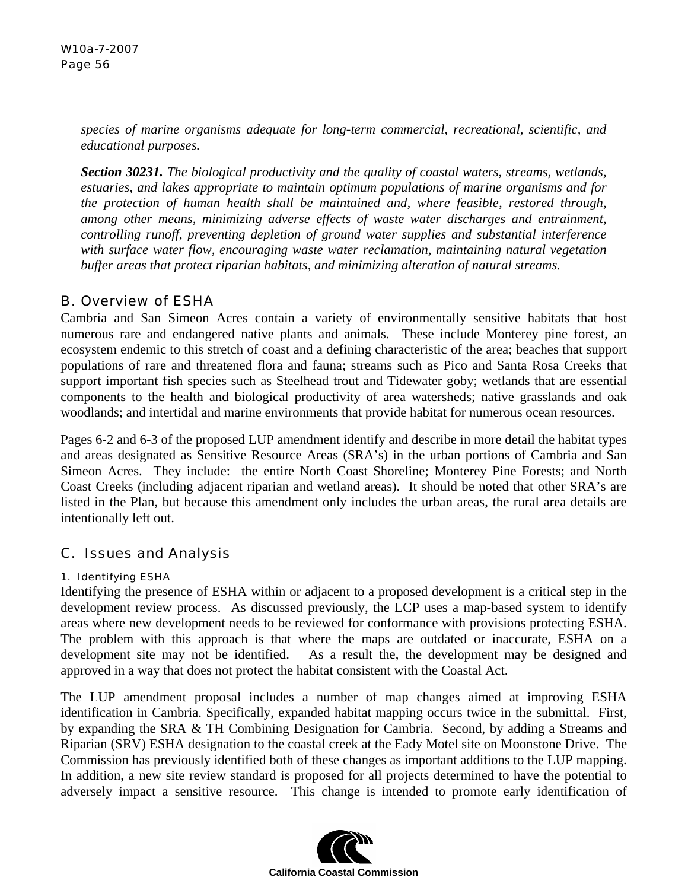*species of marine organisms adequate for long-term commercial, recreational, scientific, and educational purposes.*

***Section 30231.*** *The biological productivity and the quality of coastal waters, streams, wetlands, estuaries, and lakes appropriate to maintain optimum populations of marine organisms and for the protection of human health shall be maintained and, where feasible, restored through, among other means, minimizing adverse effects of waste water discharges and entrainment, controlling runoff, preventing depletion of ground water supplies and substantial interference with surface water flow, encouraging waste water reclamation, maintaining natural vegetation buffer areas that protect riparian habitats, and minimizing alteration of natural streams.*

## B. Overview of ESHA

Cambria and San Simeon Acres contain a variety of environmentally sensitive habitats that host numerous rare and endangered native plants and animals. These include Monterey pine forest, an ecosystem endemic to this stretch of coast and a defining characteristic of the area; beaches that support populations of rare and threatened flora and fauna; streams such as Pico and Santa Rosa Creeks that support important fish species such as Steelhead trout and Tidewater goby; wetlands that are essential components to the health and biological productivity of area watersheds; native grasslands and oak woodlands; and intertidal and marine environments that provide habitat for numerous ocean resources.

Pages 6-2 and 6-3 of the proposed LUP amendment identify and describe in more detail the habitat types and areas designated as Sensitive Resource Areas (SRA's) in the urban portions of Cambria and San Simeon Acres. They include: the entire North Coast Shoreline; Monterey Pine Forests; and North Coast Creeks (including adjacent riparian and wetland areas). It should be noted that other SRA's are listed in the Plan, but because this amendment only includes the urban areas, the rural area details are intentionally left out.

## C. Issues and Analysis

### 1. Identifying ESHA

Identifying the presence of ESHA within or adjacent to a proposed development is a critical step in the development review process. As discussed previously, the LCP uses a map-based system to identify areas where new development needs to be reviewed for conformance with provisions protecting ESHA. The problem with this approach is that where the maps are outdated or inaccurate, ESHA on a development site may not be identified. As a result the, the development may be designed and approved in a way that does not protect the habitat consistent with the Coastal Act.

The LUP amendment proposal includes a number of map changes aimed at improving ESHA identification in Cambria. Specifically, expanded habitat mapping occurs twice in the submittal. First, by expanding the SRA & TH Combining Designation for Cambria. Second, by adding a Streams and Riparian (SRV) ESHA designation to the coastal creek at the Eady Motel site on Moonstone Drive. The Commission has previously identified both of these changes as important additions to the LUP mapping. In addition, a new site review standard is proposed for all projects determined to have the potential to adversely impact a sensitive resource. This change is intended to promote early identification of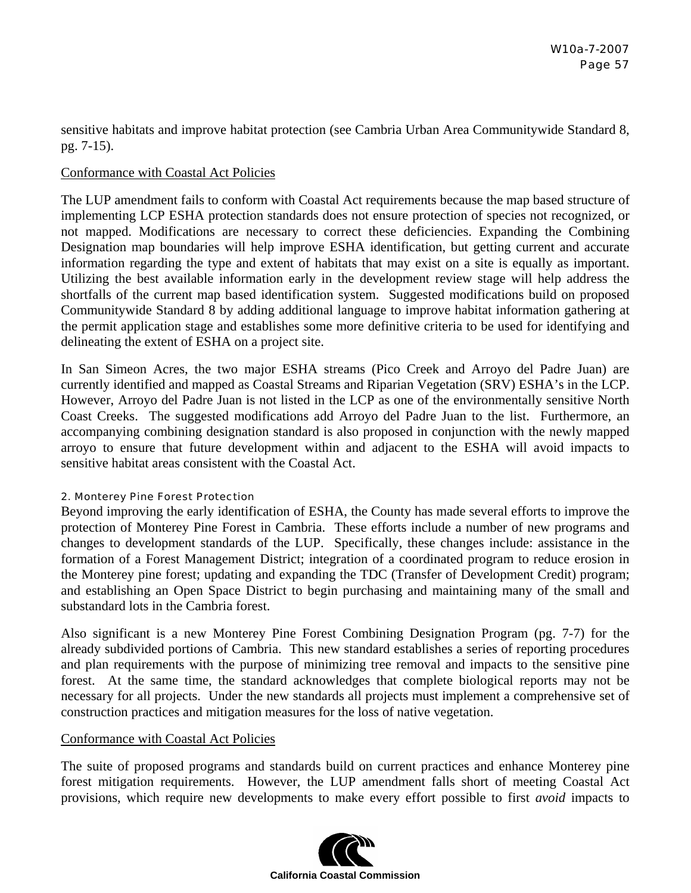sensitive habitats and improve habitat protection (see Cambria Urban Area Communitywide Standard 8, pg. 7-15).

Conformance with Coastal Act Policies

The LUP amendment fails to conform with Coastal Act requirements because the map based structure of implementing LCP ESHA protection standards does not ensure protection of species not recognized, or not mapped. Modifications are necessary to correct these deficiencies. Expanding the Combining Designation map boundaries will help improve ESHA identification, but getting current and accurate information regarding the type and extent of habitats that may exist on a site is equally as important. Utilizing the best available information early in the development review stage will help address the shortfalls of the current map based identification system. Suggested modifications build on proposed Communitywide Standard 8 by adding additional language to improve habitat information gathering at the permit application stage and establishes some more definitive criteria to be used for identifying and delineating the extent of ESHA on a project site.

In San Simeon Acres, the two major ESHA streams (Pico Creek and Arroyo del Padre Juan) are currently identified and mapped as Coastal Streams and Riparian Vegetation (SRV) ESHA's in the LCP. However, Arroyo del Padre Juan is not listed in the LCP as one of the environmentally sensitive North Coast Creeks. The suggested modifications add Arroyo del Padre Juan to the list. Furthermore, an accompanying combining designation standard is also proposed in conjunction with the newly mapped arroyo to ensure that future development within and adjacent to the ESHA will avoid impacts to sensitive habitat areas consistent with the Coastal Act.

### 2. Monterey Pine Forest Protection

Beyond improving the early identification of ESHA, the County has made several efforts to improve the protection of Monterey Pine Forest in Cambria. These efforts include a number of new programs and changes to development standards of the LUP. Specifically, these changes include: assistance in the formation of a Forest Management District; integration of a coordinated program to reduce erosion in the Monterey pine forest; updating and expanding the TDC (Transfer of Development Credit) program; and establishing an Open Space District to begin purchasing and maintaining many of the small and substandard lots in the Cambria forest.

Also significant is a new Monterey Pine Forest Combining Designation Program (pg. 7-7) for the already subdivided portions of Cambria. This new standard establishes a series of reporting procedures and plan requirements with the purpose of minimizing tree removal and impacts to the sensitive pine forest. At the same time, the standard acknowledges that complete biological reports may not be necessary for all projects. Under the new standards all projects must implement a comprehensive set of construction practices and mitigation measures for the loss of native vegetation.

Conformance with Coastal Act Policies

The suite of proposed programs and standards build on current practices and enhance Monterey pine forest mitigation requirements. However, the LUP amendment falls short of meeting Coastal Act provisions, which require new developments to make every effort possible to first *avoid* impacts to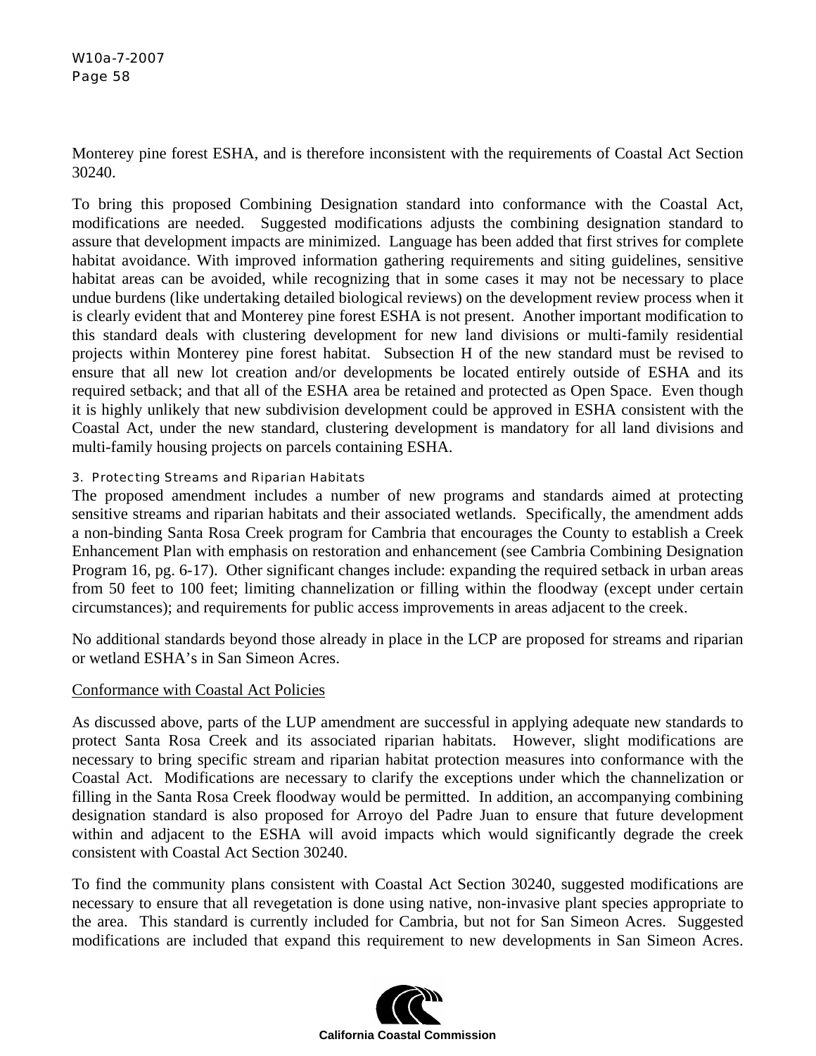Monterey pine forest ESHA, and is therefore inconsistent with the requirements of Coastal Act Section 30240.

To bring this proposed Combining Designation standard into conformance with the Coastal Act, modifications are needed. Suggested modifications adjusts the combining designation standard to assure that development impacts are minimized. Language has been added that first strives for complete habitat avoidance. With improved information gathering requirements and siting guidelines, sensitive habitat areas can be avoided, while recognizing that in some cases it may not be necessary to place undue burdens (like undertaking detailed biological reviews) on the development review process when it is clearly evident that and Monterey pine forest ESHA is not present. Another important modification to this standard deals with clustering development for new land divisions or multi-family residential projects within Monterey pine forest habitat. Subsection H of the new standard must be revised to ensure that all new lot creation and/or developments be located entirely outside of ESHA and its required setback; and that all of the ESHA area be retained and protected as Open Space. Even though it is highly unlikely that new subdivision development could be approved in ESHA consistent with the Coastal Act, under the new standard, clustering development is mandatory for all land divisions and multi-family housing projects on parcels containing ESHA.

### 3. Protecting Streams and Riparian Habitats

The proposed amendment includes a number of new programs and standards aimed at protecting sensitive streams and riparian habitats and their associated wetlands. Specifically, the amendment adds a non-binding Santa Rosa Creek program for Cambria that encourages the County to establish a Creek Enhancement Plan with emphasis on restoration and enhancement (see Cambria Combining Designation Program 16, pg. 6-17). Other significant changes include: expanding the required setback in urban areas from 50 feet to 100 feet; limiting channelization or filling within the floodway (except under certain circumstances); and requirements for public access improvements in areas adjacent to the creek.

No additional standards beyond those already in place in the LCP are proposed for streams and riparian or wetland ESHA's in San Simeon Acres.

Conformance with Coastal Act Policies

As discussed above, parts of the LUP amendment are successful in applying adequate new standards to protect Santa Rosa Creek and its associated riparian habitats. However, slight modifications are necessary to bring specific stream and riparian habitat protection measures into conformance with the Coastal Act. Modifications are necessary to clarify the exceptions under which the channelization or filling in the Santa Rosa Creek floodway would be permitted. In addition, an accompanying combining designation standard is also proposed for Arroyo del Padre Juan to ensure that future development within and adjacent to the ESHA will avoid impacts which would significantly degrade the creek consistent with Coastal Act Section 30240.

To find the community plans consistent with Coastal Act Section 30240, suggested modifications are necessary to ensure that all revegetation is done using native, non-invasive plant species appropriate to the area. This standard is currently included for Cambria, but not for San Simeon Acres. Suggested modifications are included that expand this requirement to new developments in San Simeon Acres.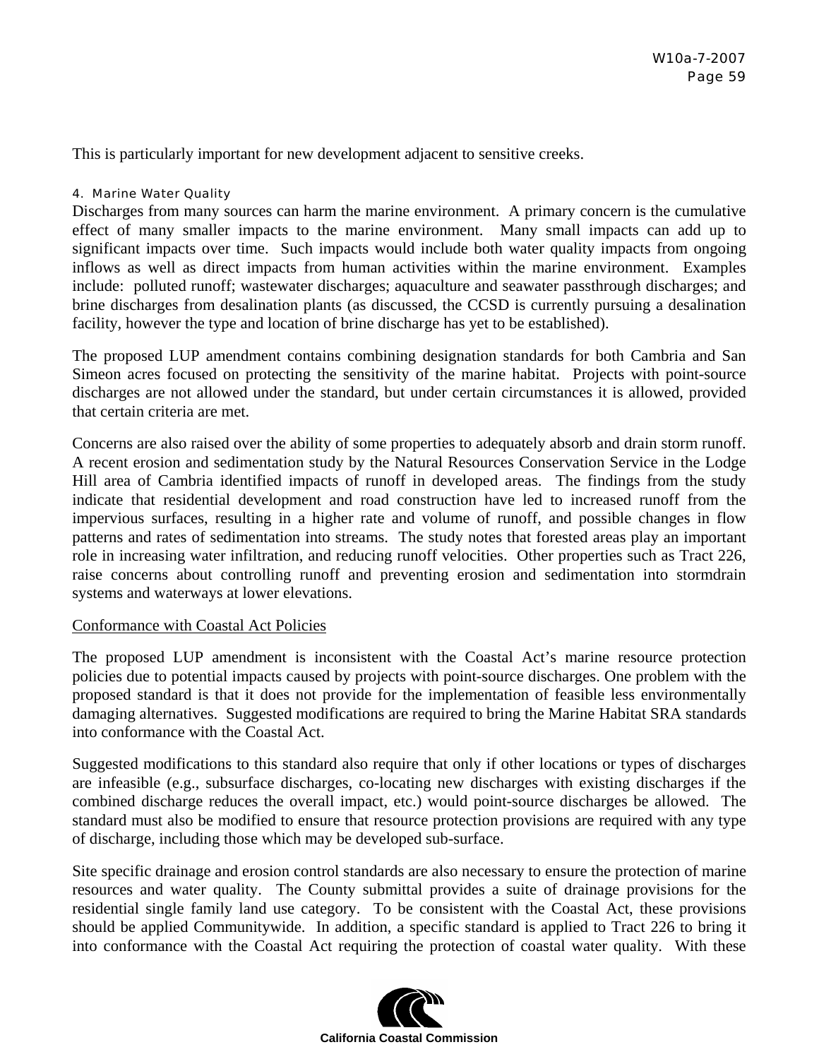This is particularly important for new development adjacent to sensitive creeks.

#### 4. Marine Water Quality

Discharges from many sources can harm the marine environment. A primary concern is the cumulative effect of many smaller impacts to the marine environment. Many small impacts can add up to significant impacts over time. Such impacts would include both water quality impacts from ongoing inflows as well as direct impacts from human activities within the marine environment. Examples include: polluted runoff; wastewater discharges; aquaculture and seawater passthrough discharges; and brine discharges from desalination plants (as discussed, the CCSD is currently pursuing a desalination facility, however the type and location of brine discharge has yet to be established).

The proposed LUP amendment contains combining designation standards for both Cambria and San Simeon acres focused on protecting the sensitivity of the marine habitat. Projects with point-source discharges are not allowed under the standard, but under certain circumstances it is allowed, provided that certain criteria are met.

Concerns are also raised over the ability of some properties to adequately absorb and drain storm runoff. A recent erosion and sedimentation study by the Natural Resources Conservation Service in the Lodge Hill area of Cambria identified impacts of runoff in developed areas. The findings from the study indicate that residential development and road construction have led to increased runoff from the impervious surfaces, resulting in a higher rate and volume of runoff, and possible changes in flow patterns and rates of sedimentation into streams. The study notes that forested areas play an important role in increasing water infiltration, and reducing runoff velocities. Other properties such as Tract 226, raise concerns about controlling runoff and preventing erosion and sedimentation into stormdrain systems and waterways at lower elevations.

Conformance with Coastal Act Policies

The proposed LUP amendment is inconsistent with the Coastal Act's marine resource protection policies due to potential impacts caused by projects with point-source discharges. One problem with the proposed standard is that it does not provide for the implementation of feasible less environmentally damaging alternatives. Suggested modifications are required to bring the Marine Habitat SRA standards into conformance with the Coastal Act.

Suggested modifications to this standard also require that only if other locations or types of discharges are infeasible (e.g., subsurface discharges, co-locating new discharges with existing discharges if the combined discharge reduces the overall impact, etc.) would point-source discharges be allowed. The standard must also be modified to ensure that resource protection provisions are required with any type of discharge, including those which may be developed sub-surface.

Site specific drainage and erosion control standards are also necessary to ensure the protection of marine resources and water quality. The County submittal provides a suite of drainage provisions for the residential single family land use category. To be consistent with the Coastal Act, these provisions should be applied Communitywide. In addition, a specific standard is applied to Tract 226 to bring it into conformance with the Coastal Act requiring the protection of coastal water quality. With these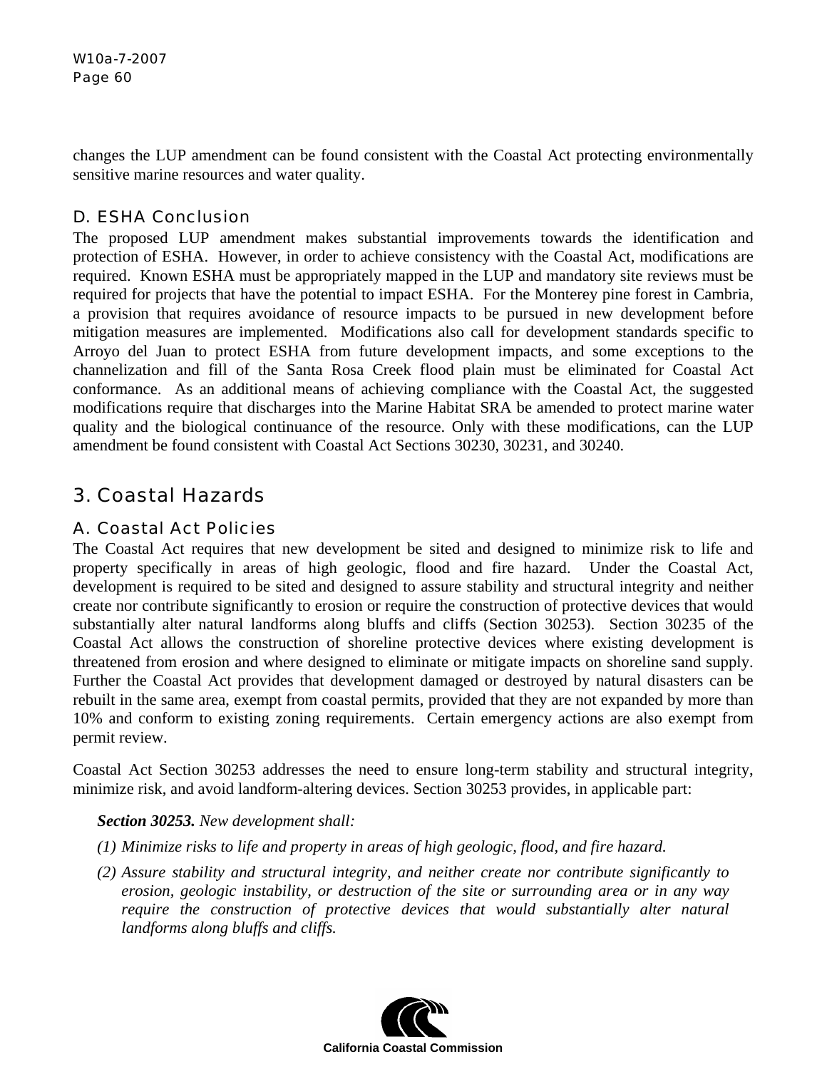changes the LUP amendment can be found consistent with the Coastal Act protecting environmentally sensitive marine resources and water quality.

### D. ESHA Conclusion

The proposed LUP amendment makes substantial improvements towards the identification and protection of ESHA. However, in order to achieve consistency with the Coastal Act, modifications are required. Known ESHA must be appropriately mapped in the LUP and mandatory site reviews must be required for projects that have the potential to impact ESHA. For the Monterey pine forest in Cambria, a provision that requires avoidance of resource impacts to be pursued in new development before mitigation measures are implemented. Modifications also call for development standards specific to Arroyo del Juan to protect ESHA from future development impacts, and some exceptions to the channelization and fill of the Santa Rosa Creek flood plain must be eliminated for Coastal Act conformance. As an additional means of achieving compliance with the Coastal Act, the suggested modifications require that discharges into the Marine Habitat SRA be amended to protect marine water quality and the biological continuance of the resource. Only with these modifications, can the LUP amendment be found consistent with Coastal Act Sections 30230, 30231, and 30240.

## 3. Coastal Hazards

### A. Coastal Act Policies

The Coastal Act requires that new development be sited and designed to minimize risk to life and property specifically in areas of high geologic, flood and fire hazard. Under the Coastal Act, development is required to be sited and designed to assure stability and structural integrity and neither create nor contribute significantly to erosion or require the construction of protective devices that would substantially alter natural landforms along bluffs and cliffs (Section 30253). Section 30235 of the Coastal Act allows the construction of shoreline protective devices where existing development is threatened from erosion and where designed to eliminate or mitigate impacts on shoreline sand supply. Further the Coastal Act provides that development damaged or destroyed by natural disasters can be rebuilt in the same area, exempt from coastal permits, provided that they are not expanded by more than 10% and conform to existing zoning requirements. Certain emergency actions are also exempt from permit review.

Coastal Act Section 30253 addresses the need to ensure long-term stability and structural integrity, minimize risk, and avoid landform-altering devices. Section 30253 provides, in applicable part:

> ***Section 30253.*** *New development shall:*
>
> *(1) Minimize risks to life and property in areas of high geologic, flood, and fire hazard.*
>
> *(2) Assure stability and structural integrity, and neither create nor contribute significantly to erosion, geologic instability, or destruction of the site or surrounding area or in any way require the construction of protective devices that would substantially alter natural landforms along bluffs and cliffs.*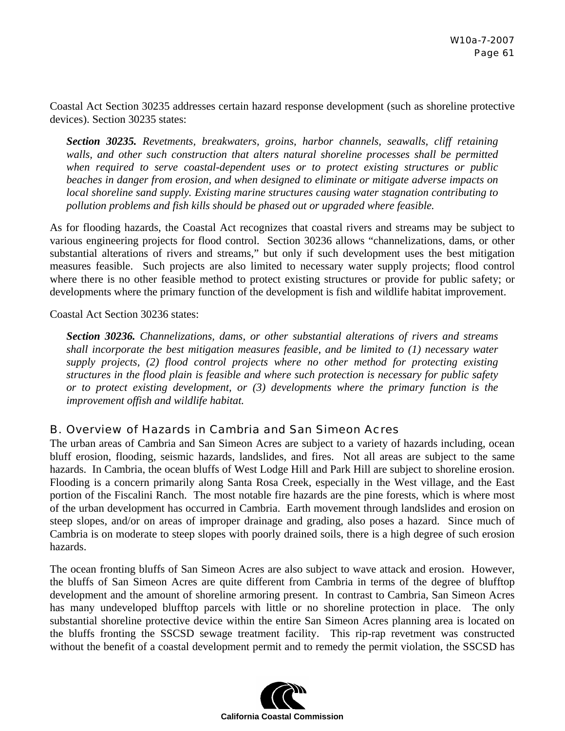Coastal Act Section 30235 addresses certain hazard response development (such as shoreline protective devices). Section 30235 states:

> ***Section 30235.*** *Revetments, breakwaters, groins, harbor channels, seawalls, cliff retaining walls, and other such construction that alters natural shoreline processes shall be permitted when required to serve coastal-dependent uses or to protect existing structures or public beaches in danger from erosion, and when designed to eliminate or mitigate adverse impacts on local shoreline sand supply. Existing marine structures causing water stagnation contributing to pollution problems and fish kills should be phased out or upgraded where feasible.*

As for flooding hazards, the Coastal Act recognizes that coastal rivers and streams may be subject to various engineering projects for flood control. Section 30236 allows "channelizations, dams, or other substantial alterations of rivers and streams," but only if such development uses the best mitigation measures feasible. Such projects are also limited to necessary water supply projects; flood control where there is no other feasible method to protect existing structures or provide for public safety; or developments where the primary function of the development is fish and wildlife habitat improvement.

Coastal Act Section 30236 states:

> ***Section 30236.*** *Channelizations, dams, or other substantial alterations of rivers and streams shall incorporate the best mitigation measures feasible, and be limited to (1) necessary water supply projects, (2) flood control projects where no other method for protecting existing structures in the flood plain is feasible and where such protection is necessary for public safety or to protect existing development, or (3) developments where the primary function is the improvement offish and wildlife habitat.*

## B. Overview of Hazards in Cambria and San Simeon Acres

The urban areas of Cambria and San Simeon Acres are subject to a variety of hazards including, ocean bluff erosion, flooding, seismic hazards, landslides, and fires. Not all areas are subject to the same hazards. In Cambria, the ocean bluffs of West Lodge Hill and Park Hill are subject to shoreline erosion. Flooding is a concern primarily along Santa Rosa Creek, especially in the West village, and the East portion of the Fiscalini Ranch. The most notable fire hazards are the pine forests, which is where most of the urban development has occurred in Cambria. Earth movement through landslides and erosion on steep slopes, and/or on areas of improper drainage and grading, also poses a hazard. Since much of Cambria is on moderate to steep slopes with poorly drained soils, there is a high degree of such erosion hazards.

The ocean fronting bluffs of San Simeon Acres are also subject to wave attack and erosion. However, the bluffs of San Simeon Acres are quite different from Cambria in terms of the degree of blufftop development and the amount of shoreline armoring present. In contrast to Cambria, San Simeon Acres has many undeveloped blufftop parcels with little or no shoreline protection in place. The only substantial shoreline protective device within the entire San Simeon Acres planning area is located on the bluffs fronting the SSCSD sewage treatment facility. This rip-rap revetment was constructed without the benefit of a coastal development permit and to remedy the permit violation, the SSCSD has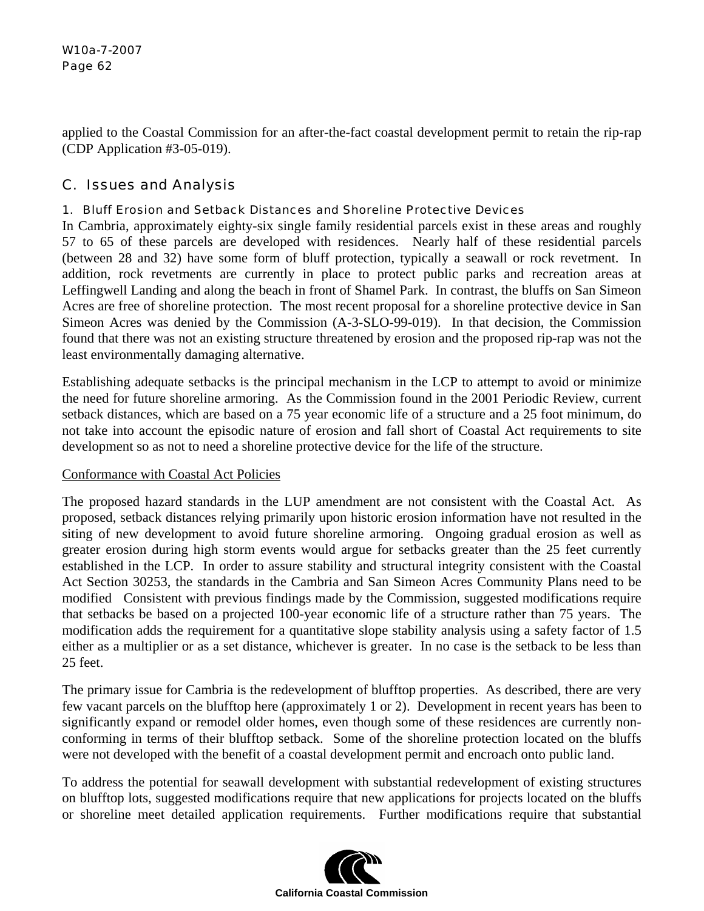applied to the Coastal Commission for an after-the-fact coastal development permit to retain the rip-rap (CDP Application #3-05-019).

## C. Issues and Analysis

### 1. Bluff Erosion and Setback Distances and Shoreline Protective Devices

In Cambria, approximately eighty-six single family residential parcels exist in these areas and roughly 57 to 65 of these parcels are developed with residences. Nearly half of these residential parcels (between 28 and 32) have some form of bluff protection, typically a seawall or rock revetment. In addition, rock revetments are currently in place to protect public parks and recreation areas at Leffingwell Landing and along the beach in front of Shamel Park. In contrast, the bluffs on San Simeon Acres are free of shoreline protection. The most recent proposal for a shoreline protective device in San Simeon Acres was denied by the Commission (A-3-SLO-99-019). In that decision, the Commission found that there was not an existing structure threatened by erosion and the proposed rip-rap was not the least environmentally damaging alternative.

Establishing adequate setbacks is the principal mechanism in the LCP to attempt to avoid or minimize the need for future shoreline armoring. As the Commission found in the 2001 Periodic Review, current setback distances, which are based on a 75 year economic life of a structure and a 25 foot minimum, do not take into account the episodic nature of erosion and fall short of Coastal Act requirements to site development so as not to need a shoreline protective device for the life of the structure.

Conformance with Coastal Act Policies

The proposed hazard standards in the LUP amendment are not consistent with the Coastal Act. As proposed, setback distances relying primarily upon historic erosion information have not resulted in the siting of new development to avoid future shoreline armoring. Ongoing gradual erosion as well as greater erosion during high storm events would argue for setbacks greater than the 25 feet currently established in the LCP. In order to assure stability and structural integrity consistent with the Coastal Act Section 30253, the standards in the Cambria and San Simeon Acres Community Plans need to be modified Consistent with previous findings made by the Commission, suggested modifications require that setbacks be based on a projected 100-year economic life of a structure rather than 75 years. The modification adds the requirement for a quantitative slope stability analysis using a safety factor of 1.5 either as a multiplier or as a set distance, whichever is greater. In no case is the setback to be less than 25 feet.

The primary issue for Cambria is the redevelopment of blufftop properties. As described, there are very few vacant parcels on the blufftop here (approximately 1 or 2). Development in recent years has been to significantly expand or remodel older homes, even though some of these residences are currently non-conforming in terms of their blufftop setback. Some of the shoreline protection located on the bluffs were not developed with the benefit of a coastal development permit and encroach onto public land.

To address the potential for seawall development with substantial redevelopment of existing structures on blufftop lots, suggested modifications require that new applications for projects located on the bluffs or shoreline meet detailed application requirements. Further modifications require that substantial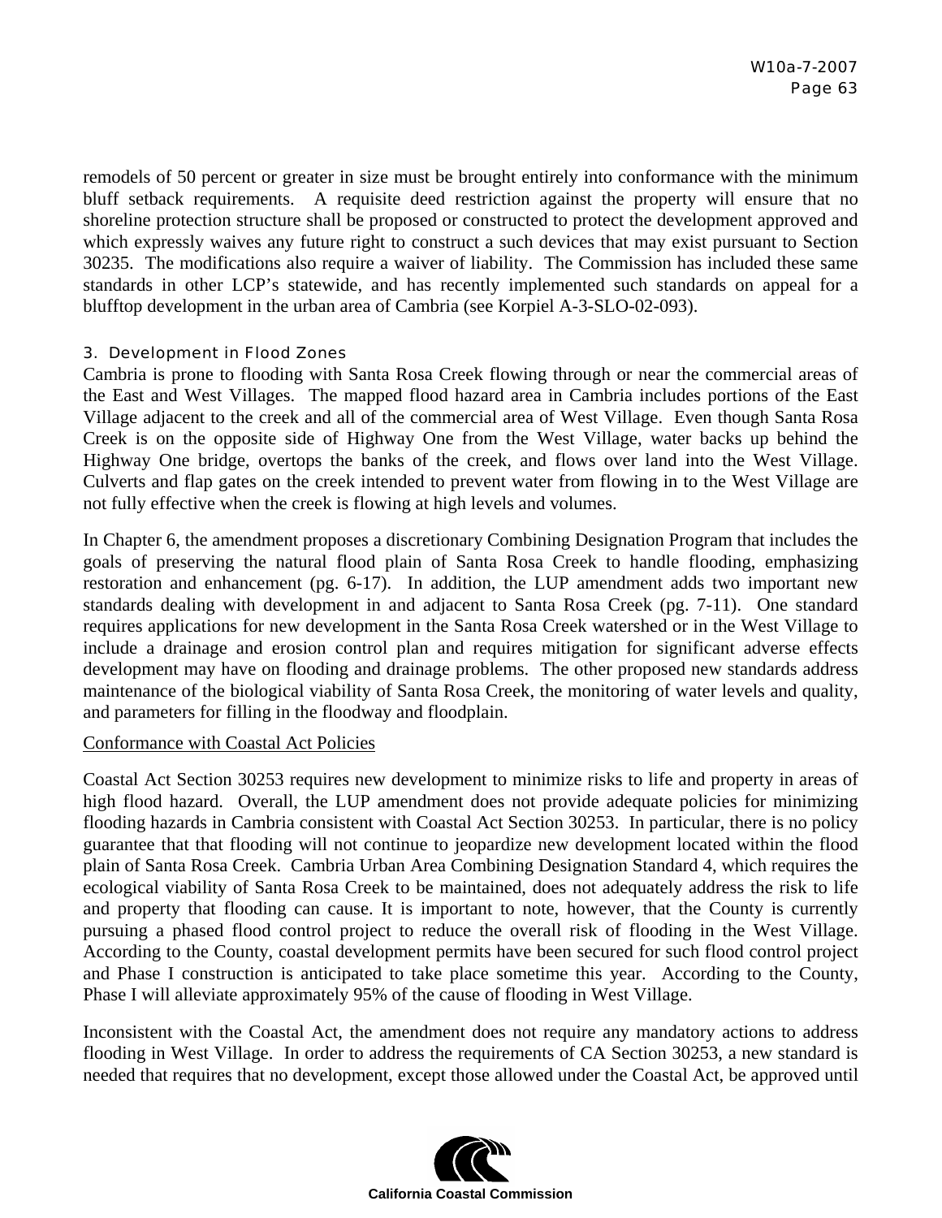remodels of 50 percent or greater in size must be brought entirely into conformance with the minimum bluff setback requirements. A requisite deed restriction against the property will ensure that no shoreline protection structure shall be proposed or constructed to protect the development approved and which expressly waives any future right to construct a such devices that may exist pursuant to Section 30235. The modifications also require a waiver of liability. The Commission has included these same standards in other LCP's statewide, and has recently implemented such standards on appeal for a blufftop development in the urban area of Cambria (see Korpiel A-3-SLO-02-093).

### 3. Development in Flood Zones

Cambria is prone to flooding with Santa Rosa Creek flowing through or near the commercial areas of the East and West Villages. The mapped flood hazard area in Cambria includes portions of the East Village adjacent to the creek and all of the commercial area of West Village. Even though Santa Rosa Creek is on the opposite side of Highway One from the West Village, water backs up behind the Highway One bridge, overtops the banks of the creek, and flows over land into the West Village. Culverts and flap gates on the creek intended to prevent water from flowing in to the West Village are not fully effective when the creek is flowing at high levels and volumes.

In Chapter 6, the amendment proposes a discretionary Combining Designation Program that includes the goals of preserving the natural flood plain of Santa Rosa Creek to handle flooding, emphasizing restoration and enhancement (pg. 6-17). In addition, the LUP amendment adds two important new standards dealing with development in and adjacent to Santa Rosa Creek (pg. 7-11). One standard requires applications for new development in the Santa Rosa Creek watershed or in the West Village to include a drainage and erosion control plan and requires mitigation for significant adverse effects development may have on flooding and drainage problems. The other proposed new standards address maintenance of the biological viability of Santa Rosa Creek, the monitoring of water levels and quality, and parameters for filling in the floodway and floodplain.

<u>Conformance with Coastal Act Policies</u>

Coastal Act Section 30253 requires new development to minimize risks to life and property in areas of high flood hazard. Overall, the LUP amendment does not provide adequate policies for minimizing flooding hazards in Cambria consistent with Coastal Act Section 30253. In particular, there is no policy guarantee that that flooding will not continue to jeopardize new development located within the flood plain of Santa Rosa Creek. Cambria Urban Area Combining Designation Standard 4, which requires the ecological viability of Santa Rosa Creek to be maintained, does not adequately address the risk to life and property that flooding can cause. It is important to note, however, that the County is currently pursuing a phased flood control project to reduce the overall risk of flooding in the West Village. According to the County, coastal development permits have been secured for such flood control project and Phase I construction is anticipated to take place sometime this year. According to the County, Phase I will alleviate approximately 95% of the cause of flooding in West Village.

Inconsistent with the Coastal Act, the amendment does not require any mandatory actions to address flooding in West Village. In order to address the requirements of CA Section 30253, a new standard is needed that requires that no development, except those allowed under the Coastal Act, be approved until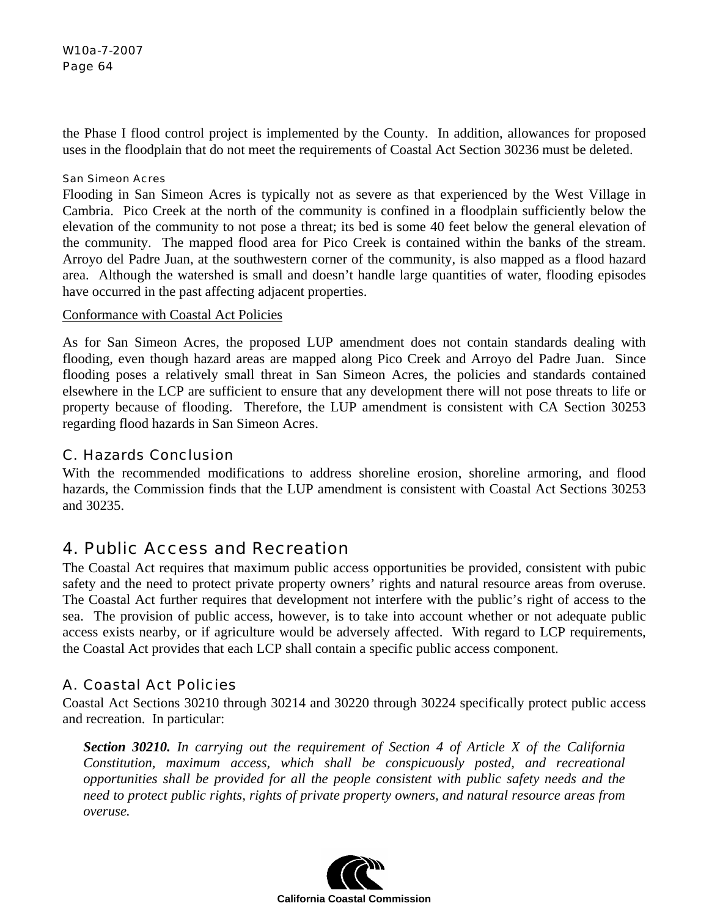the Phase I flood control project is implemented by the County. In addition, allowances for proposed uses in the floodplain that do not meet the requirements of Coastal Act Section 30236 must be deleted.

#### San Simeon Acres

Flooding in San Simeon Acres is typically not as severe as that experienced by the West Village in Cambria. Pico Creek at the north of the community is confined in a floodplain sufficiently below the elevation of the community to not pose a threat; its bed is some 40 feet below the general elevation of the community. The mapped flood area for Pico Creek is contained within the banks of the stream. Arroyo del Padre Juan, at the southwestern corner of the community, is also mapped as a flood hazard area. Although the watershed is small and doesn't handle large quantities of water, flooding episodes have occurred in the past affecting adjacent properties.

Conformance with Coastal Act Policies

As for San Simeon Acres, the proposed LUP amendment does not contain standards dealing with flooding, even though hazard areas are mapped along Pico Creek and Arroyo del Padre Juan. Since flooding poses a relatively small threat in San Simeon Acres, the policies and standards contained elsewhere in the LCP are sufficient to ensure that any development there will not pose threats to life or property because of flooding. Therefore, the LUP amendment is consistent with CA Section 30253 regarding flood hazards in San Simeon Acres.

### C. Hazards Conclusion

With the recommended modifications to address shoreline erosion, shoreline armoring, and flood hazards, the Commission finds that the LUP amendment is consistent with Coastal Act Sections 30253 and 30235.

## 4. Public Access and Recreation

The Coastal Act requires that maximum public access opportunities be provided, consistent with pubic safety and the need to protect private property owners' rights and natural resource areas from overuse. The Coastal Act further requires that development not interfere with the public's right of access to the sea. The provision of public access, however, is to take into account whether or not adequate public access exists nearby, or if agriculture would be adversely affected. With regard to LCP requirements, the Coastal Act provides that each LCP shall contain a specific public access component.

### A. Coastal Act Policies

Coastal Act Sections 30210 through 30214 and 30220 through 30224 specifically protect public access and recreation. In particular:

> ***Section 30210.*** *In carrying out the requirement of Section 4 of Article X of the California Constitution, maximum access, which shall be conspicuously posted, and recreational opportunities shall be provided for all the people consistent with public safety needs and the need to protect public rights, rights of private property owners, and natural resource areas from overuse.*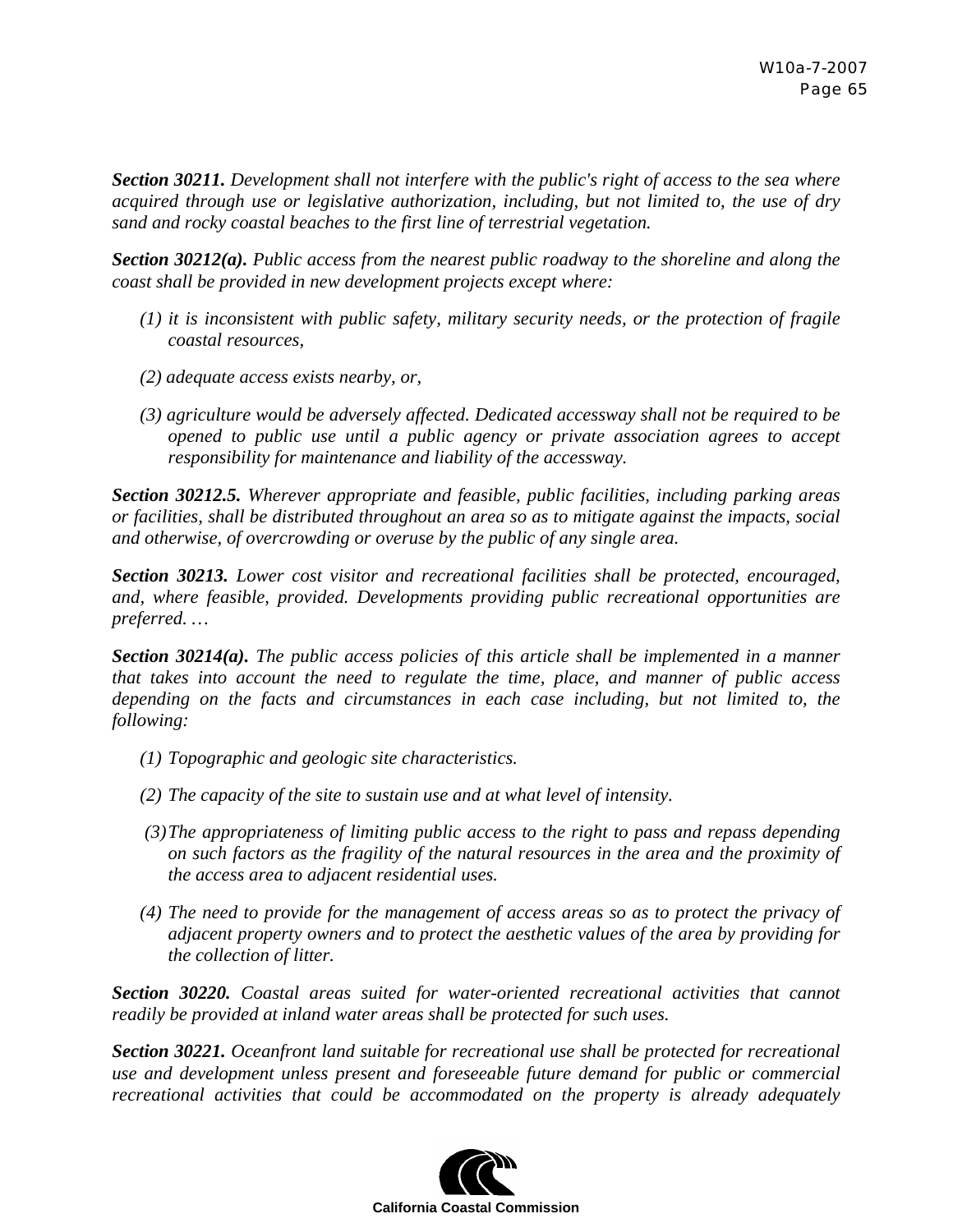***Section 30211.*** *Development shall not interfere with the public's right of access to the sea where acquired through use or legislative authorization, including, but not limited to, the use of dry sand and rocky coastal beaches to the first line of terrestrial vegetation.*

***Section 30212(a).*** *Public access from the nearest public roadway to the shoreline and along the coast shall be provided in new development projects except where:*

- *(1) it is inconsistent with public safety, military security needs, or the protection of fragile coastal resources,*
- *(2) adequate access exists nearby, or,*
- *(3) agriculture would be adversely affected. Dedicated accessway shall not be required to be opened to public use until a public agency or private association agrees to accept responsibility for maintenance and liability of the accessway.*

***Section 30212.5.*** *Wherever appropriate and feasible, public facilities, including parking areas or facilities, shall be distributed throughout an area so as to mitigate against the impacts, social and otherwise, of overcrowding or overuse by the public of any single area.*

***Section 30213.*** *Lower cost visitor and recreational facilities shall be protected, encouraged, and, where feasible, provided. Developments providing public recreational opportunities are preferred. …*

***Section 30214(a).*** *The public access policies of this article shall be implemented in a manner that takes into account the need to regulate the time, place, and manner of public access depending on the facts and circumstances in each case including, but not limited to, the following:*

- *(1) Topographic and geologic site characteristics.*
- *(2) The capacity of the site to sustain use and at what level of intensity.*
- *(3) The appropriateness of limiting public access to the right to pass and repass depending on such factors as the fragility of the natural resources in the area and the proximity of the access area to adjacent residential uses.*
- *(4) The need to provide for the management of access areas so as to protect the privacy of adjacent property owners and to protect the aesthetic values of the area by providing for the collection of litter.*

***Section 30220.*** *Coastal areas suited for water-oriented recreational activities that cannot readily be provided at inland water areas shall be protected for such uses.*

***Section 30221.*** *Oceanfront land suitable for recreational use shall be protected for recreational use and development unless present and foreseeable future demand for public or commercial recreational activities that could be accommodated on the property is already adequately*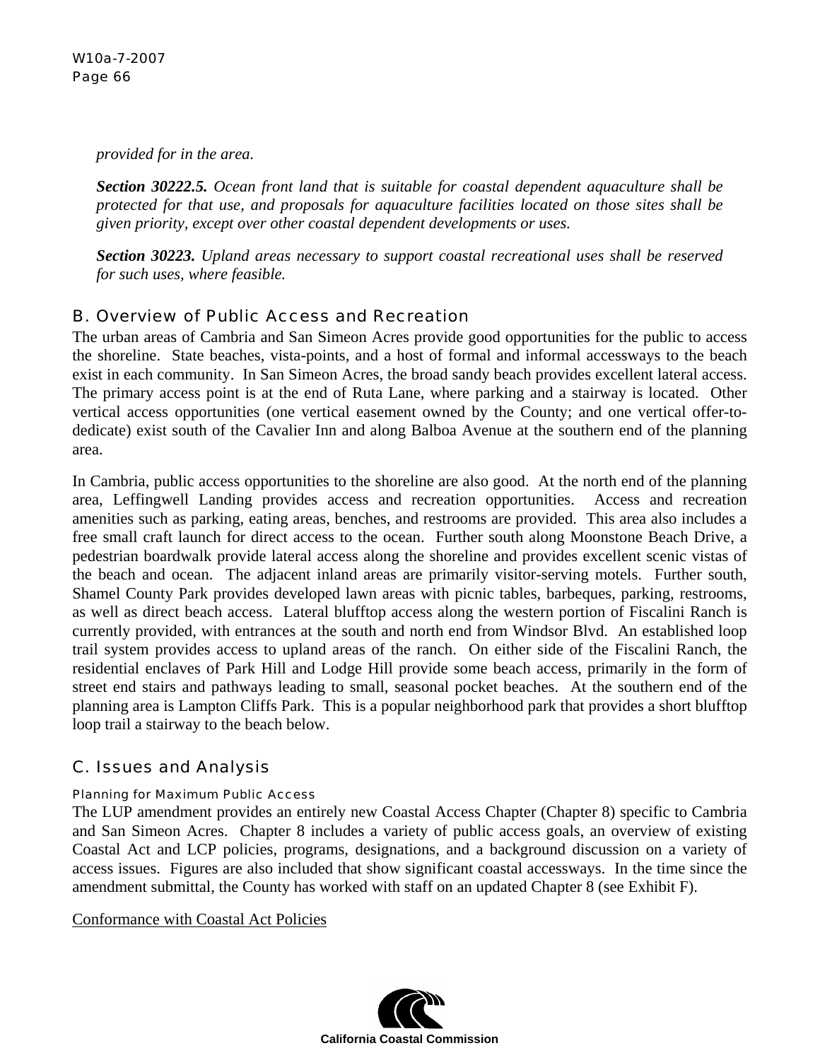*provided for in the area.*

***Section 30222.5.*** *Ocean front land that is suitable for coastal dependent aquaculture shall be protected for that use, and proposals for aquaculture facilities located on those sites shall be given priority, except over other coastal dependent developments or uses.*

***Section 30223.*** *Upland areas necessary to support coastal recreational uses shall be reserved for such uses, where feasible.*

## B. Overview of Public Access and Recreation

The urban areas of Cambria and San Simeon Acres provide good opportunities for the public to access the shoreline. State beaches, vista-points, and a host of formal and informal accessways to the beach exist in each community. In San Simeon Acres, the broad sandy beach provides excellent lateral access. The primary access point is at the end of Ruta Lane, where parking and a stairway is located. Other vertical access opportunities (one vertical easement owned by the County; and one vertical offer-to-dedicate) exist south of the Cavalier Inn and along Balboa Avenue at the southern end of the planning area.

In Cambria, public access opportunities to the shoreline are also good. At the north end of the planning area, Leffingwell Landing provides access and recreation opportunities. Access and recreation amenities such as parking, eating areas, benches, and restrooms are provided. This area also includes a free small craft launch for direct access to the ocean. Further south along Moonstone Beach Drive, a pedestrian boardwalk provide lateral access along the shoreline and provides excellent scenic vistas of the beach and ocean. The adjacent inland areas are primarily visitor-serving motels. Further south, Shamel County Park provides developed lawn areas with picnic tables, barbeques, parking, restrooms, as well as direct beach access. Lateral blufftop access along the western portion of Fiscalini Ranch is currently provided, with entrances at the south and north end from Windsor Blvd. An established loop trail system provides access to upland areas of the ranch. On either side of the Fiscalini Ranch, the residential enclaves of Park Hill and Lodge Hill provide some beach access, primarily in the form of street end stairs and pathways leading to small, seasonal pocket beaches. At the southern end of the planning area is Lampton Cliffs Park. This is a popular neighborhood park that provides a short blufftop loop trail a stairway to the beach below.

## C. Issues and Analysis

### Planning for Maximum Public Access

The LUP amendment provides an entirely new Coastal Access Chapter (Chapter 8) specific to Cambria and San Simeon Acres. Chapter 8 includes a variety of public access goals, an overview of existing Coastal Act and LCP policies, programs, designations, and a background discussion on a variety of access issues. Figures are also included that show significant coastal accessways. In the time since the amendment submittal, the County has worked with staff on an updated Chapter 8 (see Exhibit F).

<u>Conformance with Coastal Act Policies</u>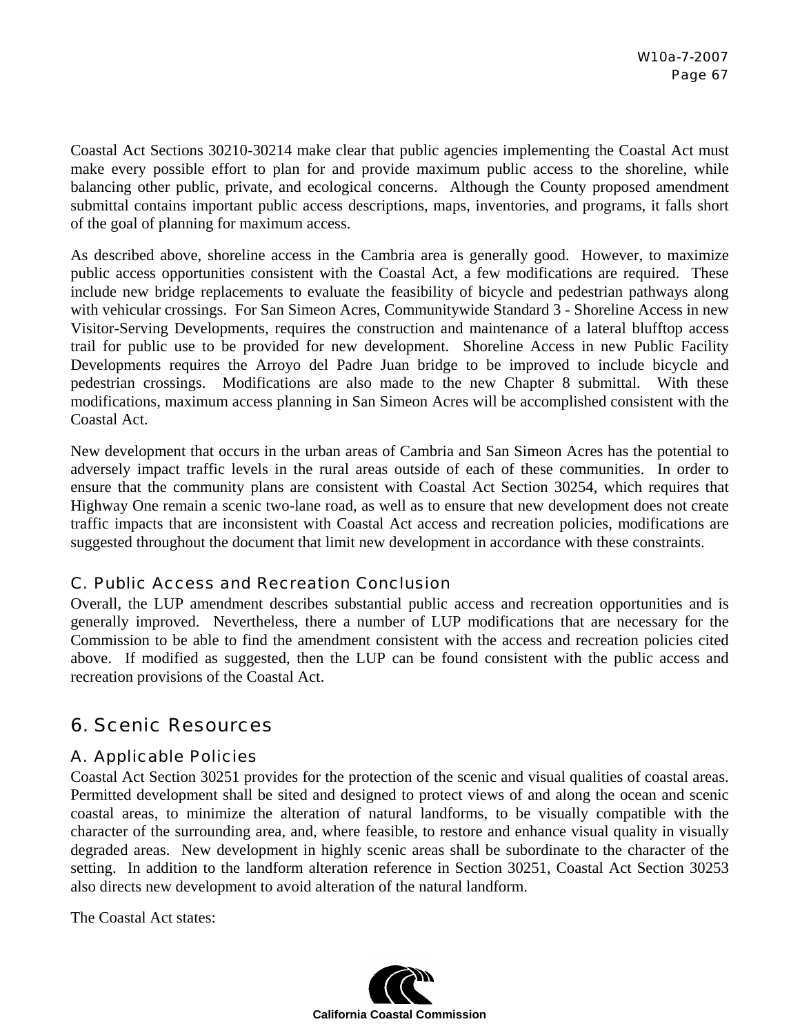Coastal Act Sections 30210-30214 make clear that public agencies implementing the Coastal Act must make every possible effort to plan for and provide maximum public access to the shoreline, while balancing other public, private, and ecological concerns. Although the County proposed amendment submittal contains important public access descriptions, maps, inventories, and programs, it falls short of the goal of planning for maximum access.

As described above, shoreline access in the Cambria area is generally good. However, to maximize public access opportunities consistent with the Coastal Act, a few modifications are required. These include new bridge replacements to evaluate the feasibility of bicycle and pedestrian pathways along with vehicular crossings. For San Simeon Acres, Communitywide Standard 3 - Shoreline Access in new Visitor-Serving Developments, requires the construction and maintenance of a lateral blufftop access trail for public use to be provided for new development. Shoreline Access in new Public Facility Developments requires the Arroyo del Padre Juan bridge to be improved to include bicycle and pedestrian crossings. Modifications are also made to the new Chapter 8 submittal. With these modifications, maximum access planning in San Simeon Acres will be accomplished consistent with the Coastal Act.

New development that occurs in the urban areas of Cambria and San Simeon Acres has the potential to adversely impact traffic levels in the rural areas outside of each of these communities. In order to ensure that the community plans are consistent with Coastal Act Section 30254, which requires that Highway One remain a scenic two-lane road, as well as to ensure that new development does not create traffic impacts that are inconsistent with Coastal Act access and recreation policies, modifications are suggested throughout the document that limit new development in accordance with these constraints.

### C. Public Access and Recreation Conclusion

Overall, the LUP amendment describes substantial public access and recreation opportunities and is generally improved. Nevertheless, there a number of LUP modifications that are necessary for the Commission to be able to find the amendment consistent with the access and recreation policies cited above. If modified as suggested, then the LUP can be found consistent with the public access and recreation provisions of the Coastal Act.

## 6. Scenic Resources

### A. Applicable Policies

Coastal Act Section 30251 provides for the protection of the scenic and visual qualities of coastal areas. Permitted development shall be sited and designed to protect views of and along the ocean and scenic coastal areas, to minimize the alteration of natural landforms, to be visually compatible with the character of the surrounding area, and, where feasible, to restore and enhance visual quality in visually degraded areas. New development in highly scenic areas shall be subordinate to the character of the setting. In addition to the landform alteration reference in Section 30251, Coastal Act Section 30253 also directs new development to avoid alteration of the natural landform.

The Coastal Act states: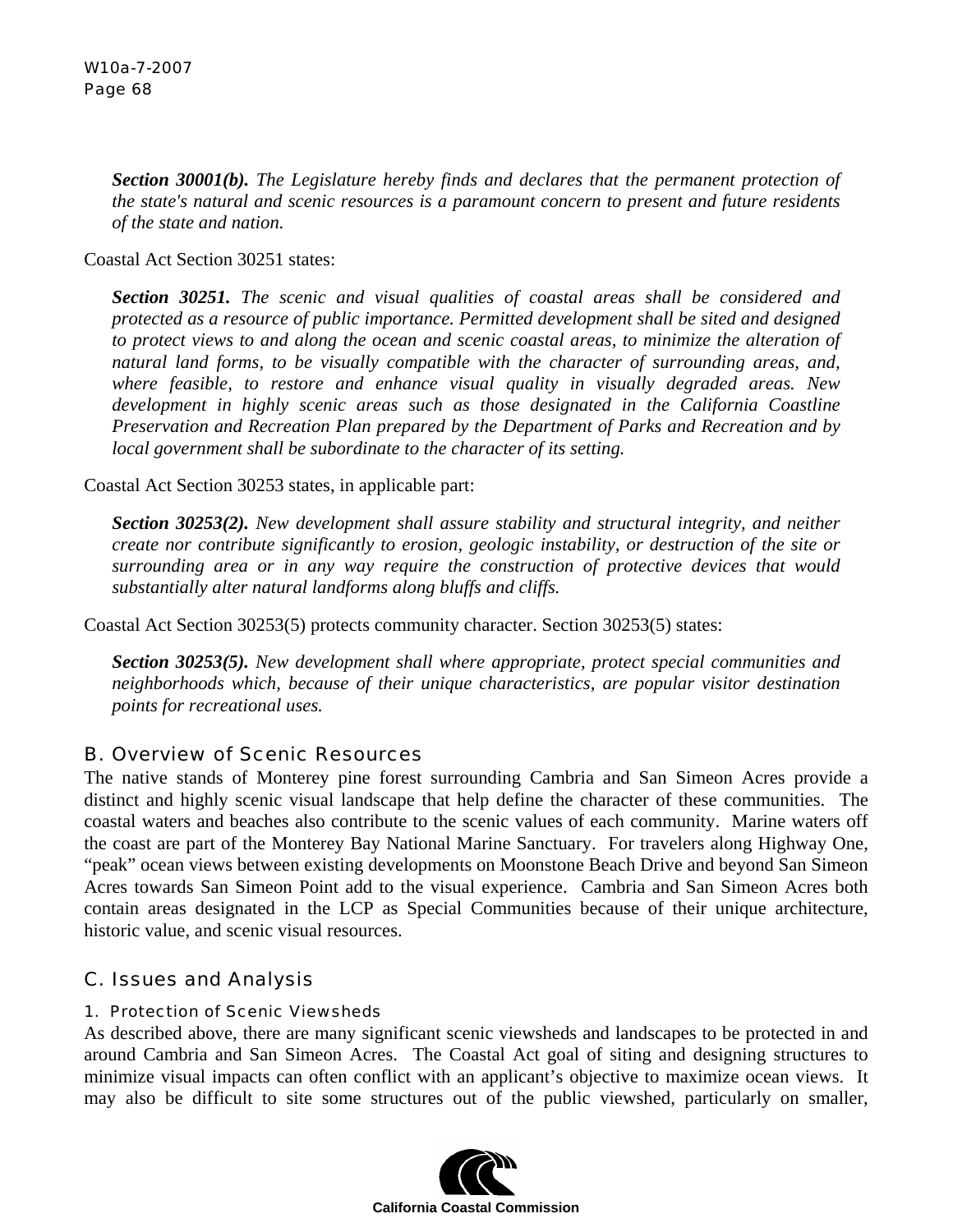***Section 30001(b).*** *The Legislature hereby finds and declares that the permanent protection of the state's natural and scenic resources is a paramount concern to present and future residents of the state and nation.*

Coastal Act Section 30251 states:

***Section 30251.*** *The scenic and visual qualities of coastal areas shall be considered and protected as a resource of public importance. Permitted development shall be sited and designed to protect views to and along the ocean and scenic coastal areas, to minimize the alteration of natural land forms, to be visually compatible with the character of surrounding areas, and, where feasible, to restore and enhance visual quality in visually degraded areas. New development in highly scenic areas such as those designated in the California Coastline Preservation and Recreation Plan prepared by the Department of Parks and Recreation and by local government shall be subordinate to the character of its setting.*

Coastal Act Section 30253 states, in applicable part:

***Section 30253(2).*** *New development shall assure stability and structural integrity, and neither create nor contribute significantly to erosion, geologic instability, or destruction of the site or surrounding area or in any way require the construction of protective devices that would substantially alter natural landforms along bluffs and cliffs.*

Coastal Act Section 30253(5) protects community character. Section 30253(5) states:

***Section 30253(5).*** *New development shall where appropriate, protect special communities and neighborhoods which, because of their unique characteristics, are popular visitor destination points for recreational uses.*

## B. Overview of Scenic Resources

The native stands of Monterey pine forest surrounding Cambria and San Simeon Acres provide a distinct and highly scenic visual landscape that help define the character of these communities. The coastal waters and beaches also contribute to the scenic values of each community. Marine waters off the coast are part of the Monterey Bay National Marine Sanctuary. For travelers along Highway One, "peak" ocean views between existing developments on Moonstone Beach Drive and beyond San Simeon Acres towards San Simeon Point add to the visual experience. Cambria and San Simeon Acres both contain areas designated in the LCP as Special Communities because of their unique architecture, historic value, and scenic visual resources.

## C. Issues and Analysis

### 1. Protection of Scenic Viewsheds

As described above, there are many significant scenic viewsheds and landscapes to be protected in and around Cambria and San Simeon Acres. The Coastal Act goal of siting and designing structures to minimize visual impacts can often conflict with an applicant's objective to maximize ocean views. It may also be difficult to site some structures out of the public viewshed, particularly on smaller,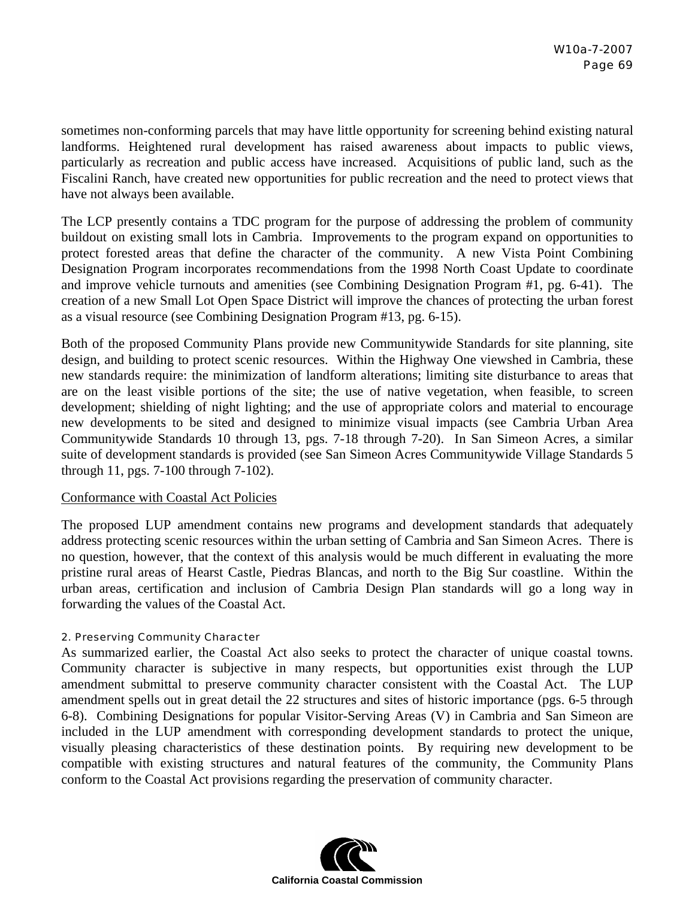sometimes non-conforming parcels that may have little opportunity for screening behind existing natural landforms. Heightened rural development has raised awareness about impacts to public views, particularly as recreation and public access have increased. Acquisitions of public land, such as the Fiscalini Ranch, have created new opportunities for public recreation and the need to protect views that have not always been available.

The LCP presently contains a TDC program for the purpose of addressing the problem of community buildout on existing small lots in Cambria. Improvements to the program expand on opportunities to protect forested areas that define the character of the community. A new Vista Point Combining Designation Program incorporates recommendations from the 1998 North Coast Update to coordinate and improve vehicle turnouts and amenities (see Combining Designation Program #1, pg. 6-41). The creation of a new Small Lot Open Space District will improve the chances of protecting the urban forest as a visual resource (see Combining Designation Program #13, pg. 6-15).

Both of the proposed Community Plans provide new Communitywide Standards for site planning, site design, and building to protect scenic resources. Within the Highway One viewshed in Cambria, these new standards require: the minimization of landform alterations; limiting site disturbance to areas that are on the least visible portions of the site; the use of native vegetation, when feasible, to screen development; shielding of night lighting; and the use of appropriate colors and material to encourage new developments to be sited and designed to minimize visual impacts (see Cambria Urban Area Communitywide Standards 10 through 13, pgs. 7-18 through 7-20). In San Simeon Acres, a similar suite of development standards is provided (see San Simeon Acres Communitywide Village Standards 5 through 11, pgs. 7-100 through 7-102).

<u>Conformance with Coastal Act Policies</u>

The proposed LUP amendment contains new programs and development standards that adequately address protecting scenic resources within the urban setting of Cambria and San Simeon Acres. There is no question, however, that the context of this analysis would be much different in evaluating the more pristine rural areas of Hearst Castle, Piedras Blancas, and north to the Big Sur coastline. Within the urban areas, certification and inclusion of Cambria Design Plan standards will go a long way in forwarding the values of the Coastal Act.

### 2. Preserving Community Character

As summarized earlier, the Coastal Act also seeks to protect the character of unique coastal towns. Community character is subjective in many respects, but opportunities exist through the LUP amendment submittal to preserve community character consistent with the Coastal Act. The LUP amendment spells out in great detail the 22 structures and sites of historic importance (pgs. 6-5 through 6-8). Combining Designations for popular Visitor-Serving Areas (V) in Cambria and San Simeon are included in the LUP amendment with corresponding development standards to protect the unique, visually pleasing characteristics of these destination points. By requiring new development to be compatible with existing structures and natural features of the community, the Community Plans conform to the Coastal Act provisions regarding the preservation of community character.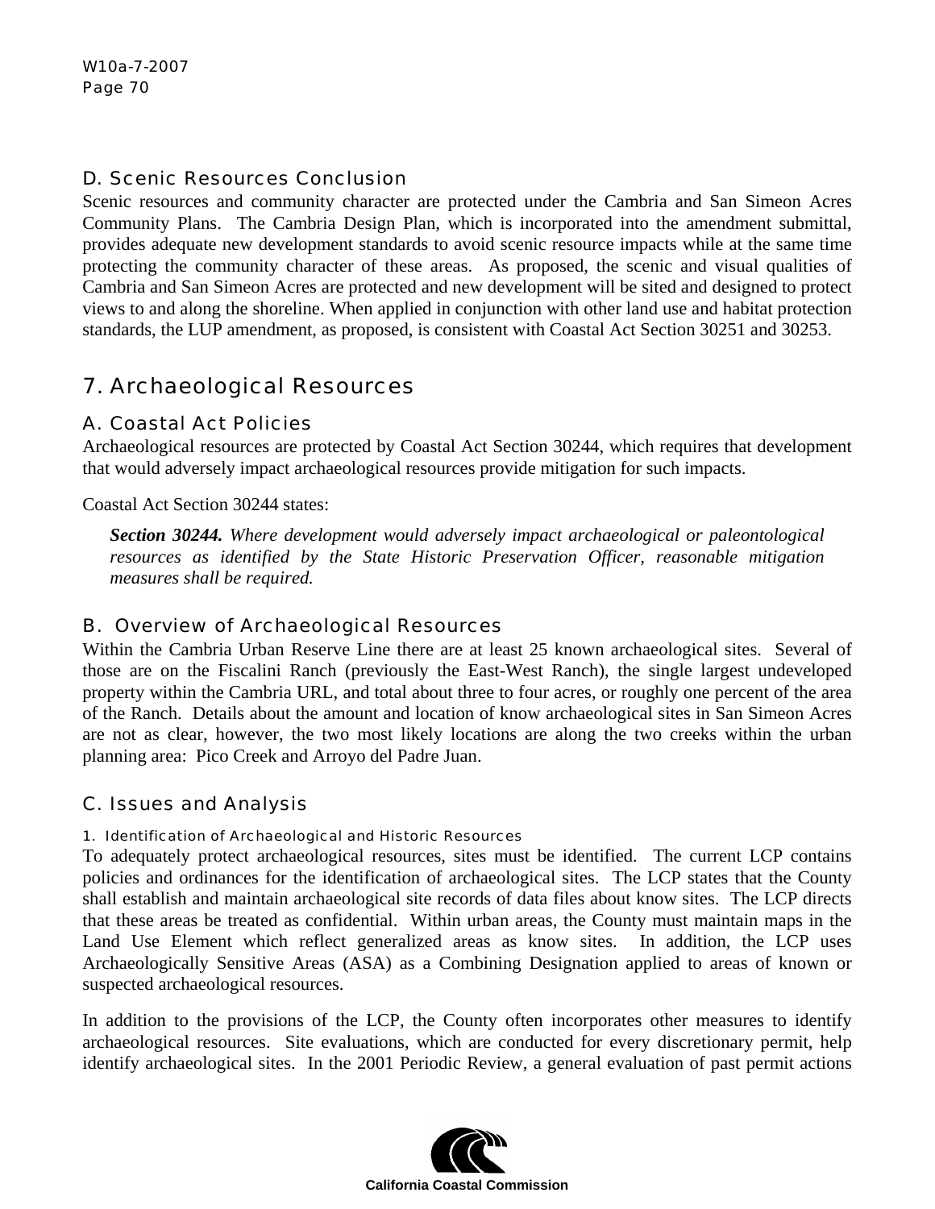### D. Scenic Resources Conclusion

Scenic resources and community character are protected under the Cambria and San Simeon Acres Community Plans. The Cambria Design Plan, which is incorporated into the amendment submittal, provides adequate new development standards to avoid scenic resource impacts while at the same time protecting the community character of these areas. As proposed, the scenic and visual qualities of Cambria and San Simeon Acres are protected and new development will be sited and designed to protect views to and along the shoreline. When applied in conjunction with other land use and habitat protection standards, the LUP amendment, as proposed, is consistent with Coastal Act Section 30251 and 30253.

## 7. Archaeological Resources

### A. Coastal Act Policies

Archaeological resources are protected by Coastal Act Section 30244, which requires that development that would adversely impact archaeological resources provide mitigation for such impacts.

Coastal Act Section 30244 states:

> ***Section 30244.*** *Where development would adversely impact archaeological or paleontological resources as identified by the State Historic Preservation Officer, reasonable mitigation measures shall be required.*

### B. Overview of Archaeological Resources

Within the Cambria Urban Reserve Line there are at least 25 known archaeological sites. Several of those are on the Fiscalini Ranch (previously the East-West Ranch), the single largest undeveloped property within the Cambria URL, and total about three to four acres, or roughly one percent of the area of the Ranch. Details about the amount and location of know archaeological sites in San Simeon Acres are not as clear, however, the two most likely locations are along the two creeks within the urban planning area: Pico Creek and Arroyo del Padre Juan.

### C. Issues and Analysis

#### 1. Identification of Archaeological and Historic Resources

To adequately protect archaeological resources, sites must be identified. The current LCP contains policies and ordinances for the identification of archaeological sites. The LCP states that the County shall establish and maintain archaeological site records of data files about know sites. The LCP directs that these areas be treated as confidential. Within urban areas, the County must maintain maps in the Land Use Element which reflect generalized areas as know sites. In addition, the LCP uses Archaeologically Sensitive Areas (ASA) as a Combining Designation applied to areas of known or suspected archaeological resources.

In addition to the provisions of the LCP, the County often incorporates other measures to identify archaeological resources. Site evaluations, which are conducted for every discretionary permit, help identify archaeological sites. In the 2001 Periodic Review, a general evaluation of past permit actions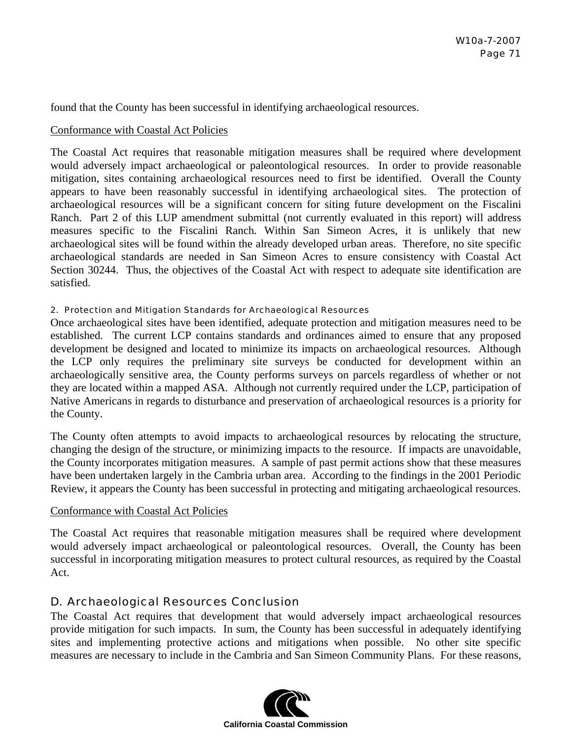found that the County has been successful in identifying archaeological resources.

Conformance with Coastal Act Policies

The Coastal Act requires that reasonable mitigation measures shall be required where development would adversely impact archaeological or paleontological resources. In order to provide reasonable mitigation, sites containing archaeological resources need to first be identified. Overall the County appears to have been reasonably successful in identifying archaeological sites. The protection of archaeological resources will be a significant concern for siting future development on the Fiscalini Ranch. Part 2 of this LUP amendment submittal (not currently evaluated in this report) will address measures specific to the Fiscalini Ranch. Within San Simeon Acres, it is unlikely that new archaeological sites will be found within the already developed urban areas. Therefore, no site specific archaeological standards are needed in San Simeon Acres to ensure consistency with Coastal Act Section 30244. Thus, the objectives of the Coastal Act with respect to adequate site identification are satisfied.

#### 2. Protection and Mitigation Standards for Archaeological Resources

Once archaeological sites have been identified, adequate protection and mitigation measures need to be established. The current LCP contains standards and ordinances aimed to ensure that any proposed development be designed and located to minimize its impacts on archaeological resources. Although the LCP only requires the preliminary site surveys be conducted for development within an archaeologically sensitive area, the County performs surveys on parcels regardless of whether or not they are located within a mapped ASA. Although not currently required under the LCP, participation of Native Americans in regards to disturbance and preservation of archaeological resources is a priority for the County.

The County often attempts to avoid impacts to archaeological resources by relocating the structure, changing the design of the structure, or minimizing impacts to the resource. If impacts are unavoidable, the County incorporates mitigation measures. A sample of past permit actions show that these measures have been undertaken largely in the Cambria urban area. According to the findings in the 2001 Periodic Review, it appears the County has been successful in protecting and mitigating archaeological resources.

Conformance with Coastal Act Policies

The Coastal Act requires that reasonable mitigation measures shall be required where development would adversely impact archaeological or paleontological resources. Overall, the County has been successful in incorporating mitigation measures to protect cultural resources, as required by the Coastal Act.

### D. Archaeological Resources Conclusion

The Coastal Act requires that development that would adversely impact archaeological resources provide mitigation for such impacts. In sum, the County has been successful in adequately identifying sites and implementing protective actions and mitigations when possible. No other site specific measures are necessary to include in the Cambria and San Simeon Community Plans. For these reasons,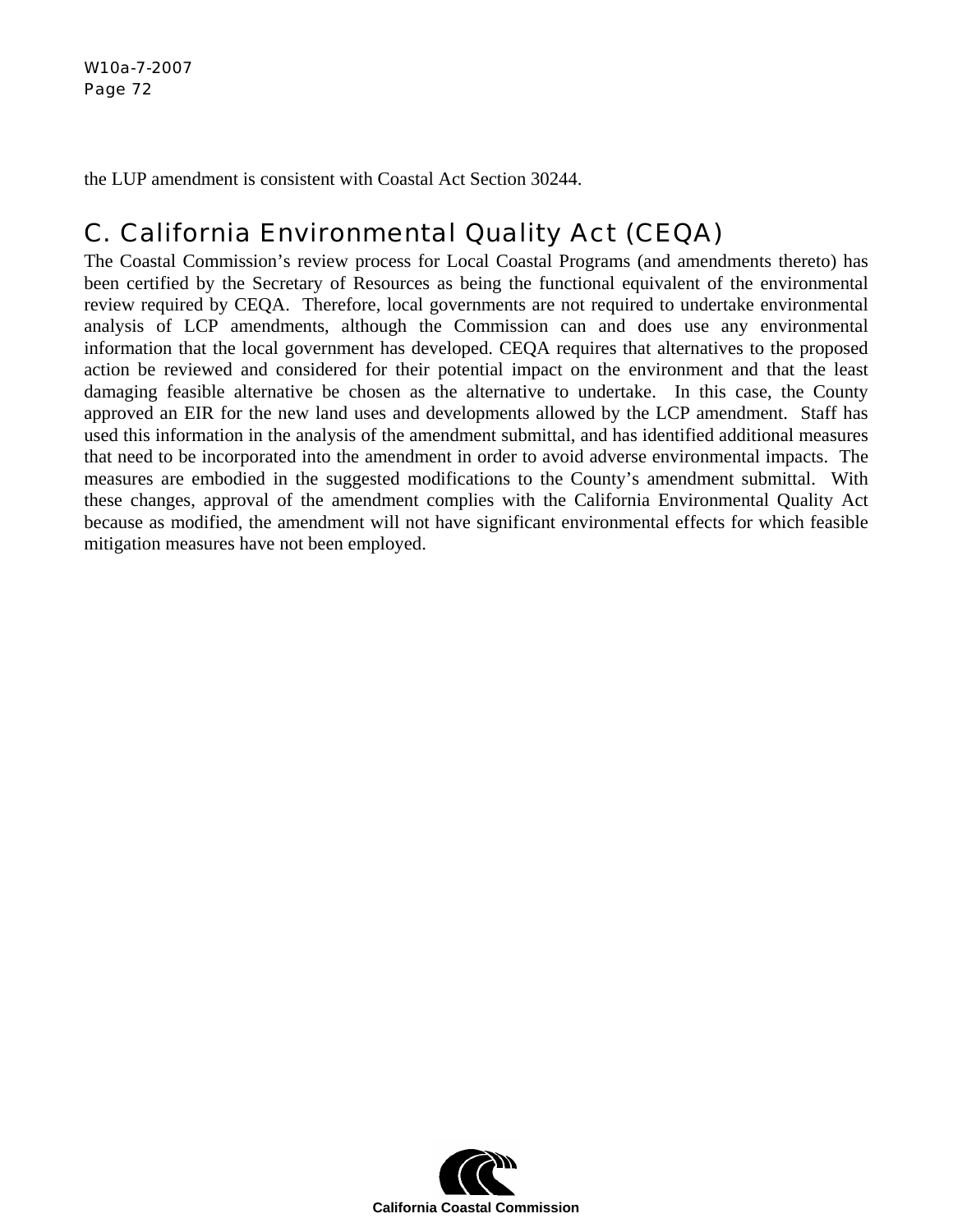the LUP amendment is consistent with Coastal Act Section 30244.

## C. California Environmental Quality Act (CEQA)

The Coastal Commission's review process for Local Coastal Programs (and amendments thereto) has been certified by the Secretary of Resources as being the functional equivalent of the environmental review required by CEQA. Therefore, local governments are not required to undertake environmental analysis of LCP amendments, although the Commission can and does use any environmental information that the local government has developed. CEQA requires that alternatives to the proposed action be reviewed and considered for their potential impact on the environment and that the least damaging feasible alternative be chosen as the alternative to undertake. In this case, the County approved an EIR for the new land uses and developments allowed by the LCP amendment. Staff has used this information in the analysis of the amendment submittal, and has identified additional measures that need to be incorporated into the amendment in order to avoid adverse environmental impacts. The measures are embodied in the suggested modifications to the County's amendment submittal. With these changes, approval of the amendment complies with the California Environmental Quality Act because as modified, the amendment will not have significant environmental effects for which feasible mitigation measures have not been employed.